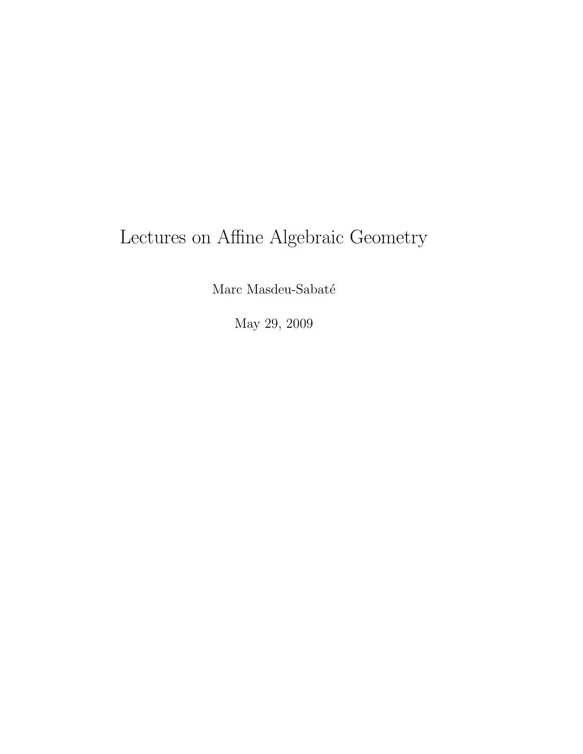# Lectures on Affine Algebraic Geometry

Marc Masdeu-Sabaté

May 29, 2009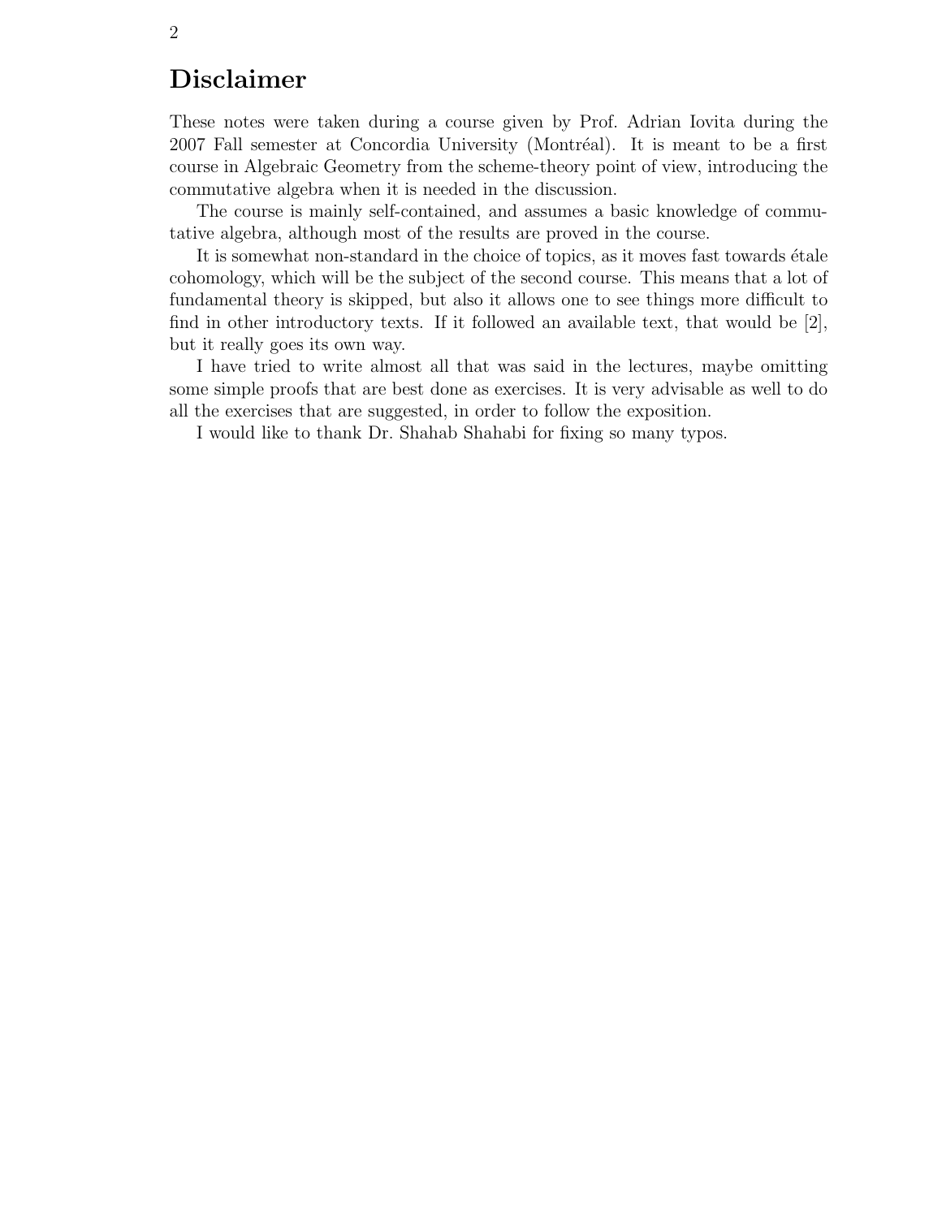# Disclaimer

These notes were taken during a course given by Prof. Adrian Iovita during the 2007 Fall semester at Concordia University (Montréal). It is meant to be a first course in Algebraic Geometry from the scheme-theory point of view, introducing the commutative algebra when it is needed in the discussion.

The course is mainly self-contained, and assumes a basic knowledge of commutative algebra, although most of the results are proved in the course.

It is somewhat non-standard in the choice of topics, as it moves fast towards étale cohomology, which will be the subject of the second course. This means that a lot of fundamental theory is skipped, but also it allows one to see things more difficult to find in other introductory texts. If it followed an available text, that would be [2], but it really goes its own way.

I have tried to write almost all that was said in the lectures, maybe omitting some simple proofs that are best done as exercises. It is very advisable as well to do all the exercises that are suggested, in order to follow the exposition.

I would like to thank Dr. Shahab Shahabi for fixing so many typos.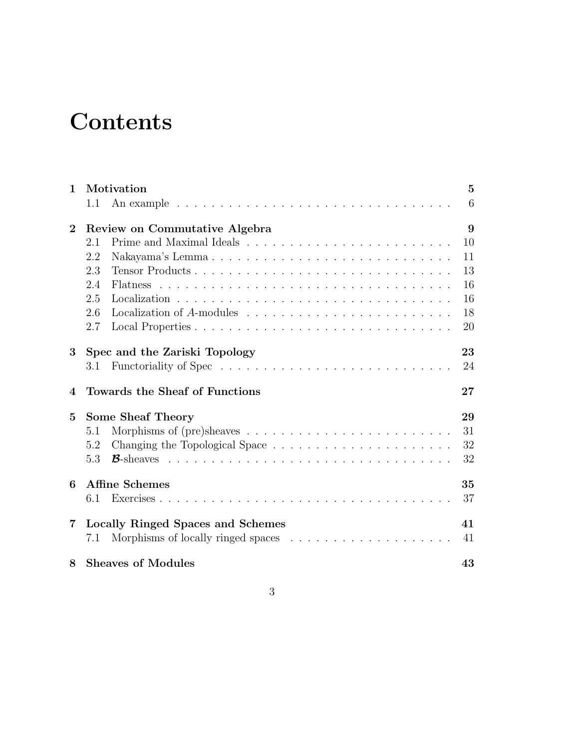# Contents

**1 Motivation** — **5**
- 1.1 An example — 6

**2 Review on Commutative Algebra** — **9**
- 2.1 Prime and Maximal Ideals — 10
- 2.2 Nakayama's Lemma — 11
- 2.3 Tensor Products — 13
- 2.4 Flatness — 16
- 2.5 Localization — 16
- 2.6 Localization of $A$-modules — 18
- 2.7 Local Properties — 20

**3 Spec and the Zariski Topology** — **23**
- 3.1 Functoriality of Spec — 24

**4 Towards the Sheaf of Functions** — **27**

**5 Some Sheaf Theory** — **29**
- 5.1 Morphisms of (pre)sheaves — 31
- 5.2 Changing the Topological Space — 32
- 5.3 $\boldsymbol{\mathcal{B}}$-sheaves — 32

**6 Affine Schemes** — **35**
- 6.1 Exercises — 37

**7 Locally Ringed Spaces and Schemes** — **41**
- 7.1 Morphisms of locally ringed spaces — 41

**8 Sheaves of Modules** — **43**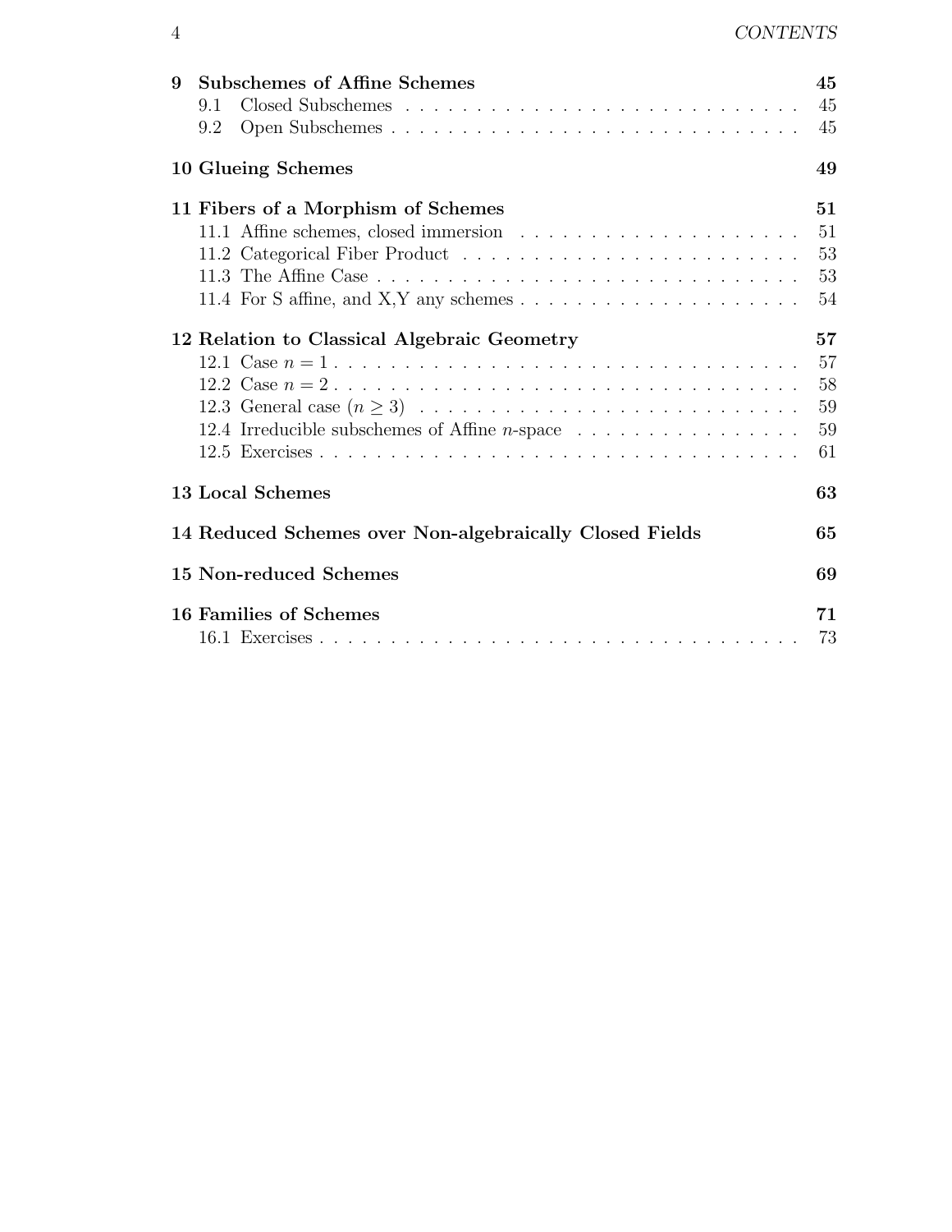**9 Subschemes of Affine Schemes** — 45

- 9.1 Closed Subschemes — 45
- 9.2 Open Subschemes — 45

**10 Glueing Schemes** — 49

**11 Fibers of a Morphism of Schemes** — 51

- 11.1 Affine schemes, closed immersion — 51
- 11.2 Categorical Fiber Product — 53
- 11.3 The Affine Case — 53
- 11.4 For S affine, and X,Y any schemes — 54

**12 Relation to Classical Algebraic Geometry** — 57

- 12.1 Case $n = 1$ — 57
- 12.2 Case $n = 2$ — 58
- 12.3 General case ($n \geq 3$) — 59
- 12.4 Irreducible subschemes of Affine $n$-space — 59
- 12.5 Exercises — 61

**13 Local Schemes** — 63

**14 Reduced Schemes over Non-algebraically Closed Fields** — 65

**15 Non-reduced Schemes** — 69

**16 Families of Schemes** — 71

- 16.1 Exercises — 73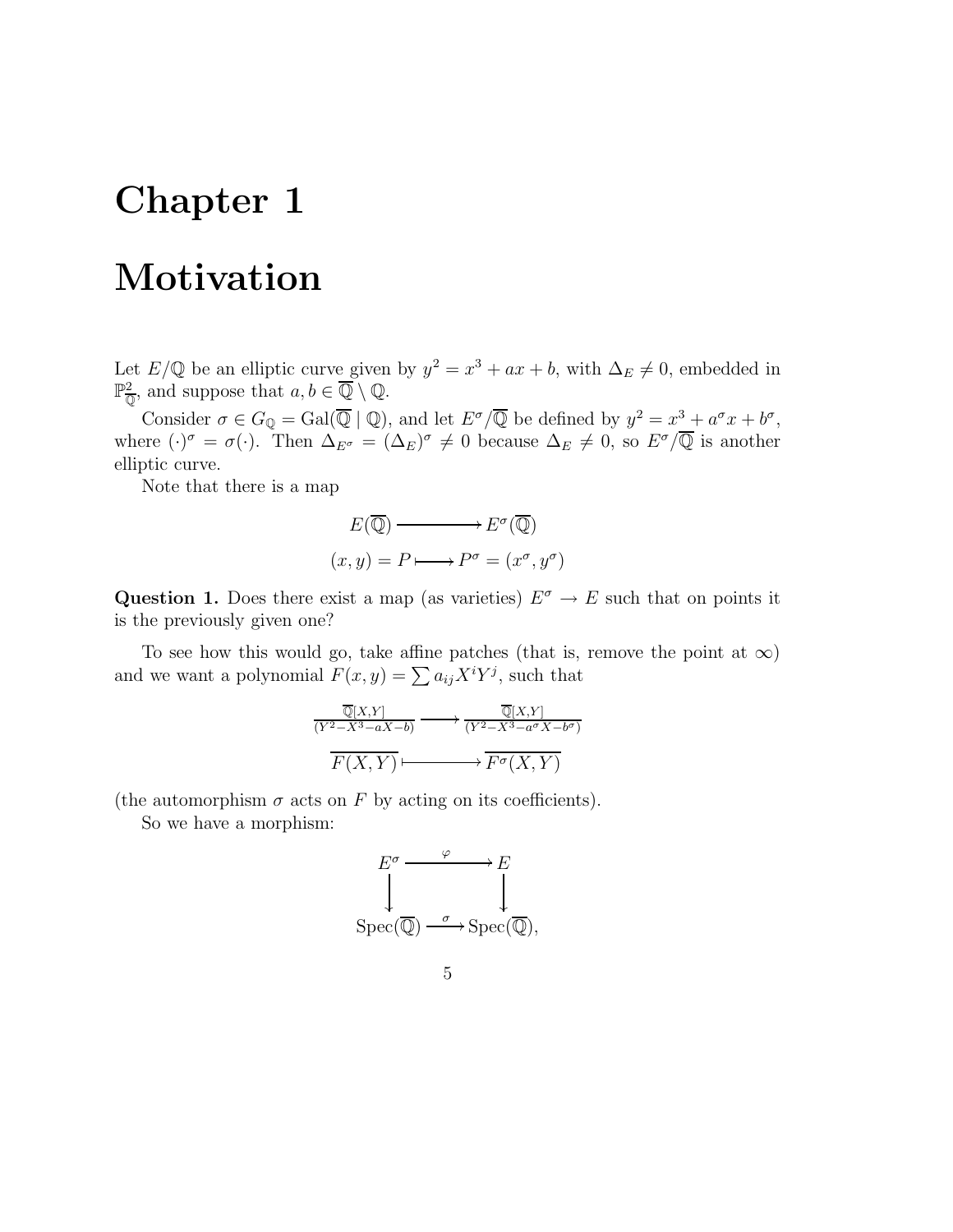# Chapter 1

# Motivation

Let $E/\mathbb{Q}$ be an elliptic curve given by $y^2 = x^3 + ax + b$, with $\Delta_E \neq 0$, embedded in $\mathbb{P}^2_{\overline{\mathbb{Q}}}$, and suppose that $a, b \in \overline{\mathbb{Q}} \setminus \mathbb{Q}$.

Consider $\sigma \in G_{\mathbb{Q}} = \mathrm{Gal}(\overline{\mathbb{Q}} \mid \mathbb{Q})$, and let $E^\sigma/\overline{\mathbb{Q}}$ be defined by $y^2 = x^3 + a^\sigma x + b^\sigma$, where $(\cdot)^\sigma = \sigma(\cdot)$. Then $\Delta_{E^\sigma} = (\Delta_E)^\sigma \neq 0$ because $\Delta_E \neq 0$, so $E^\sigma/\overline{\mathbb{Q}}$ is another elliptic curve.

Note that there is a map

$$\begin{aligned} E(\overline{\mathbb{Q}}) &\longrightarrow E^\sigma(\overline{\mathbb{Q}}) \\ (x, y) = P &\longmapsto P^\sigma = (x^\sigma, y^\sigma) \end{aligned}$$

**Question 1.** Does there exist a map (as varieties) $E^\sigma \to E$ such that on points it is the previously given one?

To see how this would go, take affine patches (that is, remove the point at $\infty$) and we want a polynomial $F(x, y) = \sum a_{ij} X^i Y^j$, such that

$$\begin{aligned} \frac{\overline{\mathbb{Q}}[X,Y]}{(Y^2 - X^3 - aX - b)} &\longrightarrow \frac{\overline{\mathbb{Q}}[X,Y]}{(Y^2 - X^3 - a^\sigma X - b^\sigma)} \\ \overline{F(X,Y)} &\longmapsto \overline{F^\sigma(X,Y)} \end{aligned}$$

(the automorphism $\sigma$ acts on $F$ by acting on its coefficients).

So we have a morphism:

$$\begin{array}{ccc} E^\sigma & \xrightarrow{\ \varphi\ } & E \\ \downarrow & & \downarrow \\ \mathrm{Spec}(\overline{\mathbb{Q}}) & \xrightarrow{\ \sigma\ } & \mathrm{Spec}(\overline{\mathbb{Q}}), \end{array}$$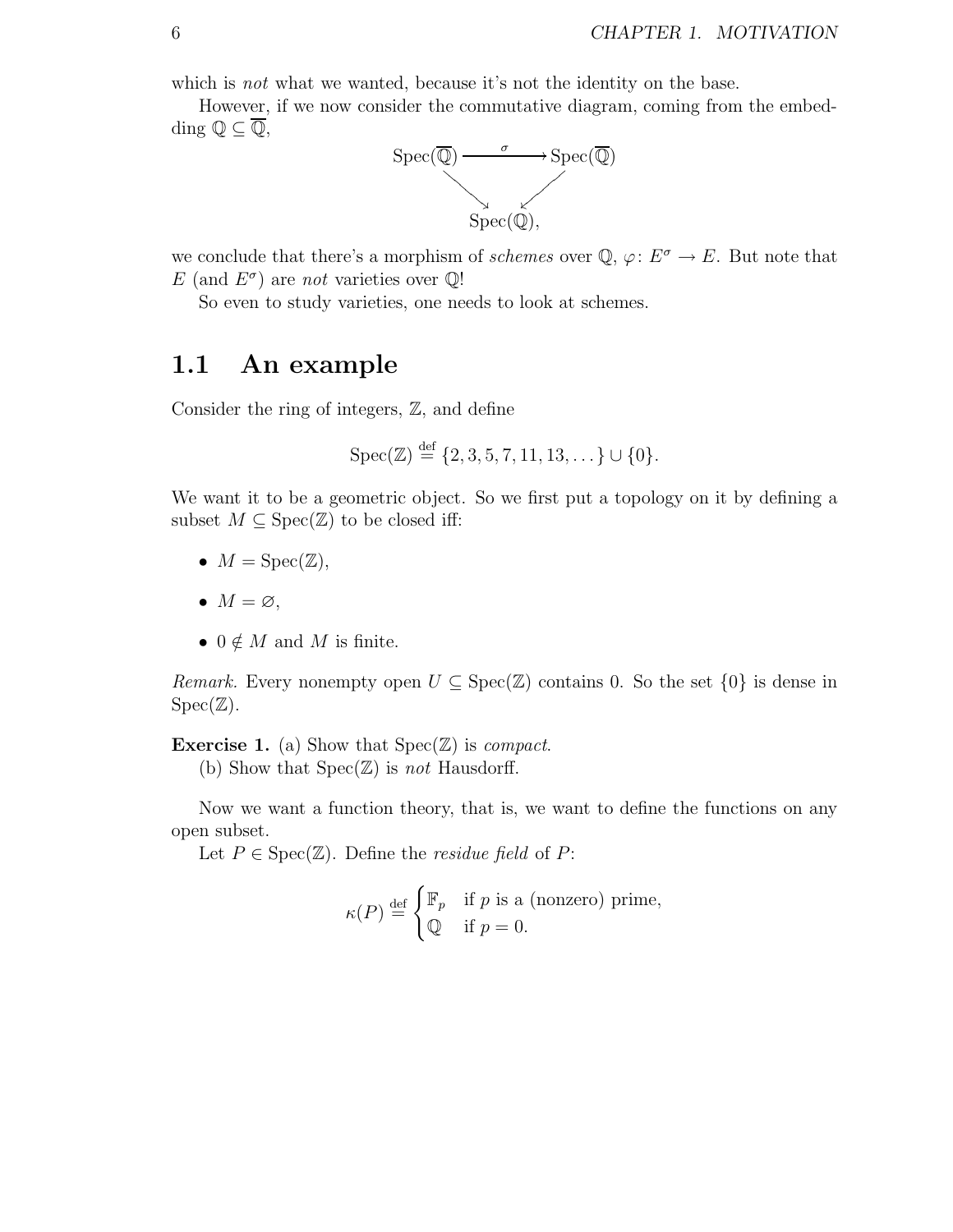which is *not* what we wanted, because it's not the identity on the base.

However, if we now consider the commutative diagram, coming from the embedding $\mathbb{Q} \subseteq \overline{\mathbb{Q}}$,

$$\begin{array}{ccc} \mathrm{Spec}(\overline{\mathbb{Q}}) & \xrightarrow{\sigma} & \mathrm{Spec}(\overline{\mathbb{Q}}) \\ & \searrow \quad \swarrow & \\ & \mathrm{Spec}(\mathbb{Q}), & \end{array}$$

we conclude that there's a morphism of *schemes* over $\mathbb{Q}$, $\varphi\colon E^\sigma \to E$. But note that $E$ (and $E^\sigma$) are *not* varieties over $\mathbb{Q}$!

So even to study varieties, one needs to look at schemes.

## 1.1 An example

Consider the ring of integers, $\mathbb{Z}$, and define

$$\mathrm{Spec}(\mathbb{Z}) \stackrel{\text{def}}{=} \{2, 3, 5, 7, 11, 13, \dots\} \cup \{0\}.$$

We want it to be a geometric object. So we first put a topology on it by defining a subset $M \subseteq \mathrm{Spec}(\mathbb{Z})$ to be closed iff:

- $M = \mathrm{Spec}(\mathbb{Z})$,
- $M = \varnothing$,
- $0 \notin M$ and $M$ is finite.

*Remark.* Every nonempty open $U \subseteq \mathrm{Spec}(\mathbb{Z})$ contains 0. So the set $\{0\}$ is dense in $\mathrm{Spec}(\mathbb{Z})$.

**Exercise 1.** (a) Show that $\mathrm{Spec}(\mathbb{Z})$ is *compact*.

(b) Show that $\mathrm{Spec}(\mathbb{Z})$ is *not* Hausdorff.

Now we want a function theory, that is, we want to define the functions on any open subset.

Let $P \in \mathrm{Spec}(\mathbb{Z})$. Define the *residue field* of $P$:

$$\kappa(P) \stackrel{\text{def}}{=} \begin{cases} \mathbb{F}_p & \text{if } p \text{ is a (nonzero) prime,} \\ \mathbb{Q} & \text{if } p = 0. \end{cases}$$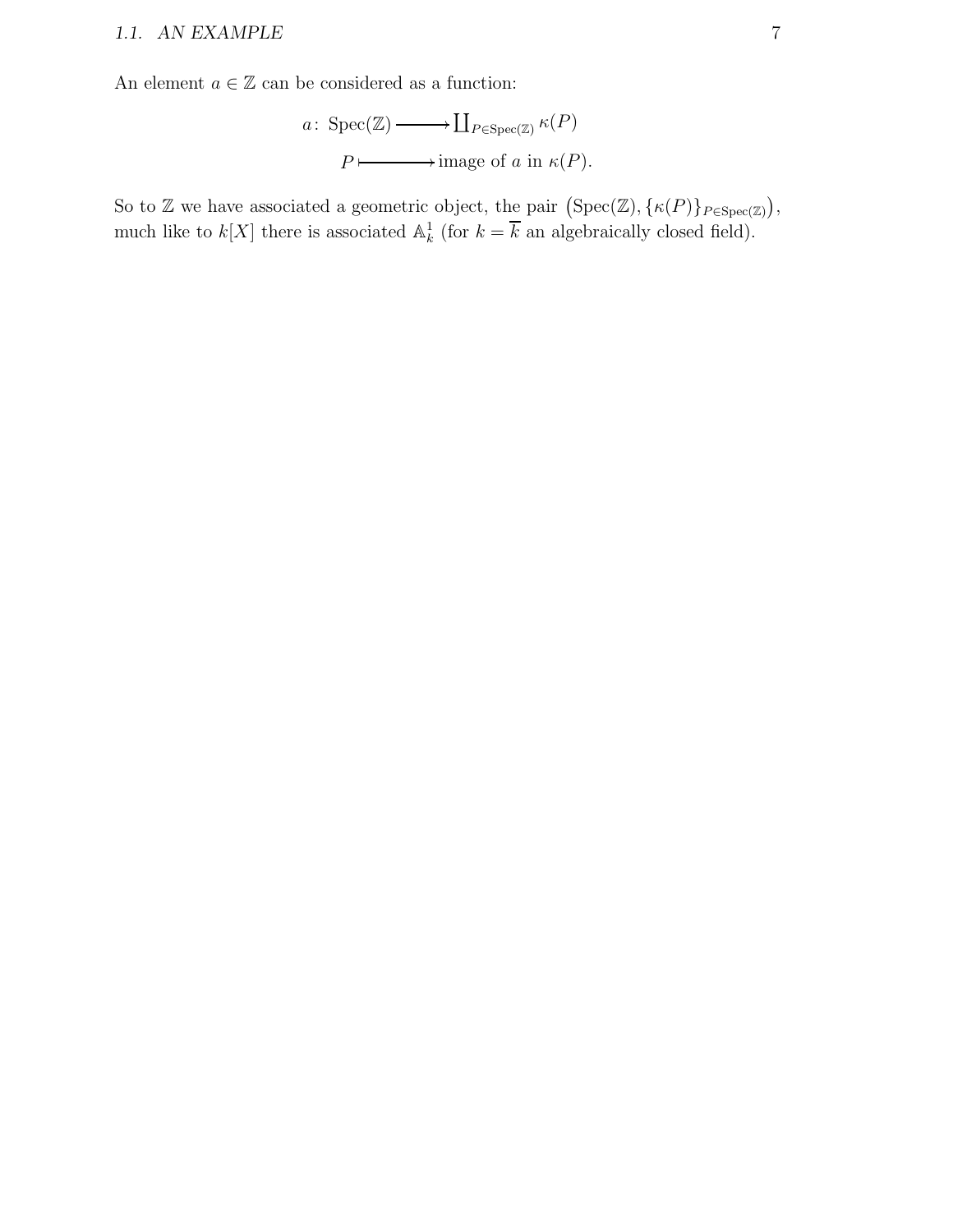An element $a \in \mathbb{Z}$ can be considered as a function:

$$
\begin{aligned}
a\colon \operatorname{Spec}(\mathbb{Z}) &\longrightarrow \textstyle\coprod_{P \in \operatorname{Spec}(\mathbb{Z})} \kappa(P) \\
P &\longmapsto \text{image of } a \text{ in } \kappa(P).
\end{aligned}
$$

So to $\mathbb{Z}$ we have associated a geometric object, the pair $\big(\operatorname{Spec}(\mathbb{Z}), \{\kappa(P)\}_{P \in \operatorname{Spec}(\mathbb{Z})}\big)$, much like to $k[X]$ there is associated $\mathbb{A}^1_k$ (for $k = \overline{k}$ an algebraically closed field).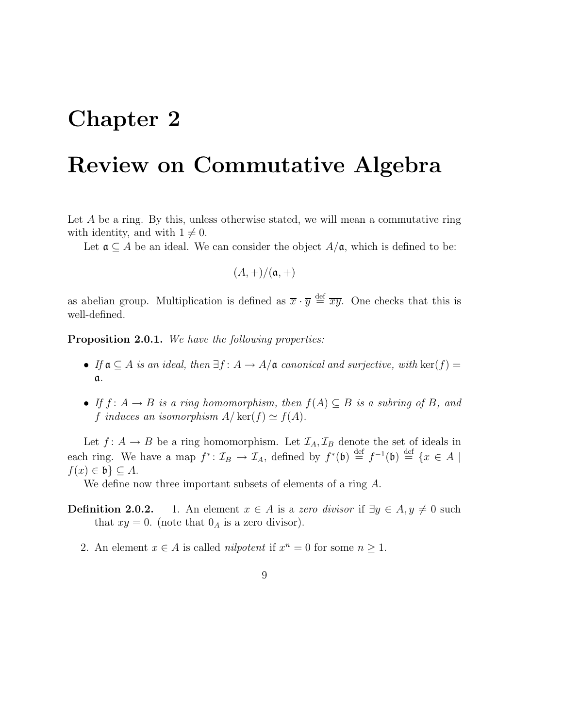# Chapter 2

# Review on Commutative Algebra

Let $A$ be a ring. By this, unless otherwise stated, we will mean a commutative ring with identity, and with $1 \neq 0$.

Let $\mathfrak{a} \subseteq A$ be an ideal. We can consider the object $A/\mathfrak{a}$, which is defined to be:

$$(A, +)/(\mathfrak{a}, +)$$

as abelian group. Multiplication is defined as $\overline{x} \cdot \overline{y} \stackrel{\text{def}}{=} \overline{xy}$. One checks that this is well-defined.

**Proposition 2.0.1.** *We have the following properties:*

- *If $\mathfrak{a} \subseteq A$ is an ideal, then $\exists f \colon A \to A/\mathfrak{a}$ canonical and surjective, with* $\ker(f) = \mathfrak{a}$.
- *If $f \colon A \to B$ is a ring homomorphism, then $f(A) \subseteq B$ is a subring of $B$, and $f$ induces an isomorphism $A/\ker(f) \simeq f(A)$.*

Let $f \colon A \to B$ be a ring homomorphism. Let $\mathcal{I}_A, \mathcal{I}_B$ denote the set of ideals in each ring. We have a map $f^* \colon \mathcal{I}_B \to \mathcal{I}_A$, defined by $f^*(\mathfrak{b}) \stackrel{\text{def}}{=} f^{-1}(\mathfrak{b}) \stackrel{\text{def}}{=} \{x \in A \mid f(x) \in \mathfrak{b}\} \subseteq A$.

We define now three important subsets of elements of a ring $A$.

**Definition 2.0.2.**

1. An element $x \in A$ is a *zero divisor* if $\exists y \in A, y \neq 0$ such that $xy = 0$. (note that $0_A$ is a zero divisor).
2. An element $x \in A$ is called *nilpotent* if $x^n = 0$ for some $n \geq 1$.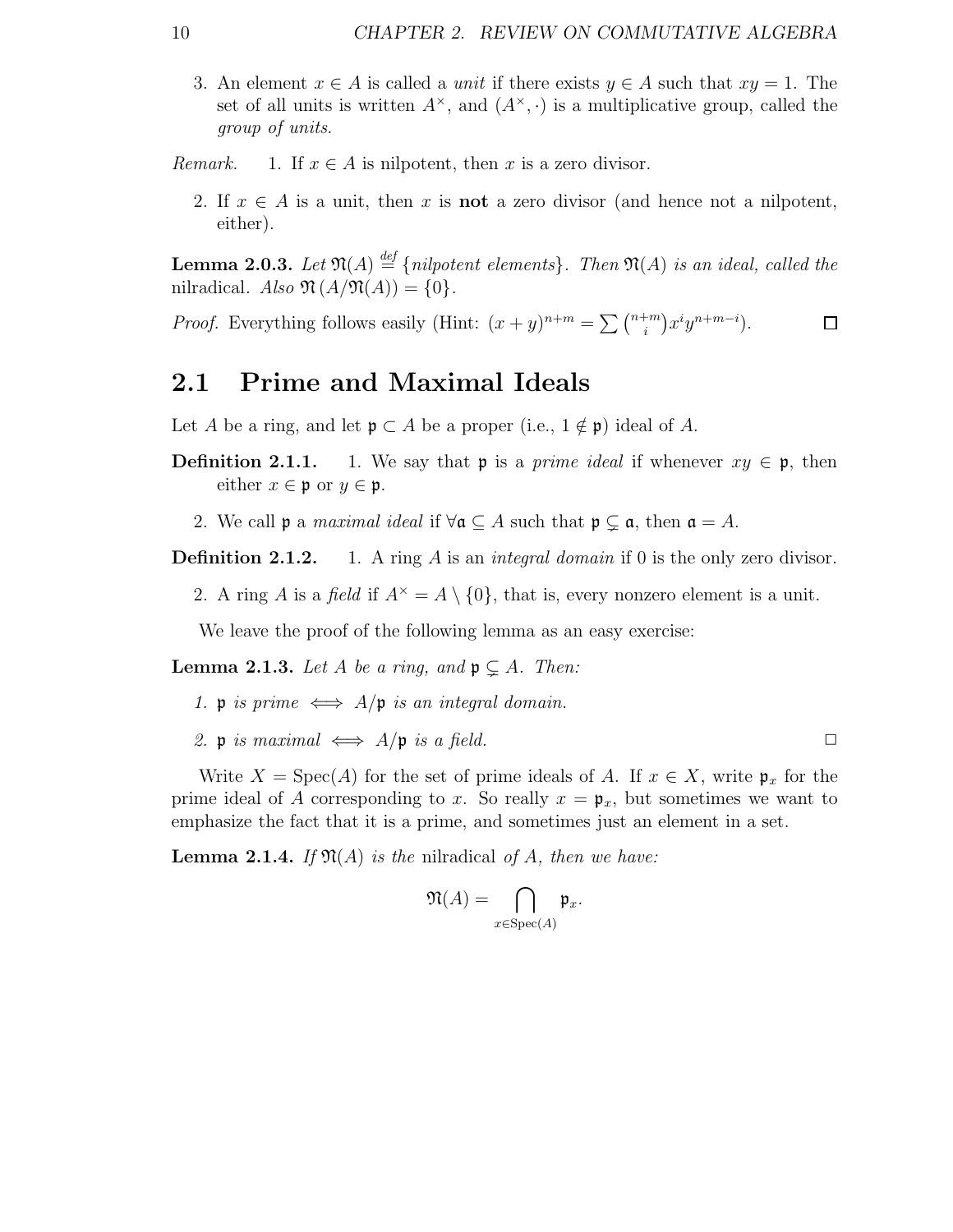3. An element $x \in A$ is called a *unit* if there exists $y \in A$ such that $xy = 1$. The set of all units is written $A^\times$, and $(A^\times, \cdot)$ is a multiplicative group, called the *group of units*.

*Remark.*

1. If $x \in A$ is nilpotent, then $x$ is a zero divisor.
2. If $x \in A$ is a unit, then $x$ is **not** a zero divisor (and hence not a nilpotent, either).

**Lemma 2.0.3.** *Let $\mathfrak{N}(A) \overset{def}{=} \{$nilpotent elements$\}$. Then $\mathfrak{N}(A)$ is an ideal, called the* nilradical. *Also $\mathfrak{N}(A/\mathfrak{N}(A)) = \{0\}$.*

*Proof.* Everything follows easily (Hint: $(x+y)^{n+m} = \sum \binom{n+m}{i} x^i y^{n+m-i}$). ∎

## 2.1 Prime and Maximal Ideals

Let $A$ be a ring, and let $\mathfrak{p} \subset A$ be a proper (i.e., $1 \notin \mathfrak{p}$) ideal of $A$.

**Definition 2.1.1.**

1. We say that $\mathfrak{p}$ is a *prime ideal* if whenever $xy \in \mathfrak{p}$, then either $x \in \mathfrak{p}$ or $y \in \mathfrak{p}$.
2. We call $\mathfrak{p}$ a *maximal ideal* if $\forall \mathfrak{a} \subseteq A$ such that $\mathfrak{p} \subsetneq \mathfrak{a}$, then $\mathfrak{a} = A$.

**Definition 2.1.2.**

1. A ring $A$ is an *integral domain* if 0 is the only zero divisor.
2. A ring $A$ is a *field* if $A^\times = A \setminus \{0\}$, that is, every nonzero element is a unit.

We leave the proof of the following lemma as an easy exercise:

**Lemma 2.1.3.** *Let $A$ be a ring, and $\mathfrak{p} \subsetneq A$. Then:*

1. *$\mathfrak{p}$ is prime $\iff$ $A/\mathfrak{p}$ is an integral domain.*
2. *$\mathfrak{p}$ is maximal $\iff$ $A/\mathfrak{p}$ is a field.* □

Write $X = \mathrm{Spec}(A)$ for the set of prime ideals of $A$. If $x \in X$, write $\mathfrak{p}_x$ for the prime ideal of $A$ corresponding to $x$. So really $x = \mathfrak{p}_x$, but sometimes we want to emphasize the fact that it is a prime, and sometimes just an element in a set.

**Lemma 2.1.4.** *If $\mathfrak{N}(A)$ is the* nilradical *of $A$, then we have:*

$$\mathfrak{N}(A) = \bigcap_{x \in \mathrm{Spec}(A)} \mathfrak{p}_x.$$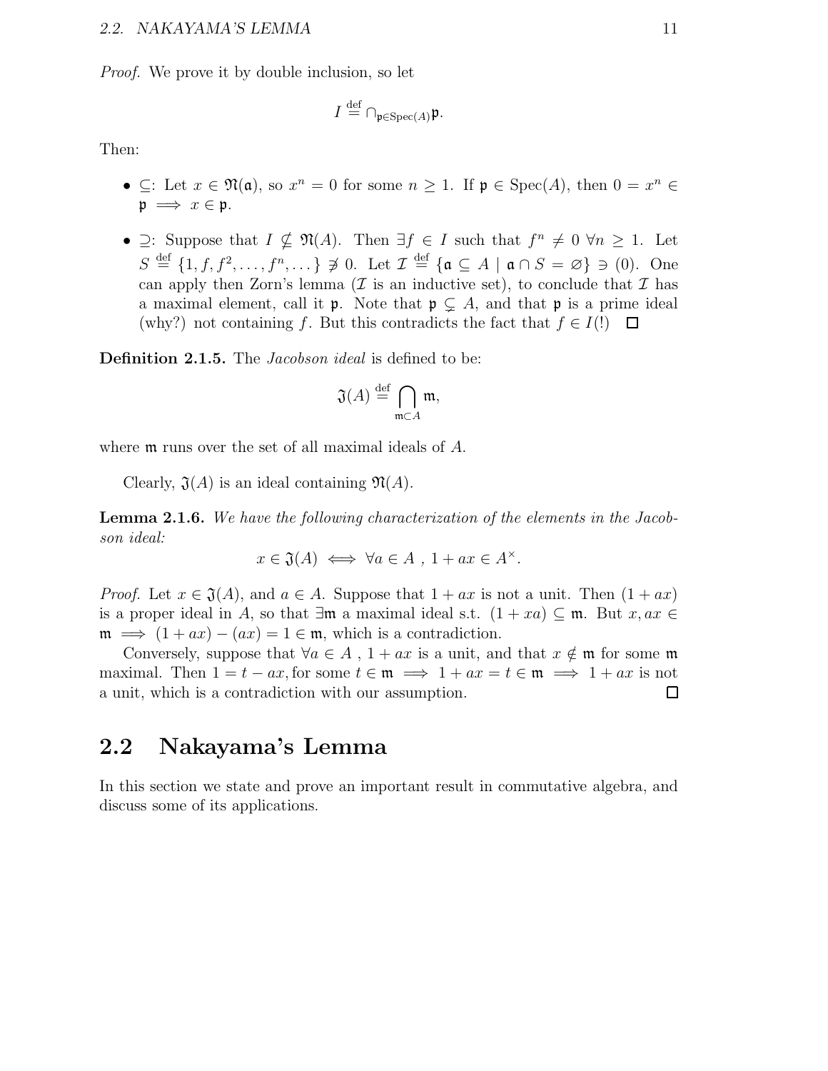*Proof.* We prove it by double inclusion, so let

$$I \stackrel{\text{def}}{=} \cap_{\mathfrak{p} \in \operatorname{Spec}(A)} \mathfrak{p}.$$

Then:

- $\subseteq$: Let $x \in \mathfrak{N}(\mathfrak{a})$, so $x^n = 0$ for some $n \geq 1$. If $\mathfrak{p} \in \operatorname{Spec}(A)$, then $0 = x^n \in \mathfrak{p} \implies x \in \mathfrak{p}$.
- $\supseteq$: Suppose that $I \nsubseteq \mathfrak{N}(A)$. Then $\exists f \in I$ such that $f^n \neq 0 \ \forall n \geq 1$. Let $S \stackrel{\text{def}}{=} \{1, f, f^2, \ldots, f^n, \ldots\} \not\ni 0$. Let $\mathcal{I} \stackrel{\text{def}}{=} \{\mathfrak{a} \subseteq A \mid \mathfrak{a} \cap S = \varnothing\} \ni (0)$. One can apply then Zorn's lemma ($\mathcal{I}$ is an inductive set), to conclude that $\mathcal{I}$ has a maximal element, call it $\mathfrak{p}$. Note that $\mathfrak{p} \subsetneq A$, and that $\mathfrak{p}$ is a prime ideal (why?) not containing $f$. But this contradicts the fact that $f \in I$(!) $\square$

**Definition 2.1.5.** The *Jacobson ideal* is defined to be:

$$\mathfrak{J}(A) \stackrel{\text{def}}{=} \bigcap_{\mathfrak{m} \subset A} \mathfrak{m},$$

where $\mathfrak{m}$ runs over the set of all maximal ideals of $A$.

Clearly, $\mathfrak{J}(A)$ is an ideal containing $\mathfrak{N}(A)$.

**Lemma 2.1.6.** *We have the following characterization of the elements in the Jacobson ideal:*

$$x \in \mathfrak{J}(A) \iff \forall a \in A \ , \ 1 + ax \in A^\times.$$

*Proof.* Let $x \in \mathfrak{J}(A)$, and $a \in A$. Suppose that $1 + ax$ is not a unit. Then $(1 + ax)$ is a proper ideal in $A$, so that $\exists \mathfrak{m}$ a maximal ideal s.t. $(1 + xa) \subseteq \mathfrak{m}$. But $x, ax \in \mathfrak{m} \implies (1 + ax) - (ax) = 1 \in \mathfrak{m}$, which is a contradiction.

Conversely, suppose that $\forall a \in A \ , \ 1 + ax$ is a unit, and that $x \notin \mathfrak{m}$ for some $\mathfrak{m}$ maximal. Then $1 = t - ax$, for some $t \in \mathfrak{m} \implies 1 + ax = t \in \mathfrak{m} \implies 1 + ax$ is not a unit, which is a contradiction with our assumption. $\square$

## 2.2 Nakayama's Lemma

In this section we state and prove an important result in commutative algebra, and discuss some of its applications.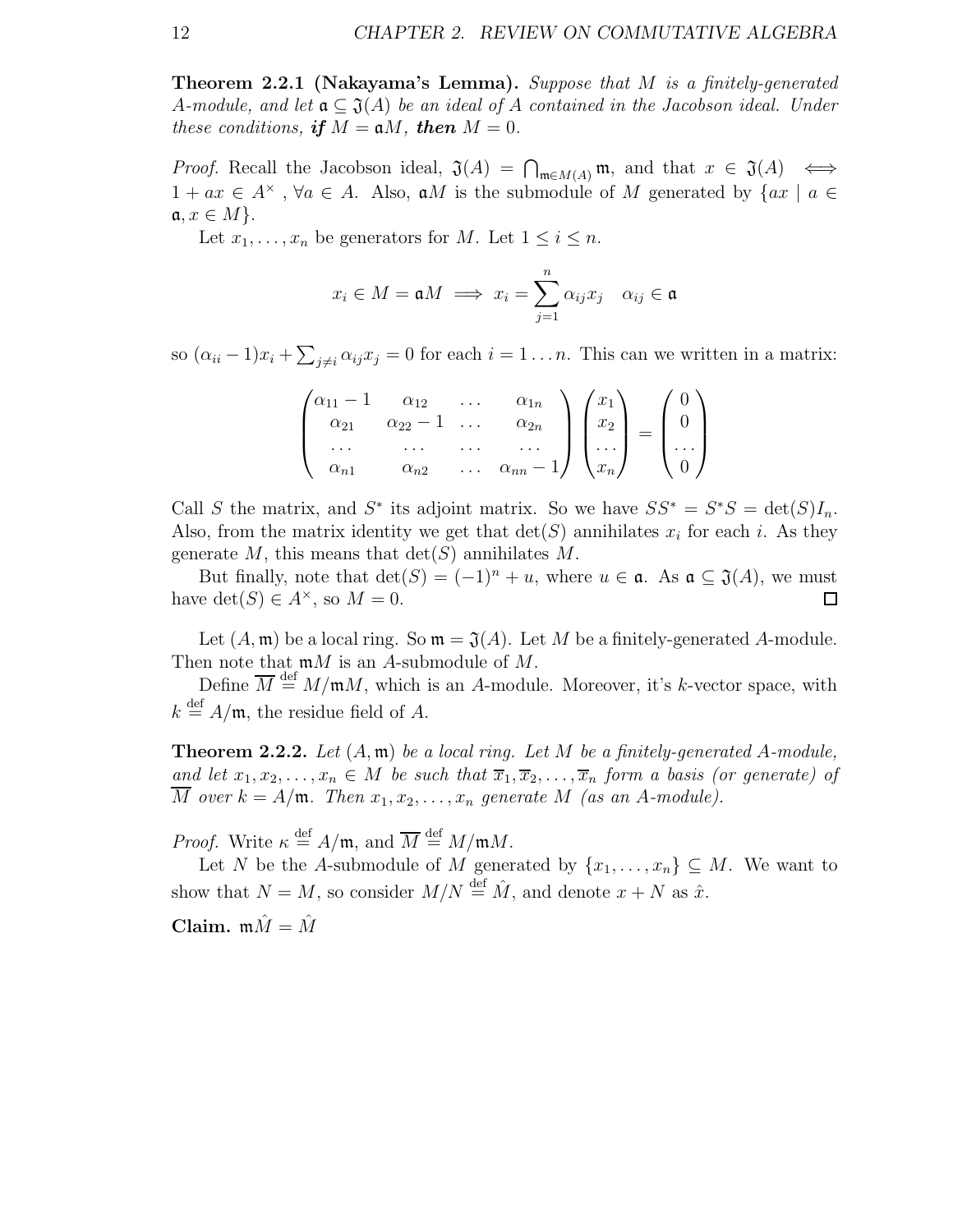**Theorem 2.2.1 (Nakayama's Lemma).** *Suppose that $M$ is a finitely-generated $A$-module, and let $\mathfrak{a} \subseteq \mathfrak{J}(A)$ be an ideal of $A$ contained in the Jacobson ideal. Under these conditions,* ***if*** *$M = \mathfrak{a}M$,* ***then*** *$M = 0$.*

*Proof.* Recall the Jacobson ideal, $\mathfrak{J}(A) = \bigcap_{\mathfrak{m} \in M(A)} \mathfrak{m}$, and that $x \in \mathfrak{J}(A) \iff 1 + ax \in A^{\times}$ , $\forall a \in A$. Also, $\mathfrak{a}M$ is the submodule of $M$ generated by $\{ax \mid a \in \mathfrak{a}, x \in M\}$.

Let $x_1, \ldots, x_n$ be generators for $M$. Let $1 \leq i \leq n$.

$$x_i \in M = \mathfrak{a}M \implies x_i = \sum_{j=1}^{n} \alpha_{ij} x_j \quad \alpha_{ij} \in \mathfrak{a}$$

so $(\alpha_{ii} - 1)x_i + \sum_{j \neq i} \alpha_{ij} x_j = 0$ for each $i = 1 \ldots n$. This can we written in a matrix:

$$\begin{pmatrix} \alpha_{11} - 1 & \alpha_{12} & \ldots & \alpha_{1n} \\ \alpha_{21} & \alpha_{22} - 1 & \ldots & \alpha_{2n} \\ \ldots & \ldots & \ldots & \ldots \\ \alpha_{n1} & \alpha_{n2} & \ldots & \alpha_{nn} - 1 \end{pmatrix} \begin{pmatrix} x_1 \\ x_2 \\ \ldots \\ x_n \end{pmatrix} = \begin{pmatrix} 0 \\ 0 \\ \ldots \\ 0 \end{pmatrix}$$

Call $S$ the matrix, and $S^*$ its adjoint matrix. So we have $SS^* = S^*S = \det(S)I_n$. Also, from the matrix identity we get that $\det(S)$ annihilates $x_i$ for each $i$. As they generate $M$, this means that $\det(S)$ annihilates $M$.

But finally, note that $\det(S) = (-1)^n + u$, where $u \in \mathfrak{a}$. As $\mathfrak{a} \subseteq \mathfrak{J}(A)$, we must have $\det(S) \in A^{\times}$, so $M = 0$. □

Let $(A, \mathfrak{m})$ be a local ring. So $\mathfrak{m} = \mathfrak{J}(A)$. Let $M$ be a finitely-generated $A$-module. Then note that $\mathfrak{m}M$ is an $A$-submodule of $M$.

Define $\overline{M} \overset{\text{def}}{=} M/\mathfrak{m}M$, which is an $A$-module. Moreover, it's $k$-vector space, with $k \overset{\text{def}}{=} A/\mathfrak{m}$, the residue field of $A$.

**Theorem 2.2.2.** *Let $(A, \mathfrak{m})$ be a local ring. Let $M$ be a finitely-generated $A$-module, and let $x_1, x_2, \ldots, x_n \in M$ be such that $\overline{x}_1, \overline{x}_2, \ldots, \overline{x}_n$ form a basis (or generate) of $\overline{M}$ over $k = A/\mathfrak{m}$. Then $x_1, x_2, \ldots, x_n$ generate $M$ (as an $A$-module).*

*Proof.* Write $\kappa \overset{\text{def}}{=} A/\mathfrak{m}$, and $\overline{M} \overset{\text{def}}{=} M/\mathfrak{m}M$.

Let $N$ be the $A$-submodule of $M$ generated by $\{x_1, \ldots, x_n\} \subseteq M$. We want to show that $N = M$, so consider $M/N \overset{\text{def}}{=} \hat{M}$, and denote $x + N$ as $\hat{x}$.

**Claim.** $\mathfrak{m}\hat{M} = \hat{M}$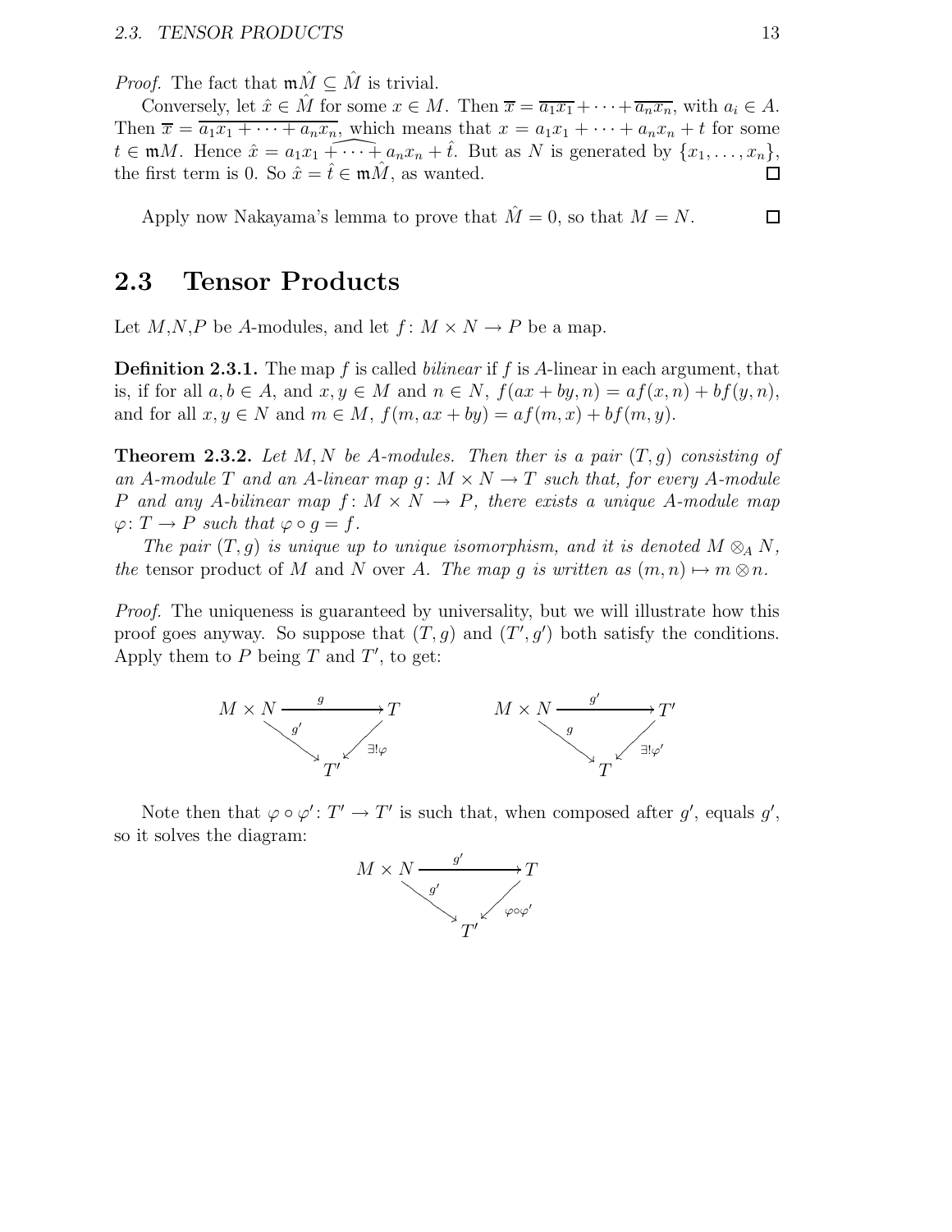*Proof.* The fact that $\mathfrak{m}\hat{M} \subseteq \hat{M}$ is trivial.

Conversely, let $\hat{x} \in \hat{M}$ for some $x \in M$. Then $\overline{x} = \overline{a_1 x_1} + \cdots + \overline{a_n x_n}$, with $a_i \in A$. Then $\overline{x} = \overline{a_1 x_1 + \cdots + a_n x_n}$, which means that $x = a_1 x_1 + \cdots + a_n x_n + t$ for some $t \in \mathfrak{m}M$. Hence $\hat{x} = \widehat{a_1 x_1 + \cdots + a_n x_n} + \hat{t}$. But as $N$ is generated by $\{x_1, \ldots, x_n\}$, the first term is 0. So $\hat{x} = \hat{t} \in \mathfrak{m}\hat{M}$, as wanted. $\square$

Apply now Nakayama's lemma to prove that $\hat{M} = 0$, so that $M = N$. $\square$

## 2.3 Tensor Products

Let $M$,$N$,$P$ be $A$-modules, and let $f \colon M \times N \to P$ be a map.

**Definition 2.3.1.** The map $f$ is called *bilinear* if $f$ is $A$-linear in each argument, that is, if for all $a, b \in A$, and $x, y \in M$ and $n \in N$, $f(ax + by, n) = af(x, n) + bf(y, n)$, and for all $x, y \in N$ and $m \in M$, $f(m, ax + by) = af(m, x) + bf(m, y)$.

**Theorem 2.3.2.** *Let $M, N$ be $A$-modules. Then ther is a pair $(T, g)$ consisting of an $A$-module $T$ and an $A$-linear map $g \colon M \times N \to T$ such that, for every $A$-module $P$ and any $A$-bilinear map $f \colon M \times N \to P$, there exists a unique $A$-module map $\varphi \colon T \to P$ such that $\varphi \circ g = f$.*

*The pair $(T, g)$ is unique up to unique isomorphism, and it is denoted $M \otimes_A N$, the* tensor product *of $M$ and $N$ over $A$. The map $g$ is written as $(m, n) \mapsto m \otimes n$.*

*Proof.* The uniqueness is guaranteed by universality, but we will illustrate how this proof goes anyway. So suppose that $(T, g)$ and $(T', g')$ both satisfy the conditions. Apply them to $P$ being $T$ and $T'$, to get:

$$
\begin{array}{ccc}
M \times N & \xrightarrow{\;g\;} & T \\
& {\scriptstyle g'}\searrow \quad \swarrow{\scriptstyle \exists!\varphi} & \\
& T' &
\end{array}
\qquad\qquad
\begin{array}{ccc}
M \times N & \xrightarrow{\;g'\;} & T' \\
& {\scriptstyle g}\searrow \quad \swarrow{\scriptstyle \exists!\varphi'} & \\
& T &
\end{array}
$$

Note then that $\varphi \circ \varphi' \colon T' \to T'$ is such that, when composed after $g'$, equals $g'$, so it solves the diagram:

$$
\begin{array}{ccc}
M \times N & \xrightarrow{\;g'\;} & T \\
& {\scriptstyle g'}\searrow \quad \swarrow{\scriptstyle \varphi\circ\varphi'} & \\
& T' &
\end{array}
$$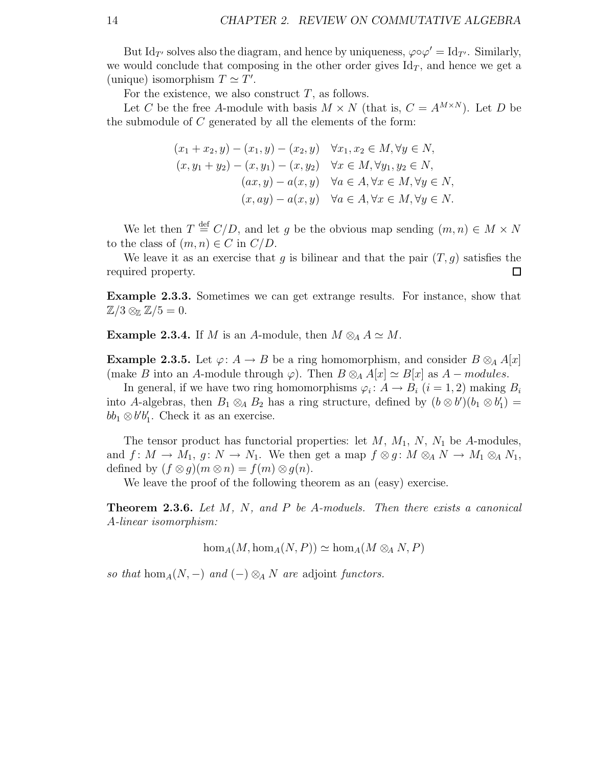But $\mathrm{Id}_{T'}$ solves also the diagram, and hence by uniqueness, $\varphi \circ \varphi' = \mathrm{Id}_{T'}$. Similarly, we would conclude that composing in the other order gives $\mathrm{Id}_T$, and hence we get a (unique) isomorphism $T \simeq T'$.

For the existence, we also construct $T$, as follows.

Let $C$ be the free $A$-module with basis $M \times N$ (that is, $C = A^{M \times N}$). Let $D$ be the submodule of $C$ generated by all the elements of the form:

$$
\begin{aligned}
(x_1 + x_2, y) - (x_1, y) - (x_2, y) &\quad \forall x_1, x_2 \in M, \forall y \in N, \\
(x, y_1 + y_2) - (x, y_1) - (x, y_2) &\quad \forall x \in M, \forall y_1, y_2 \in N, \\
(ax, y) - a(x, y) &\quad \forall a \in A, \forall x \in M, \forall y \in N, \\
(x, ay) - a(x, y) &\quad \forall a \in A, \forall x \in M, \forall y \in N.
\end{aligned}
$$

We let then $T \overset{\text{def}}{=} C/D$, and let $g$ be the obvious map sending $(m, n) \in M \times N$ to the class of $(m, n) \in C$ in $C/D$.

We leave it as an exercise that $g$ is bilinear and that the pair $(T, g)$ satisfies the required property. $\square$

**Example 2.3.3.** Sometimes we can get extrange results. For instance, show that $\mathbb{Z}/3 \otimes_{\mathbb{Z}} \mathbb{Z}/5 = 0$.

**Example 2.3.4.** If $M$ is an $A$-module, then $M \otimes_A A \simeq M$.

**Example 2.3.5.** Let $\varphi \colon A \to B$ be a ring homomorphism, and consider $B \otimes_A A[x]$ (make $B$ into an $A$-module through $\varphi$). Then $B \otimes_A A[x] \simeq B[x]$ as $A-modules$.

In general, if we have two ring homomorphisms $\varphi_i \colon A \to B_i$ $(i = 1, 2)$ making $B_i$ into $A$-algebras, then $B_1 \otimes_A B_2$ has a ring structure, defined by $(b \otimes b')(b_1 \otimes b_1') = bb_1 \otimes b'b_1'$. Check it as an exercise.

The tensor product has functorial properties: let $M$, $M_1$, $N$, $N_1$ be $A$-modules, and $f \colon M \to M_1$, $g \colon N \to N_1$. We then get a map $f \otimes g \colon M \otimes_A N \to M_1 \otimes_A N_1$, defined by $(f \otimes g)(m \otimes n) = f(m) \otimes g(n)$.

We leave the proof of the following theorem as an (easy) exercise.

**Theorem 2.3.6.** *Let $M$, $N$, and $P$ be $A$-moduels. Then there exists a canonical $A$-linear isomorphism:*

$$
\hom_A(M, \hom_A(N, P)) \simeq \hom_A(M \otimes_A N, P)
$$

*so that $\hom_A(N, -)$ and $(-) \otimes_A N$ are* adjoint *functors.*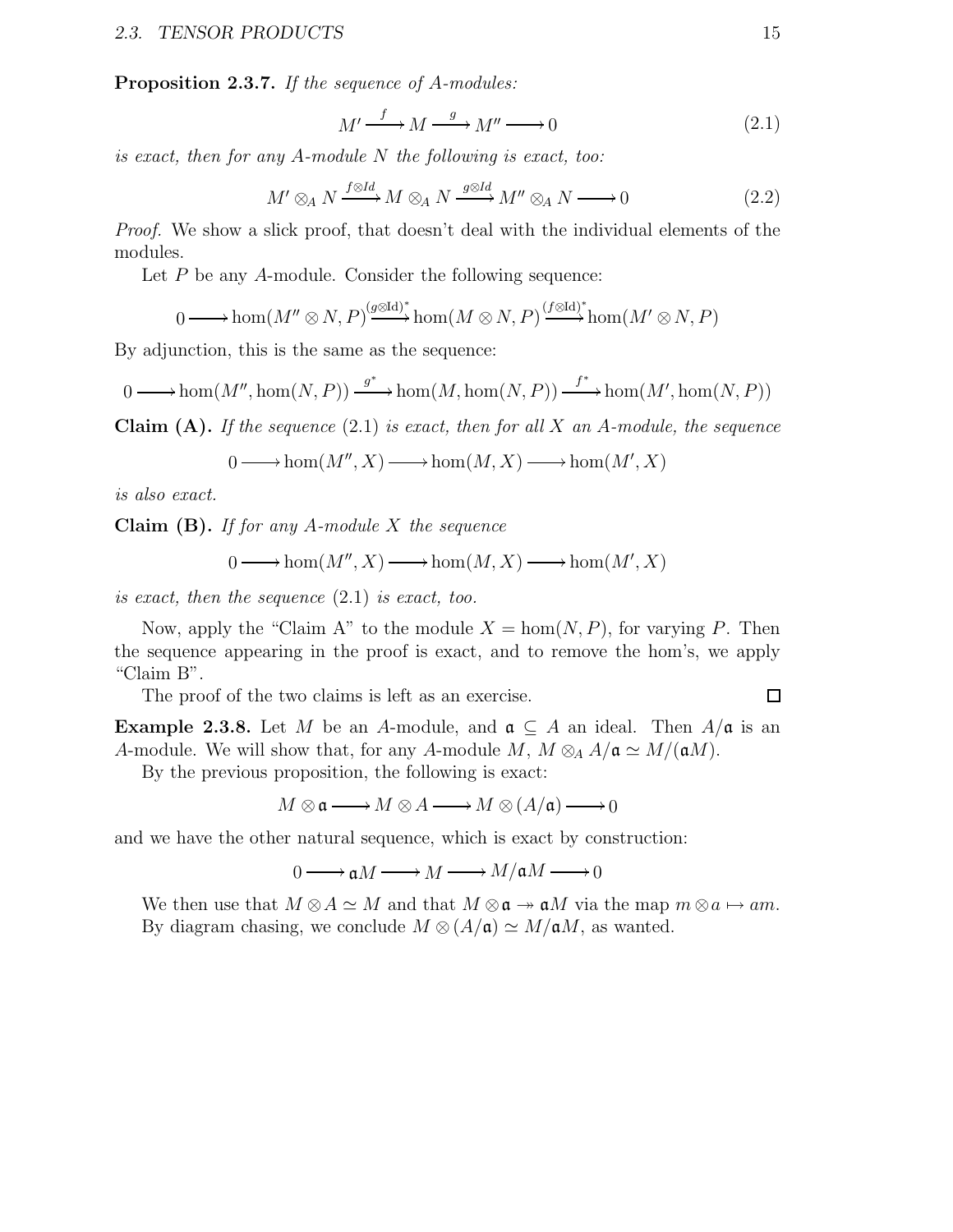**Proposition 2.3.7.** *If the sequence of $A$-modules:*

$$M' \xrightarrow{f} M \xrightarrow{g} M'' \longrightarrow 0 \tag{2.1}$$

*is exact, then for any $A$-module $N$ the following is exact, too:*

$$M' \otimes_A N \xrightarrow{f \otimes Id} M \otimes_A N \xrightarrow{g \otimes Id} M'' \otimes_A N \longrightarrow 0 \tag{2.2}$$

*Proof.* We show a slick proof, that doesn't deal with the individual elements of the modules.

Let $P$ be any $A$-module. Consider the following sequence:

$$0 \longrightarrow \hom(M'' \otimes N, P) \xrightarrow{(g \otimes \mathrm{Id})^*} \hom(M \otimes N, P) \xrightarrow{(f \otimes \mathrm{Id})^*} \hom(M' \otimes N, P)$$

By adjunction, this is the same as the sequence:

$$0 \longrightarrow \hom(M'', \hom(N, P)) \xrightarrow{g^*} \hom(M, \hom(N, P)) \xrightarrow{f^*} \hom(M', \hom(N, P))$$

**Claim (A).** *If the sequence* (2.1) *is exact, then for all $X$ an $A$-module, the sequence*

$$0 \longrightarrow \hom(M'', X) \longrightarrow \hom(M, X) \longrightarrow \hom(M', X)$$

*is also exact.*

**Claim (B).** *If for any $A$-module $X$ the sequence*

$$0 \longrightarrow \hom(M'', X) \longrightarrow \hom(M, X) \longrightarrow \hom(M', X)$$

*is exact, then the sequence* (2.1) *is exact, too.*

Now, apply the "Claim A" to the module $X = \hom(N, P)$, for varying $P$. Then the sequence appearing in the proof is exact, and to remove the hom's, we apply "Claim B".

The proof of the two claims is left as an exercise. □

**Example 2.3.8.** Let $M$ be an $A$-module, and $\mathfrak{a} \subseteq A$ an ideal. Then $A/\mathfrak{a}$ is an $A$-module. We will show that, for any $A$-module $M$, $M \otimes_A A/\mathfrak{a} \simeq M/(\mathfrak{a}M)$.

By the previous proposition, the following is exact:

$$M \otimes \mathfrak{a} \longrightarrow M \otimes A \longrightarrow M \otimes (A/\mathfrak{a}) \longrightarrow 0$$

and we have the other natural sequence, which is exact by construction:

$$0 \longrightarrow \mathfrak{a}M \longrightarrow M \longrightarrow M/\mathfrak{a}M \longrightarrow 0$$

We then use that $M \otimes A \simeq M$ and that $M \otimes \mathfrak{a} \twoheadrightarrow \mathfrak{a}M$ via the map $m \otimes a \mapsto am$. By diagram chasing, we conclude $M \otimes (A/\mathfrak{a}) \simeq M/\mathfrak{a}M$, as wanted.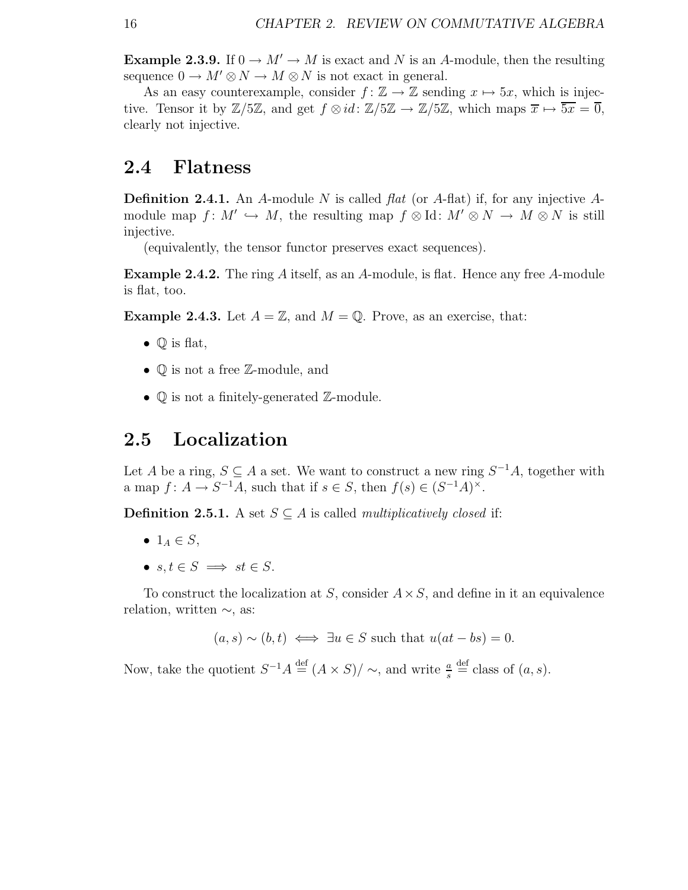**Example 2.3.9.** If $0 \to M' \to M$ is exact and $N$ is an $A$-module, then the resulting sequence $0 \to M' \otimes N \to M \otimes N$ is not exact in general.

As an easy counterexample, consider $f\colon \mathbb{Z} \to \mathbb{Z}$ sending $x \mapsto 5x$, which is injective. Tensor it by $\mathbb{Z}/5\mathbb{Z}$, and get $f \otimes id\colon \mathbb{Z}/5\mathbb{Z} \to \mathbb{Z}/5\mathbb{Z}$, which maps $\overline{x} \mapsto \overline{5x} = \overline{0}$, clearly not injective.

## 2.4 Flatness

**Definition 2.4.1.** An $A$-module $N$ is called *flat* (or $A$-flat) if, for any injective $A$-module map $f\colon M' \hookrightarrow M$, the resulting map $f \otimes \mathrm{Id}\colon M' \otimes N \to M \otimes N$ is still injective.

(equivalently, the tensor functor preserves exact sequences).

**Example 2.4.2.** The ring $A$ itself, as an $A$-module, is flat. Hence any free $A$-module is flat, too.

**Example 2.4.3.** Let $A = \mathbb{Z}$, and $M = \mathbb{Q}$. Prove, as an exercise, that:

- $\mathbb{Q}$ is flat,
- $\mathbb{Q}$ is not a free $\mathbb{Z}$-module, and
- $\mathbb{Q}$ is not a finitely-generated $\mathbb{Z}$-module.

## 2.5 Localization

Let $A$ be a ring, $S \subseteq A$ a set. We want to construct a new ring $S^{-1}A$, together with a map $f\colon A \to S^{-1}A$, such that if $s \in S$, then $f(s) \in (S^{-1}A)^{\times}$.

**Definition 2.5.1.** A set $S \subseteq A$ is called *multiplicatively closed* if:

- $1_A \in S$,
- $s, t \in S \implies st \in S$.

To construct the localization at $S$, consider $A \times S$, and define in it an equivalence relation, written $\sim$, as:

$$(a, s) \sim (b, t) \iff \exists u \in S \text{ such that } u(at - bs) = 0.$$

Now, take the quotient $S^{-1}A \overset{\text{def}}{=} (A \times S)/\sim$, and write $\frac{a}{s} \overset{\text{def}}{=}$ class of $(a, s)$.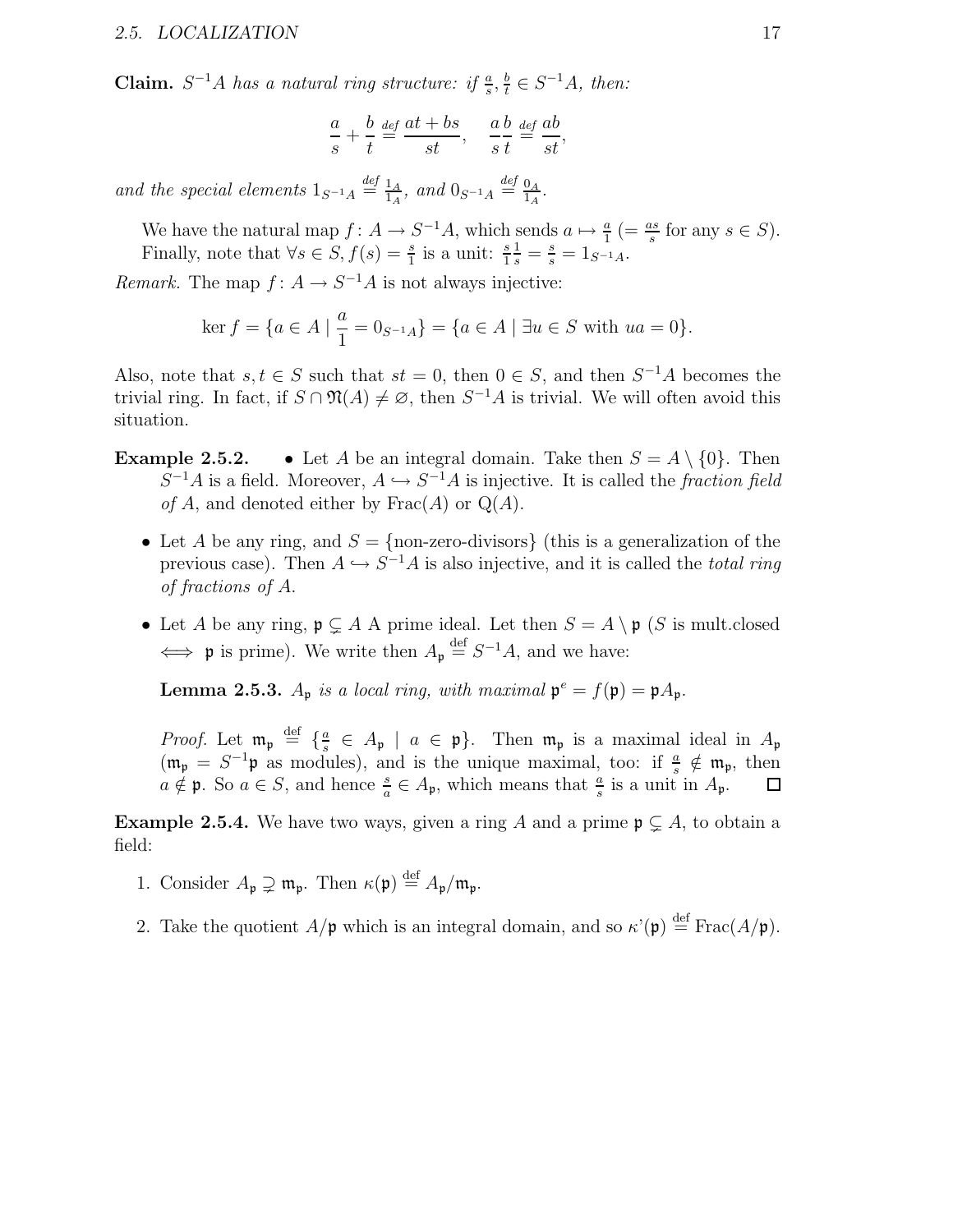**Claim.** *$S^{-1}A$ has a natural ring structure: if $\frac{a}{s}, \frac{b}{t} \in S^{-1}A$, then:*

$$\frac{a}{s} + \frac{b}{t} \stackrel{def}{=} \frac{at+bs}{st}, \quad \frac{a}{s}\frac{b}{t} \stackrel{def}{=} \frac{ab}{st},$$

*and the special elements $1_{S^{-1}A} \stackrel{def}{=} \frac{1_A}{1_A}$, and $0_{S^{-1}A} \stackrel{def}{=} \frac{0_A}{1_A}$.*

We have the natural map $f\colon A \to S^{-1}A$, which sends $a \mapsto \frac{a}{1}$ ($= \frac{as}{s}$ for any $s \in S$). Finally, note that $\forall s \in S, f(s) = \frac{s}{1}$ is a unit: $\frac{s}{1}\frac{1}{s} = \frac{s}{s} = 1_{S^{-1}A}$.

*Remark.* The map $f\colon A \to S^{-1}A$ is not always injective:

$$\ker f = \{a \in A \mid \frac{a}{1} = 0_{S^{-1}A}\} = \{a \in A \mid \exists u \in S \text{ with } ua = 0\}.$$

Also, note that $s, t \in S$ such that $st = 0$, then $0 \in S$, and then $S^{-1}A$ becomes the trivial ring. In fact, if $S \cap \mathfrak{N}(A) \neq \varnothing$, then $S^{-1}A$ is trivial. We will often avoid this situation.

**Example 2.5.2.**

- Let $A$ be an integral domain. Take then $S = A \setminus \{0\}$. Then $S^{-1}A$ is a field. Moreover, $A \hookrightarrow S^{-1}A$ is injective. It is called the *fraction field of $A$*, and denoted either by $\mathrm{Frac}(A)$ or $\mathrm{Q}(A)$.
- Let $A$ be any ring, and $S = \{\text{non-zero-divisors}\}$ (this is a generalization of the previous case). Then $A \hookrightarrow S^{-1}A$ is also injective, and it is called the *total ring of fractions of $A$*.
- Let $A$ be any ring, $\mathfrak{p} \subsetneq A$ A prime ideal. Let then $S = A \setminus \mathfrak{p}$ ($S$ is mult.closed $\iff$ $\mathfrak{p}$ is prime). We write then $A_\mathfrak{p} \stackrel{\text{def}}{=} S^{-1}A$, and we have:

  **Lemma 2.5.3.** *$A_\mathfrak{p}$ is a local ring, with maximal $\mathfrak{p}^e = f(\mathfrak{p}) = \mathfrak{p}A_\mathfrak{p}$.*

  *Proof.* Let $\mathfrak{m}_\mathfrak{p} \stackrel{\text{def}}{=} \{\frac{a}{s} \in A_\mathfrak{p} \mid a \in \mathfrak{p}\}$. Then $\mathfrak{m}_\mathfrak{p}$ is a maximal ideal in $A_\mathfrak{p}$ ($\mathfrak{m}_\mathfrak{p} = S^{-1}\mathfrak{p}$ as modules), and is the unique maximal, too: if $\frac{a}{s} \notin \mathfrak{m}_\mathfrak{p}$, then $a \notin \mathfrak{p}$. So $a \in S$, and hence $\frac{s}{a} \in A_\mathfrak{p}$, which means that $\frac{a}{s}$ is a unit in $A_\mathfrak{p}$. □

**Example 2.5.4.** We have two ways, given a ring $A$ and a prime $\mathfrak{p} \subsetneq A$, to obtain a field:

1. Consider $A_\mathfrak{p} \supsetneq \mathfrak{m}_\mathfrak{p}$. Then $\kappa(\mathfrak{p}) \stackrel{\text{def}}{=} A_\mathfrak{p}/\mathfrak{m}_\mathfrak{p}$.
2. Take the quotient $A/\mathfrak{p}$ which is an integral domain, and so $\kappa\text{'}(\mathfrak{p}) \stackrel{\text{def}}{=} \mathrm{Frac}(A/\mathfrak{p})$.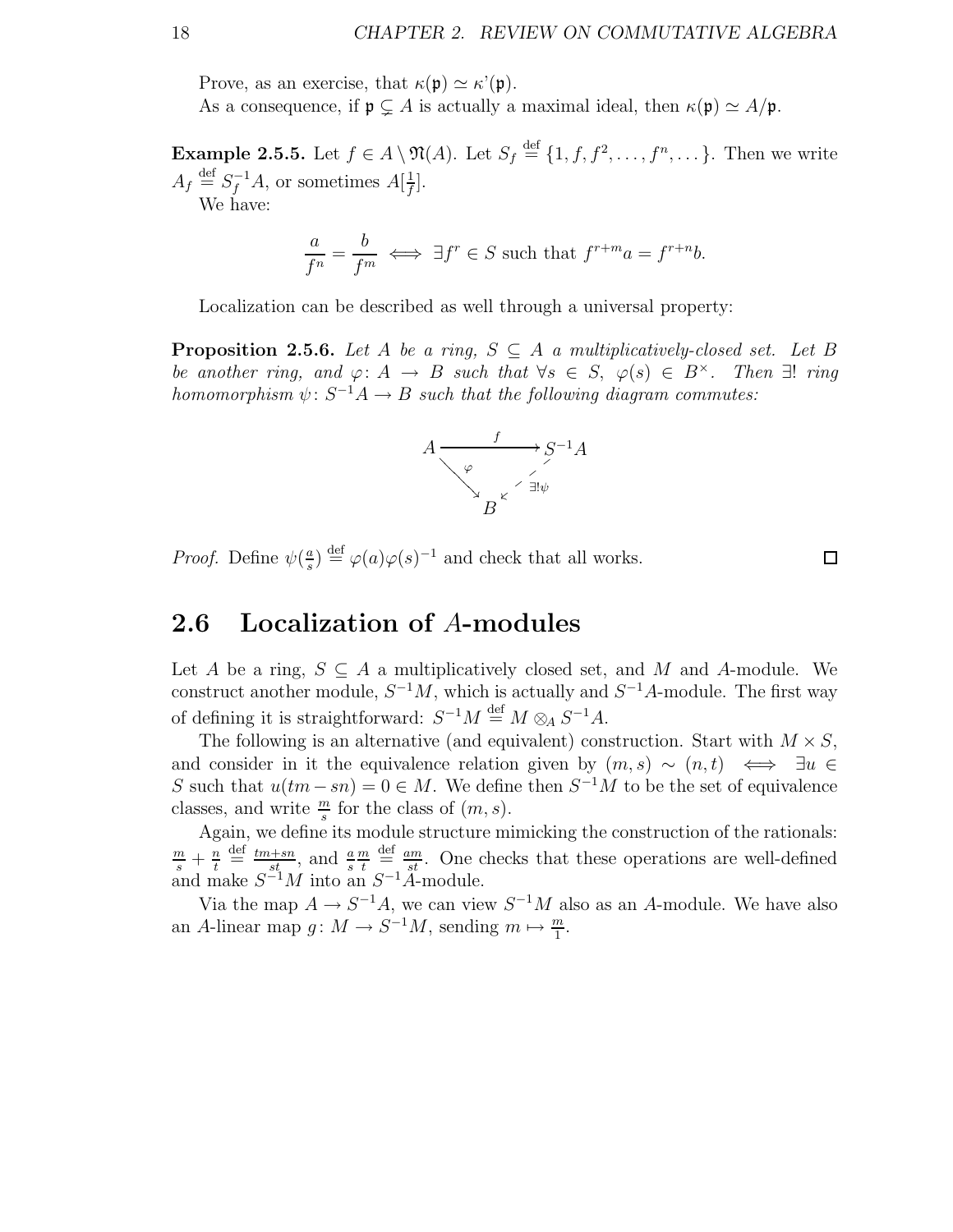Prove, as an exercise, that $\kappa(\mathfrak{p}) \simeq \kappa'(\mathfrak{p})$.

As a consequence, if $\mathfrak{p} \subsetneq A$ is actually a maximal ideal, then $\kappa(\mathfrak{p}) \simeq A/\mathfrak{p}$.

**Example 2.5.5.** Let $f \in A \setminus \mathfrak{N}(A)$. Let $S_f \overset{\text{def}}{=} \{1, f, f^2, \ldots, f^n, \ldots\}$. Then we write $A_f \overset{\text{def}}{=} S_f^{-1}A$, or sometimes $A[\frac{1}{f}]$.

We have:

$$\frac{a}{f^n} = \frac{b}{f^m} \iff \exists f^r \in S \text{ such that } f^{r+m}a = f^{r+n}b.$$

Localization can be described as well through a universal property:

**Proposition 2.5.6.** *Let $A$ be a ring, $S \subseteq A$ a multiplicatively-closed set. Let $B$ be another ring, and $\varphi\colon A \to B$ such that $\forall s \in S$, $\varphi(s) \in B^\times$. Then $\exists!$ ring homomorphism $\psi\colon S^{-1}A \to B$ such that the following diagram commutes:*

$$\begin{array}{ccc} A & \xrightarrow{\quad f \quad} & S^{-1}A \\ & {}_{\varphi}\searrow & \swarrow_{\exists!\psi} \\ & B & \end{array}$$

*Proof.* Define $\psi(\frac{a}{s}) \overset{\text{def}}{=} \varphi(a)\varphi(s)^{-1}$ and check that all works. $\square$

## 2.6 Localization of $A$-modules

Let $A$ be a ring, $S \subseteq A$ a multiplicatively closed set, and $M$ and $A$-module. We construct another module, $S^{-1}M$, which is actually and $S^{-1}A$-module. The first way of defining it is straightforward: $S^{-1}M \overset{\text{def}}{=} M \otimes_A S^{-1}A$.

The following is an alternative (and equivalent) construction. Start with $M \times S$, and consider in it the equivalence relation given by $(m, s) \sim (n, t) \iff \exists u \in S$ such that $u(tm - sn) = 0 \in M$. We define then $S^{-1}M$ to be the set of equivalence classes, and write $\frac{m}{s}$ for the class of $(m, s)$.

Again, we define its module structure mimicking the construction of the rationals: $\frac{m}{s} + \frac{n}{t} \overset{\text{def}}{=} \frac{tm+sn}{st}$, and $\frac{a}{s}\frac{m}{t} \overset{\text{def}}{=} \frac{am}{st}$. One checks that these operations are well-defined and make $S^{-1}M$ into an $S^{-1}A$-module.

Via the map $A \to S^{-1}A$, we can view $S^{-1}M$ also as an $A$-module. We have also an $A$-linear map $g\colon M \to S^{-1}M$, sending $m \mapsto \frac{m}{1}$.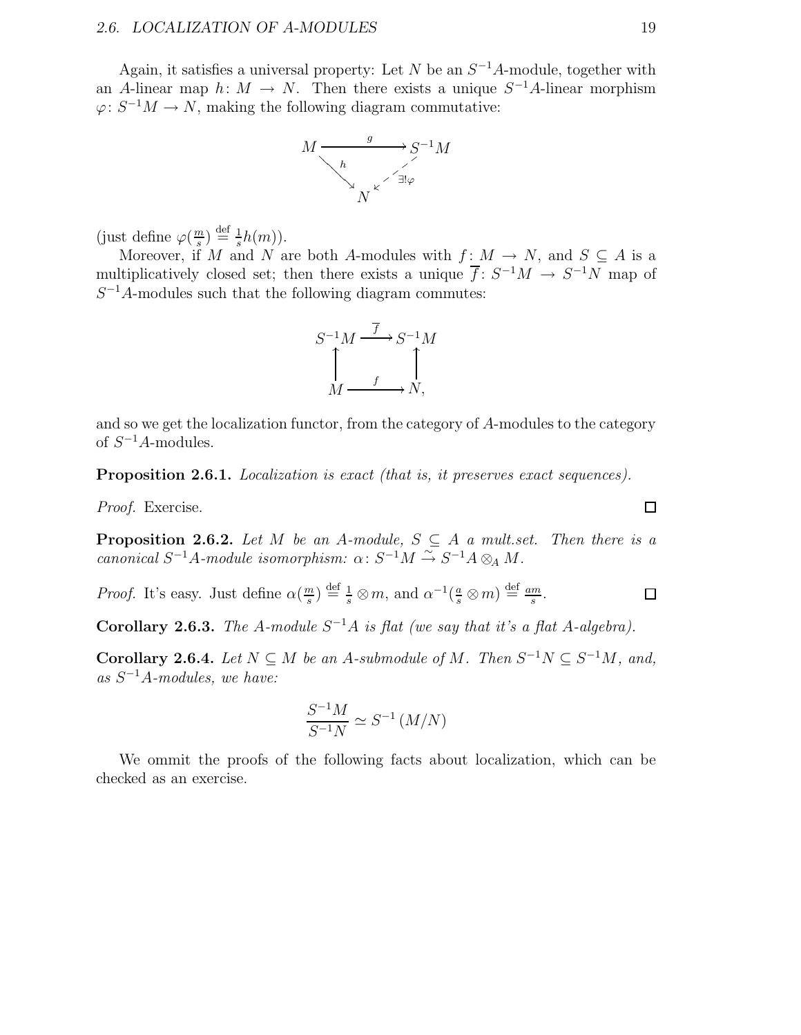Again, it satisfies a universal property: Let $N$ be an $S^{-1}A$-module, together with an $A$-linear map $h\colon M \to N$. Then there exists a unique $S^{-1}A$-linear morphism $\varphi\colon S^{-1}M \to N$, making the following diagram commutative:

$$\begin{array}{ccc} M & \xrightarrow{\quad g \quad} & S^{-1}M \\ & {\searrow}^{h} \quad {\swarrow}_{\exists!\varphi} & \\ & N & \end{array}$$

(just define $\varphi(\frac{m}{s}) \overset{\text{def}}{=} \frac{1}{s}h(m)$).

Moreover, if $M$ and $N$ are both $A$-modules with $f\colon M \to N$, and $S \subseteq A$ is a multiplicatively closed set; then there exists a unique $\overline{f}\colon S^{-1}M \to S^{-1}N$ map of $S^{-1}A$-modules such that the following diagram commutes:

$$\begin{array}{ccc} S^{-1}M & \xrightarrow{\overline{f}} & S^{-1}M \\ \uparrow & & \uparrow \\ M & \xrightarrow{\quad f \quad} & N, \end{array}$$

and so we get the localization functor, from the category of $A$-modules to the category of $S^{-1}A$-modules.

**Proposition 2.6.1.** *Localization is exact (that is, it preserves exact sequences).*

*Proof.* Exercise. $\square$

**Proposition 2.6.2.** *Let $M$ be an $A$-module, $S \subseteq A$ a mult.set. Then there is a canonical $S^{-1}A$-module isomorphism: $\alpha\colon S^{-1}M \xrightarrow{\sim} S^{-1}A \otimes_A M$.*

*Proof.* It's easy. Just define $\alpha(\frac{m}{s}) \overset{\text{def}}{=} \frac{1}{s} \otimes m$, and $\alpha^{-1}(\frac{a}{s} \otimes m) \overset{\text{def}}{=} \frac{am}{s}$. $\square$

**Corollary 2.6.3.** *The $A$-module $S^{-1}A$ is flat (we say that it's a flat $A$-algebra).*

**Corollary 2.6.4.** *Let $N \subseteq M$ be an $A$-submodule of $M$. Then $S^{-1}N \subseteq S^{-1}M$, and, as $S^{-1}A$-modules, we have:*

$$\frac{S^{-1}M}{S^{-1}N} \simeq S^{-1}(M/N)$$

We ommit the proofs of the following facts about localization, which can be checked as an exercise.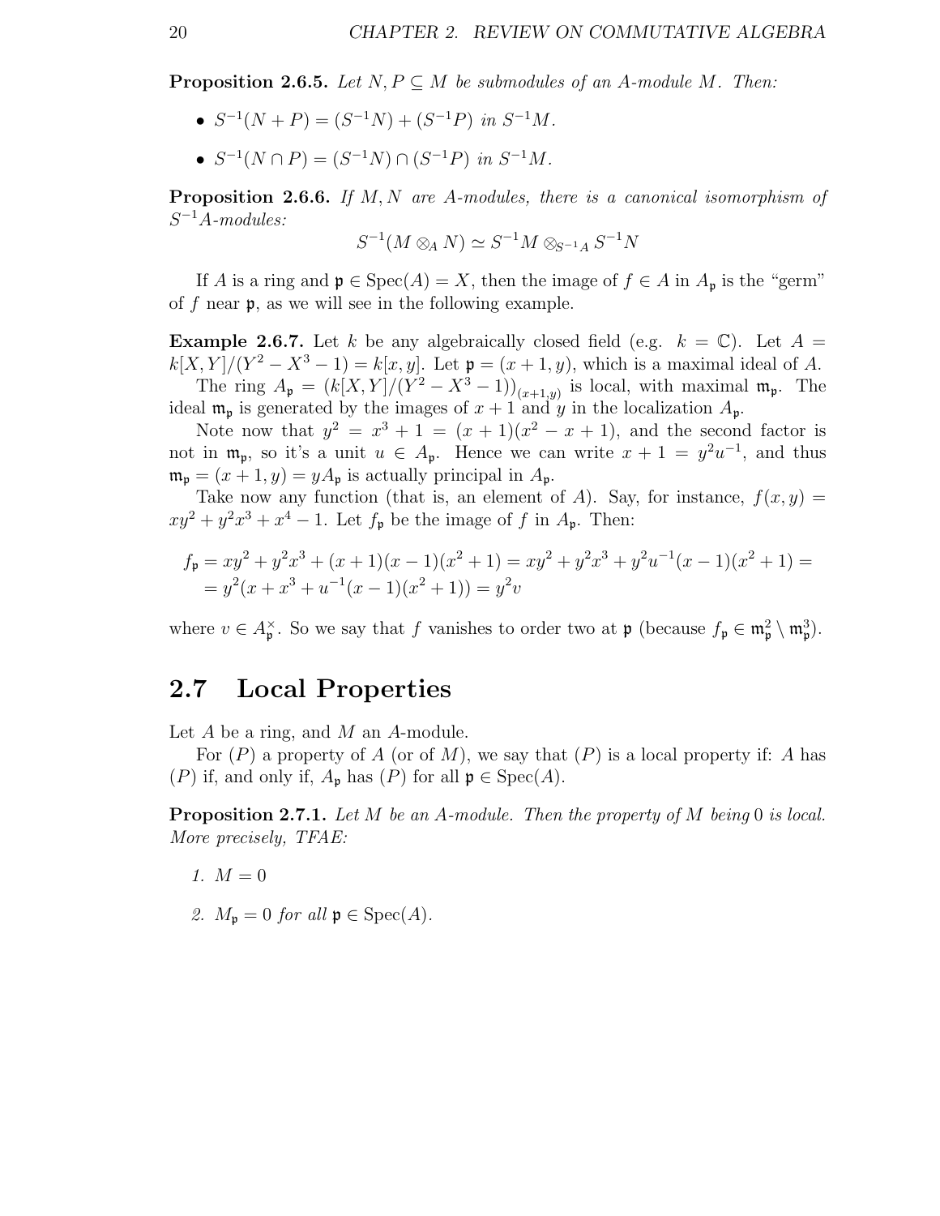**Proposition 2.6.5.** *Let $N, P \subseteq M$ be submodules of an $A$-module $M$. Then:*

- $S^{-1}(N + P) = (S^{-1}N) + (S^{-1}P)$ *in* $S^{-1}M$.
- $S^{-1}(N \cap P) = (S^{-1}N) \cap (S^{-1}P)$ *in* $S^{-1}M$.

**Proposition 2.6.6.** *If $M, N$ are $A$-modules, there is a canonical isomorphism of $S^{-1}A$-modules:*

$$S^{-1}(M \otimes_A N) \simeq S^{-1}M \otimes_{S^{-1}A} S^{-1}N$$

If $A$ is a ring and $\mathfrak{p} \in \operatorname{Spec}(A) = X$, then the image of $f \in A$ in $A_\mathfrak{p}$ is the "germ" of $f$ near $\mathfrak{p}$, as we will see in the following example.

**Example 2.6.7.** Let $k$ be any algebraically closed field (e.g. $k = \mathbb{C}$). Let $A = k[X, Y]/(Y^2 - X^3 - 1) = k[x, y]$. Let $\mathfrak{p} = (x + 1, y)$, which is a maximal ideal of $A$.

The ring $A_\mathfrak{p} = (k[X, Y]/(Y^2 - X^3 - 1))_{(x+1,y)}$ is local, with maximal $\mathfrak{m}_\mathfrak{p}$. The ideal $\mathfrak{m}_\mathfrak{p}$ is generated by the images of $x + 1$ and $y$ in the localization $A_\mathfrak{p}$.

Note now that $y^2 = x^3 + 1 = (x + 1)(x^2 - x + 1)$, and the second factor is not in $\mathfrak{m}_\mathfrak{p}$, so it's a unit $u \in A_\mathfrak{p}$. Hence we can write $x + 1 = y^2 u^{-1}$, and thus $\mathfrak{m}_\mathfrak{p} = (x + 1, y) = yA_\mathfrak{p}$ is actually principal in $A_\mathfrak{p}$.

Take now any function (that is, an element of $A$). Say, for instance, $f(x, y) = xy^2 + y^2x^3 + x^4 - 1$. Let $f_\mathfrak{p}$ be the image of $f$ in $A_\mathfrak{p}$. Then:

$$\begin{aligned} f_\mathfrak{p} &= xy^2 + y^2x^3 + (x + 1)(x - 1)(x^2 + 1) = xy^2 + y^2x^3 + y^2u^{-1}(x - 1)(x^2 + 1) = \\ &= y^2(x + x^3 + u^{-1}(x - 1)(x^2 + 1)) = y^2 v \end{aligned}$$

where $v \in A_\mathfrak{p}^\times$. So we say that $f$ vanishes to order two at $\mathfrak{p}$ (because $f_\mathfrak{p} \in \mathfrak{m}_\mathfrak{p}^2 \setminus \mathfrak{m}_\mathfrak{p}^3$).

## 2.7 Local Properties

Let $A$ be a ring, and $M$ an $A$-module.

For $(P)$ a property of $A$ (or of $M$), we say that $(P)$ is a local property if: $A$ has $(P)$ if, and only if, $A_\mathfrak{p}$ has $(P)$ for all $\mathfrak{p} \in \operatorname{Spec}(A)$.

**Proposition 2.7.1.** *Let $M$ be an $A$-module. Then the property of $M$ being $0$ is local. More precisely, TFAE:*

1. $M = 0$
2. $M_\mathfrak{p} = 0$ *for all* $\mathfrak{p} \in \operatorname{Spec}(A)$.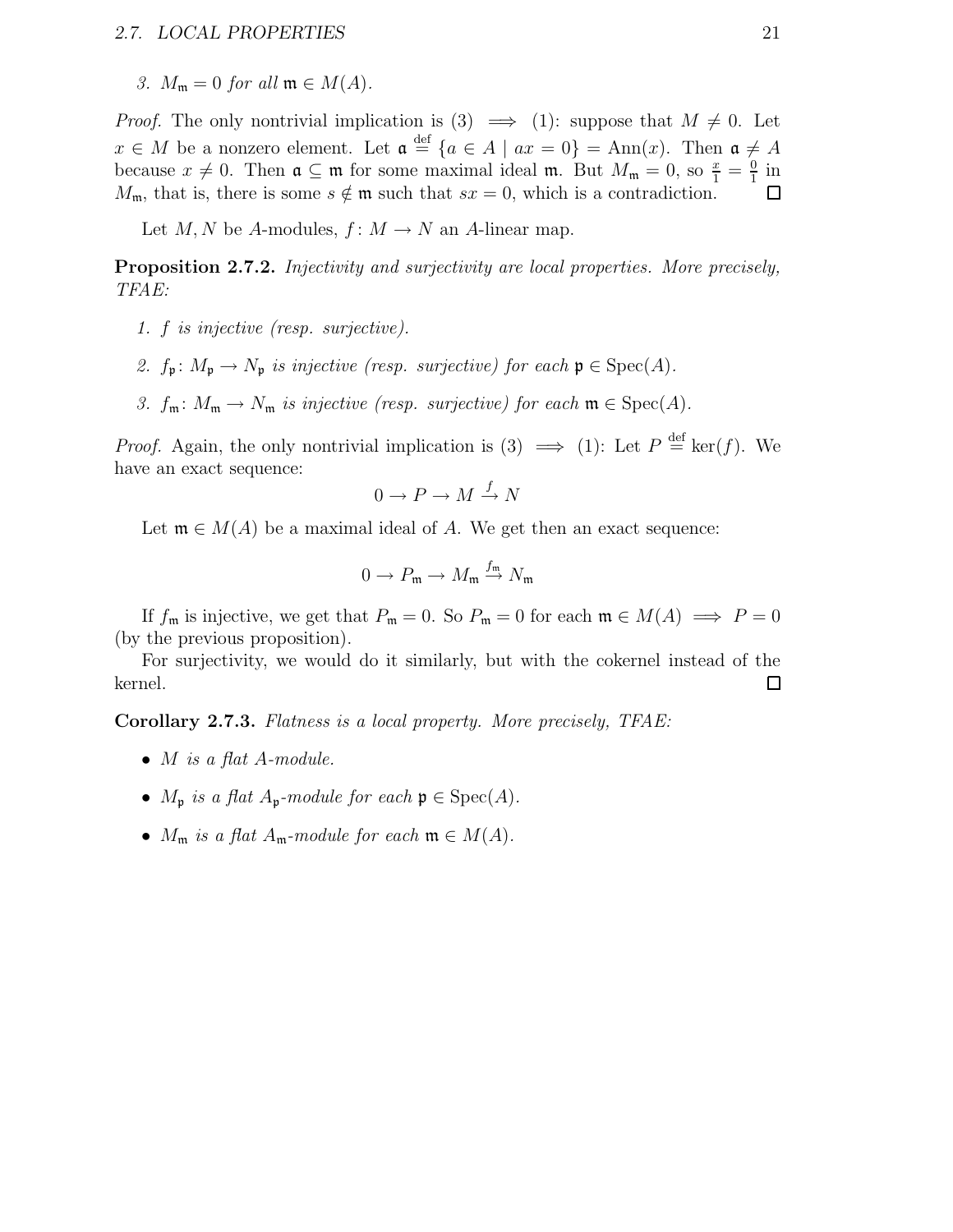3. *$M_{\mathfrak{m}} = 0$ for all $\mathfrak{m} \in M(A)$.*

*Proof.* The only nontrivial implication is (3) $\implies$ (1): suppose that $M \neq 0$. Let $x \in M$ be a nonzero element. Let $\mathfrak{a} \overset{\text{def}}{=} \{a \in A \mid ax = 0\} = \operatorname{Ann}(x)$. Then $\mathfrak{a} \neq A$ because $x \neq 0$. Then $\mathfrak{a} \subseteq \mathfrak{m}$ for some maximal ideal $\mathfrak{m}$. But $M_{\mathfrak{m}} = 0$, so $\frac{x}{1} = \frac{0}{1}$ in $M_{\mathfrak{m}}$, that is, there is some $s \notin \mathfrak{m}$ such that $sx = 0$, which is a contradiction. $\square$

Let $M, N$ be $A$-modules, $f \colon M \to N$ an $A$-linear map.

**Proposition 2.7.2.** *Injectivity and surjectivity are local properties. More precisely, TFAE:*

1. *$f$ is injective (resp. surjective).*
2. *$f_{\mathfrak{p}} \colon M_{\mathfrak{p}} \to N_{\mathfrak{p}}$ is injective (resp. surjective) for each $\mathfrak{p} \in \operatorname{Spec}(A)$.*
3. *$f_{\mathfrak{m}} \colon M_{\mathfrak{m}} \to N_{\mathfrak{m}}$ is injective (resp. surjective) for each $\mathfrak{m} \in \operatorname{Spec}(A)$.*

*Proof.* Again, the only nontrivial implication is (3) $\implies$ (1): Let $P \overset{\text{def}}{=} \ker(f)$. We have an exact sequence:

$$0 \to P \to M \xrightarrow{f} N$$

Let $\mathfrak{m} \in M(A)$ be a maximal ideal of $A$. We get then an exact sequence:

$$0 \to P_{\mathfrak{m}} \to M_{\mathfrak{m}} \xrightarrow{f_{\mathfrak{m}}} N_{\mathfrak{m}}$$

If $f_{\mathfrak{m}}$ is injective, we get that $P_{\mathfrak{m}} = 0$. So $P_{\mathfrak{m}} = 0$ for each $\mathfrak{m} \in M(A) \implies P = 0$ (by the previous proposition).

For surjectivity, we would do it similarly, but with the cokernel instead of the kernel. $\square$

**Corollary 2.7.3.** *Flatness is a local property. More precisely, TFAE:*

- *$M$ is a flat $A$-module.*
- *$M_{\mathfrak{p}}$ is a flat $A_{\mathfrak{p}}$-module for each $\mathfrak{p} \in \operatorname{Spec}(A)$.*
- *$M_{\mathfrak{m}}$ is a flat $A_{\mathfrak{m}}$-module for each $\mathfrak{m} \in M(A)$.*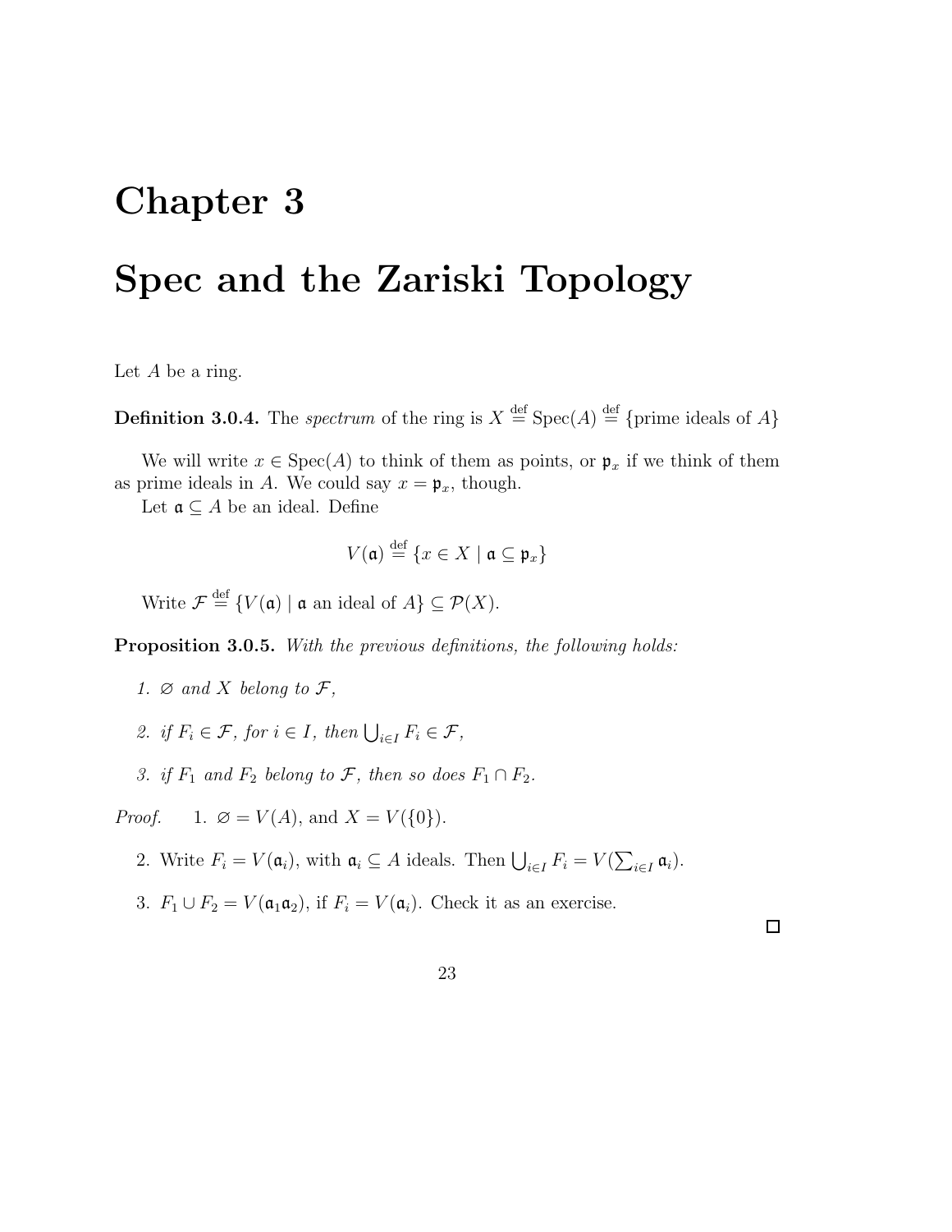# Chapter 3

# Spec and the Zariski Topology

Let $A$ be a ring.

**Definition 3.0.4.** The *spectrum* of the ring is $X \stackrel{\text{def}}{=} \operatorname{Spec}(A) \stackrel{\text{def}}{=} \{\text{prime ideals of } A\}$

We will write $x \in \operatorname{Spec}(A)$ to think of them as points, or $\mathfrak{p}_x$ if we think of them as prime ideals in $A$. We could say $x = \mathfrak{p}_x$, though.

Let $\mathfrak{a} \subseteq A$ be an ideal. Define

$$V(\mathfrak{a}) \stackrel{\text{def}}{=} \{x \in X \mid \mathfrak{a} \subseteq \mathfrak{p}_x\}$$

Write $\mathcal{F} \stackrel{\text{def}}{=} \{V(\mathfrak{a}) \mid \mathfrak{a} \text{ an ideal of } A\} \subseteq \mathcal{P}(X)$.

**Proposition 3.0.5.** *With the previous definitions, the following holds:*

1. *$\varnothing$ and $X$ belong to $\mathcal{F}$,*
2. *if $F_i \in \mathcal{F}$, for $i \in I$, then $\bigcup_{i \in I} F_i \in \mathcal{F}$,*
3. *if $F_1$ and $F_2$ belong to $\mathcal{F}$, then so does $F_1 \cap F_2$.*

*Proof.*

1. $\varnothing = V(A)$, and $X = V(\{0\})$.
2. Write $F_i = V(\mathfrak{a}_i)$, with $\mathfrak{a}_i \subseteq A$ ideals. Then $\bigcup_{i \in I} F_i = V(\sum_{i \in I} \mathfrak{a}_i)$.
3. $F_1 \cup F_2 = V(\mathfrak{a}_1 \mathfrak{a}_2)$, if $F_i = V(\mathfrak{a}_i)$. Check it as an exercise.

□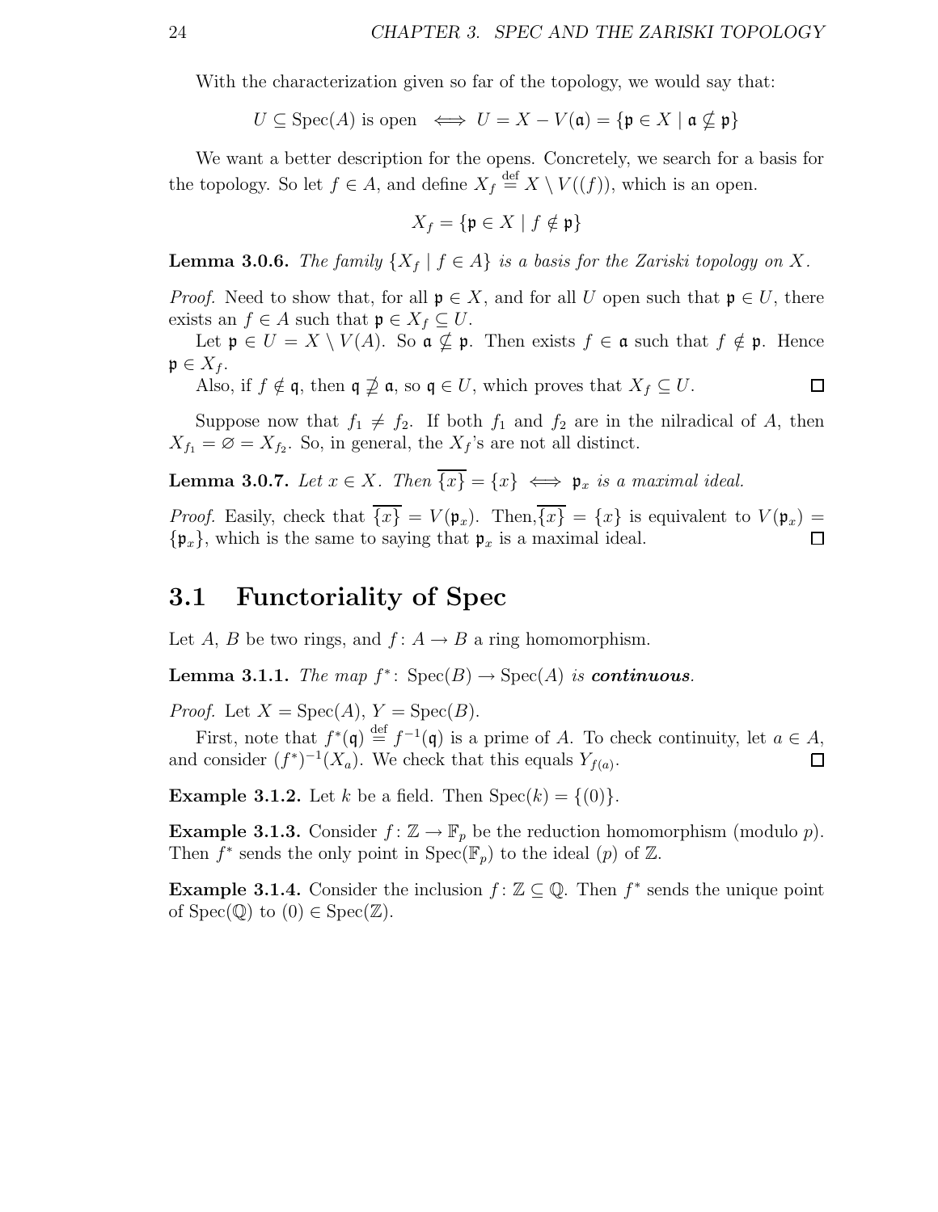With the characterization given so far of the topology, we would say that:

$$U \subseteq \operatorname{Spec}(A) \text{ is open} \iff U = X - V(\mathfrak{a}) = \{\mathfrak{p} \in X \mid \mathfrak{a} \nsubseteq \mathfrak{p}\}$$

We want a better description for the opens. Concretely, we search for a basis for the topology. So let $f \in A$, and define $X_f \stackrel{\text{def}}{=} X \setminus V((f))$, which is an open.

$$X_f = \{\mathfrak{p} \in X \mid f \notin \mathfrak{p}\}$$

**Lemma 3.0.6.** *The family $\{X_f \mid f \in A\}$ is a basis for the Zariski topology on $X$.*

*Proof.* Need to show that, for all $\mathfrak{p} \in X$, and for all $U$ open such that $\mathfrak{p} \in U$, there exists an $f \in A$ such that $\mathfrak{p} \in X_f \subseteq U$.

Let $\mathfrak{p} \in U = X \setminus V(A)$. So $\mathfrak{a} \nsubseteq \mathfrak{p}$. Then exists $f \in \mathfrak{a}$ such that $f \notin \mathfrak{p}$. Hence $\mathfrak{p} \in X_f$.

Also, if $f \notin \mathfrak{q}$, then $\mathfrak{q} \nsupseteq \mathfrak{a}$, so $\mathfrak{q} \in U$, which proves that $X_f \subseteq U$. ◻

Suppose now that $f_1 \neq f_2$. If both $f_1$ and $f_2$ are in the nilradical of $A$, then $X_{f_1} = \varnothing = X_{f_2}$. So, in general, the $X_f$'s are not all distinct.

**Lemma 3.0.7.** *Let $x \in X$. Then $\overline{\{x\}} = \{x\} \iff \mathfrak{p}_x$ is a maximal ideal.*

*Proof.* Easily, check that $\overline{\{x\}} = V(\mathfrak{p}_x)$. Then,$\overline{\{x\}} = \{x\}$ is equivalent to $V(\mathfrak{p}_x) = \{\mathfrak{p}_x\}$, which is the same to saying that $\mathfrak{p}_x$ is a maximal ideal. ◻

## 3.1 Functoriality of Spec

Let $A$, $B$ be two rings, and $f\colon A \to B$ a ring homomorphism.

**Lemma 3.1.1.** *The map $f^*\colon \operatorname{Spec}(B) \to \operatorname{Spec}(A)$ is **continuous**.*

*Proof.* Let $X = \operatorname{Spec}(A)$, $Y = \operatorname{Spec}(B)$.

First, note that $f^*(\mathfrak{q}) \stackrel{\text{def}}{=} f^{-1}(\mathfrak{q})$ is a prime of $A$. To check continuity, let $a \in A$, and consider $(f^*)^{-1}(X_a)$. We check that this equals $Y_{f(a)}$. ◻

**Example 3.1.2.** Let $k$ be a field. Then $\operatorname{Spec}(k) = \{(0)\}$.

**Example 3.1.3.** Consider $f\colon \mathbb{Z} \to \mathbb{F}_p$ be the reduction homomorphism (modulo $p$). Then $f^*$ sends the only point in $\operatorname{Spec}(\mathbb{F}_p)$ to the ideal $(p)$ of $\mathbb{Z}$.

**Example 3.1.4.** Consider the inclusion $f\colon \mathbb{Z} \subseteq \mathbb{Q}$. Then $f^*$ sends the unique point of $\operatorname{Spec}(\mathbb{Q})$ to $(0) \in \operatorname{Spec}(\mathbb{Z})$.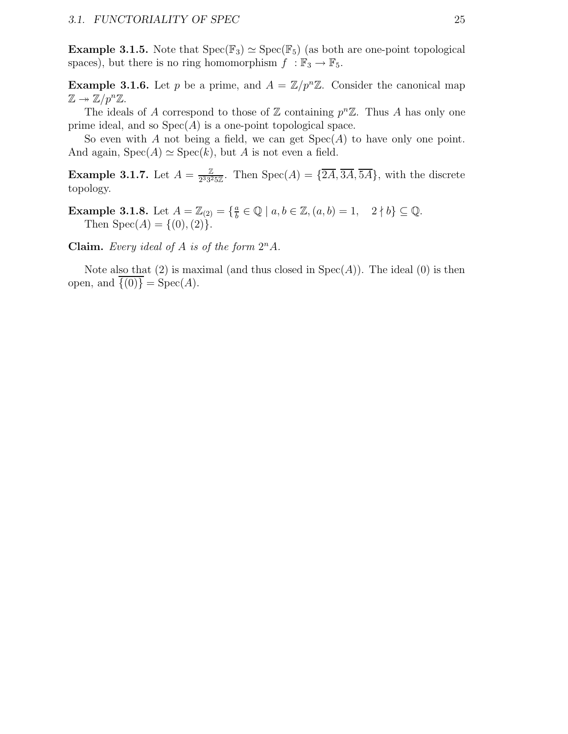**Example 3.1.5.** Note that $\mathrm{Spec}(\mathbb{F}_3) \simeq \mathrm{Spec}(\mathbb{F}_5)$ (as both are one-point topological spaces), but there is no ring homomorphism $f : \mathbb{F}_3 \to \mathbb{F}_5$.

**Example 3.1.6.** Let $p$ be a prime, and $A = \mathbb{Z}/p^n\mathbb{Z}$. Consider the canonical map $\mathbb{Z} \twoheadrightarrow \mathbb{Z}/p^n\mathbb{Z}$.

The ideals of $A$ correspond to those of $\mathbb{Z}$ containing $p^n\mathbb{Z}$. Thus $A$ has only one prime ideal, and so $\mathrm{Spec}(A)$ is a one-point topological space.

So even with $A$ not being a field, we can get $\mathrm{Spec}(A)$ to have only one point. And again, $\mathrm{Spec}(A) \simeq \mathrm{Spec}(k)$, but $A$ is not even a field.

**Example 3.1.7.** Let $A = \frac{\mathbb{Z}}{2^3 3^2 5\mathbb{Z}}$. Then $\mathrm{Spec}(A) = \{\overline{2A}, \overline{3A}, \overline{5A}\}$, with the discrete topology.

**Example 3.1.8.** Let $A = \mathbb{Z}_{(2)} = \{\frac{a}{b} \in \mathbb{Q} \mid a, b \in \mathbb{Z}, (a, b) = 1, \quad 2 \nmid b\} \subseteq \mathbb{Q}$.
Then $\mathrm{Spec}(A) = \{(0), (2)\}$.

**Claim.** *Every ideal of $A$ is of the form $2^n A$.*

Note also that $(2)$ is maximal (and thus closed in $\mathrm{Spec}(A)$). The ideal $(0)$ is then open, and $\overline{\{(0)\}} = \mathrm{Spec}(A)$.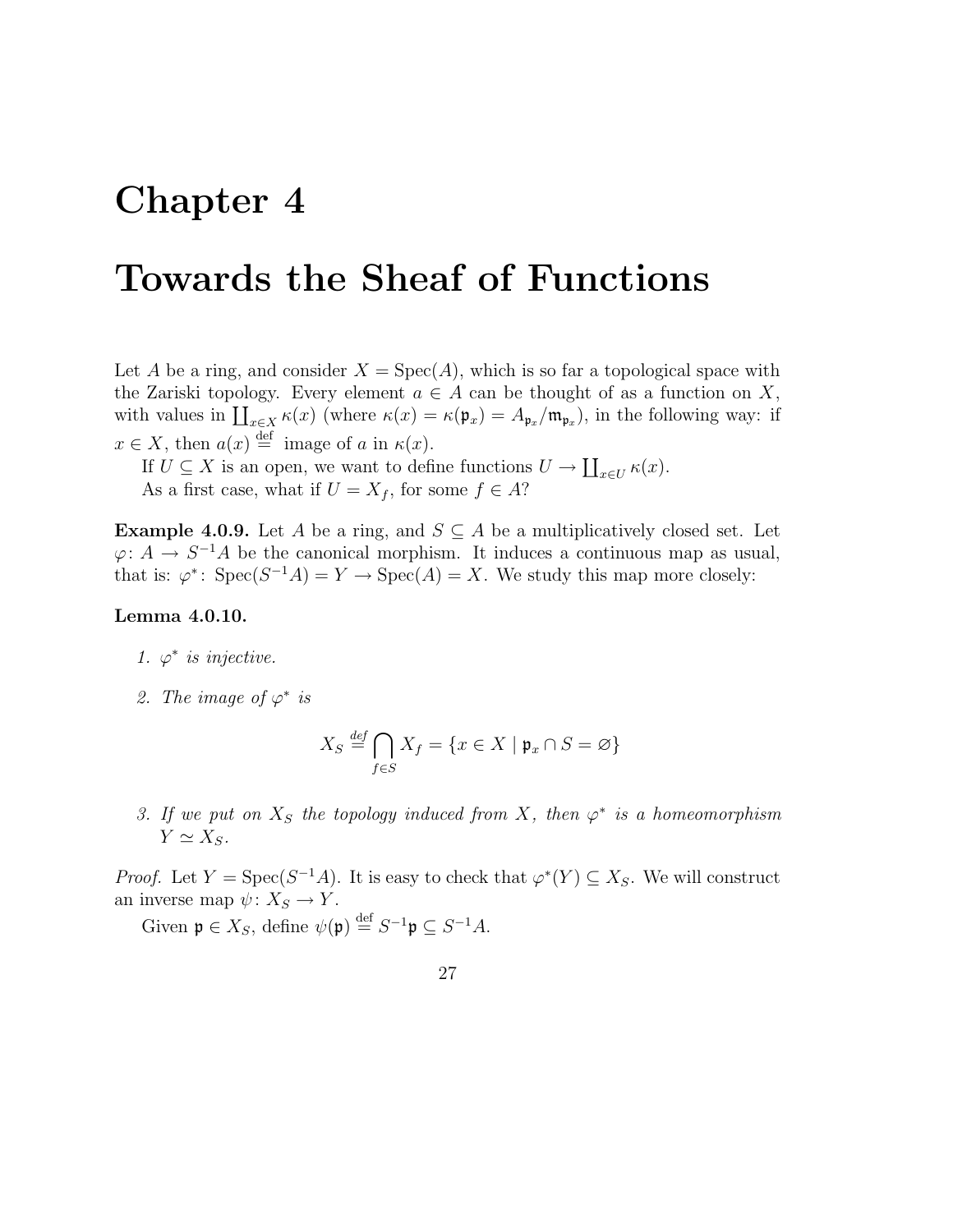# Chapter 4

# Towards the Sheaf of Functions

Let $A$ be a ring, and consider $X = \operatorname{Spec}(A)$, which is so far a topological space with the Zariski topology. Every element $a \in A$ can be thought of as a function on $X$, with values in $\coprod_{x \in X} \kappa(x)$ (where $\kappa(x) = \kappa(\mathfrak{p}_x) = A_{\mathfrak{p}_x}/\mathfrak{m}_{\mathfrak{p}_x}$), in the following way: if $x \in X$, then $a(x) \overset{\text{def}}{=}$ image of $a$ in $\kappa(x)$.

If $U \subseteq X$ is an open, we want to define functions $U \to \coprod_{x \in U} \kappa(x)$.

As a first case, what if $U = X_f$, for some $f \in A$?

**Example 4.0.9.** Let $A$ be a ring, and $S \subseteq A$ be a multiplicatively closed set. Let $\varphi \colon A \to S^{-1}A$ be the canonical morphism. It induces a continuous map as usual, that is: $\varphi^* \colon \operatorname{Spec}(S^{-1}A) = Y \to \operatorname{Spec}(A) = X$. We study this map more closely:

**Lemma 4.0.10.**

1. *$\varphi^*$ is injective.*

2. *The image of $\varphi^*$ is*

$$X_S \overset{def}{=} \bigcap_{f \in S} X_f = \{x \in X \mid \mathfrak{p}_x \cap S = \varnothing\}$$

3. *If we put on $X_S$ the topology induced from $X$, then $\varphi^*$ is a homeomorphism $Y \simeq X_S$.*

*Proof.* Let $Y = \operatorname{Spec}(S^{-1}A)$. It is easy to check that $\varphi^*(Y) \subseteq X_S$. We will construct an inverse map $\psi \colon X_S \to Y$.

Given $\mathfrak{p} \in X_S$, define $\psi(\mathfrak{p}) \overset{\text{def}}{=} S^{-1}\mathfrak{p} \subseteq S^{-1}A$.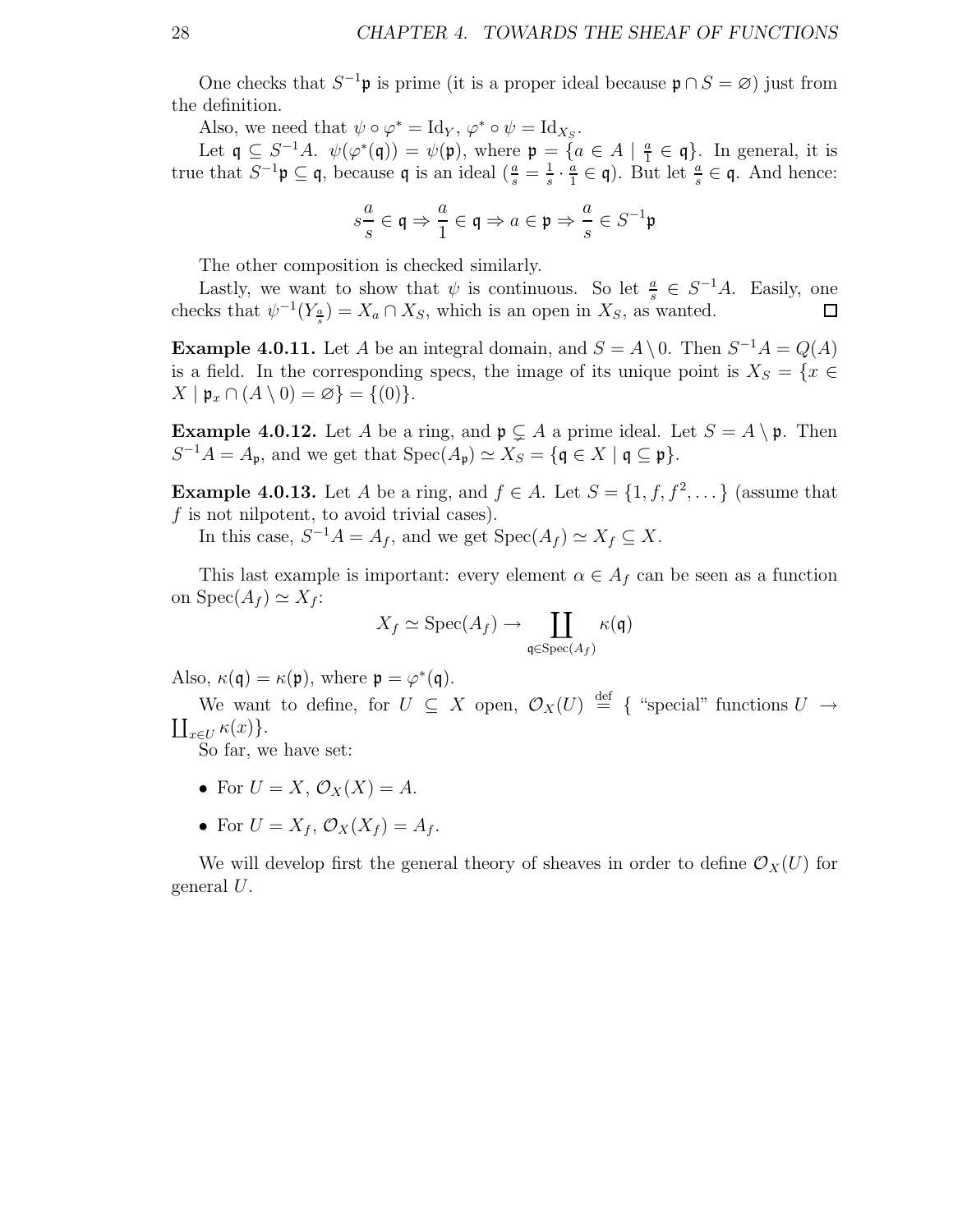One checks that $S^{-1}\mathfrak{p}$ is prime (it is a proper ideal because $\mathfrak{p} \cap S = \varnothing$) just from the definition.

Also, we need that $\psi \circ \varphi^* = \mathrm{Id}_Y$, $\varphi^* \circ \psi = \mathrm{Id}_{X_S}$.

Let $\mathfrak{q} \subseteq S^{-1}A$. $\psi(\varphi^*(\mathfrak{q})) = \psi(\mathfrak{p})$, where $\mathfrak{p} = \{a \in A \mid \frac{a}{1} \in \mathfrak{q}\}$. In general, it is true that $S^{-1}\mathfrak{p} \subseteq \mathfrak{q}$, because $\mathfrak{q}$ is an ideal ($\frac{a}{s} = \frac{1}{s} \cdot \frac{a}{1} \in \mathfrak{q}$). But let $\frac{a}{s} \in \mathfrak{q}$. And hence:

$$s\frac{a}{s} \in \mathfrak{q} \Rightarrow \frac{a}{1} \in \mathfrak{q} \Rightarrow a \in \mathfrak{p} \Rightarrow \frac{a}{s} \in S^{-1}\mathfrak{p}$$

The other composition is checked similarly.

Lastly, we want to show that $\psi$ is continuous. So let $\frac{a}{s} \in S^{-1}A$. Easily, one checks that $\psi^{-1}(Y_{\frac{a}{s}}) = X_a \cap X_S$, which is an open in $X_S$, as wanted. $\square$

**Example 4.0.11.** Let $A$ be an integral domain, and $S = A \setminus 0$. Then $S^{-1}A = Q(A)$ is a field. In the corresponding specs, the image of its unique point is $X_S = \{x \in X \mid \mathfrak{p}_x \cap (A \setminus 0) = \varnothing\} = \{(0)\}$.

**Example 4.0.12.** Let $A$ be a ring, and $\mathfrak{p} \subsetneq A$ a prime ideal. Let $S = A \setminus \mathfrak{p}$. Then $S^{-1}A = A_{\mathfrak{p}}$, and we get that $\mathrm{Spec}(A_{\mathfrak{p}}) \simeq X_S = \{\mathfrak{q} \in X \mid \mathfrak{q} \subseteq \mathfrak{p}\}$.

**Example 4.0.13.** Let $A$ be a ring, and $f \in A$. Let $S = \{1, f, f^2, \dots\}$ (assume that $f$ is not nilpotent, to avoid trivial cases).

In this case, $S^{-1}A = A_f$, and we get $\mathrm{Spec}(A_f) \simeq X_f \subseteq X$.

This last example is important: every element $\alpha \in A_f$ can be seen as a function on $\mathrm{Spec}(A_f) \simeq X_f$:

$$X_f \simeq \mathrm{Spec}(A_f) \to \coprod_{\mathfrak{q} \in \mathrm{Spec}(A_f)} \kappa(\mathfrak{q})$$

Also, $\kappa(\mathfrak{q}) = \kappa(\mathfrak{p})$, where $\mathfrak{p} = \varphi^*(\mathfrak{q})$.

We want to define, for $U \subseteq X$ open, $\mathcal{O}_X(U) \stackrel{\text{def}}{=} \{$ "special" functions $U \to \coprod_{x \in U} \kappa(x)\}$.

So far, we have set:

- For $U = X$, $\mathcal{O}_X(X) = A$.
- For $U = X_f$, $\mathcal{O}_X(X_f) = A_f$.

We will develop first the general theory of sheaves in order to define $\mathcal{O}_X(U)$ for general $U$.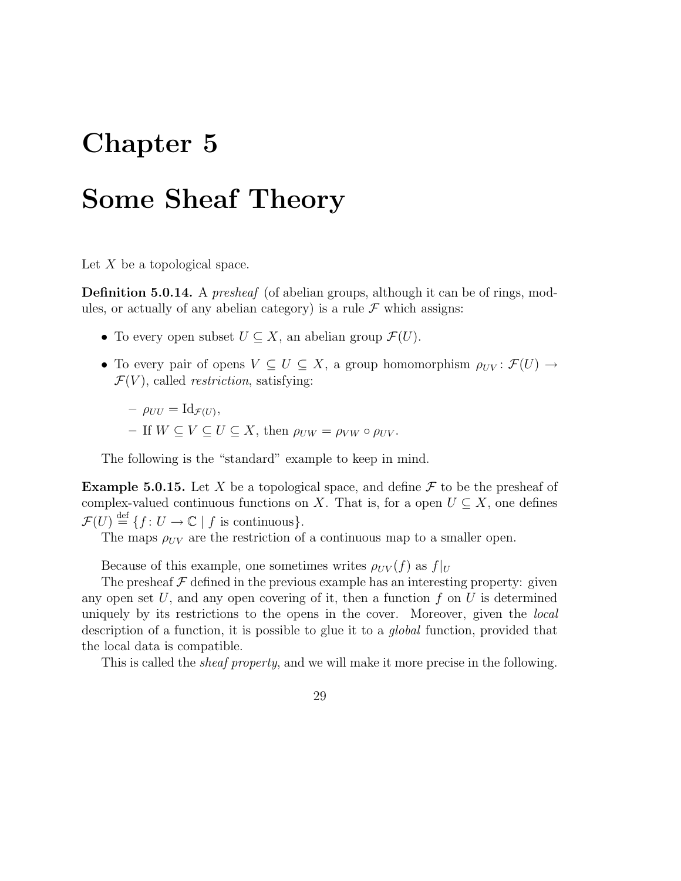# Chapter 5

# Some Sheaf Theory

Let $X$ be a topological space.

**Definition 5.0.14.** A *presheaf* (of abelian groups, although it can be of rings, modules, or actually of any abelian category) is a rule $\mathcal{F}$ which assigns:

- To every open subset $U \subseteq X$, an abelian group $\mathcal{F}(U)$.
- To every pair of opens $V \subseteq U \subseteq X$, a group homomorphism $\rho_{UV} \colon \mathcal{F}(U) \to \mathcal{F}(V)$, called *restriction*, satisfying:
  - $\rho_{UU} = \mathrm{Id}_{\mathcal{F}(U)}$,
  - If $W \subseteq V \subseteq U \subseteq X$, then $\rho_{UW} = \rho_{VW} \circ \rho_{UV}$.

The following is the "standard" example to keep in mind.

**Example 5.0.15.** Let $X$ be a topological space, and define $\mathcal{F}$ to be the presheaf of complex-valued continuous functions on $X$. That is, for a open $U \subseteq X$, one defines $\mathcal{F}(U) \stackrel{\text{def}}{=} \{f \colon U \to \mathbb{C} \mid f \text{ is continuous}\}$.

The maps $\rho_{UV}$ are the restriction of a continuous map to a smaller open.

Because of this example, one sometimes writes $\rho_{UV}(f)$ as $f|_U$

The presheaf $\mathcal{F}$ defined in the previous example has an interesting property: given any open set $U$, and any open covering of it, then a function $f$ on $U$ is determined uniquely by its restrictions to the opens in the cover. Moreover, given the *local* description of a function, it is possible to glue it to a *global* function, provided that the local data is compatible.

This is called the *sheaf property*, and we will make it more precise in the following.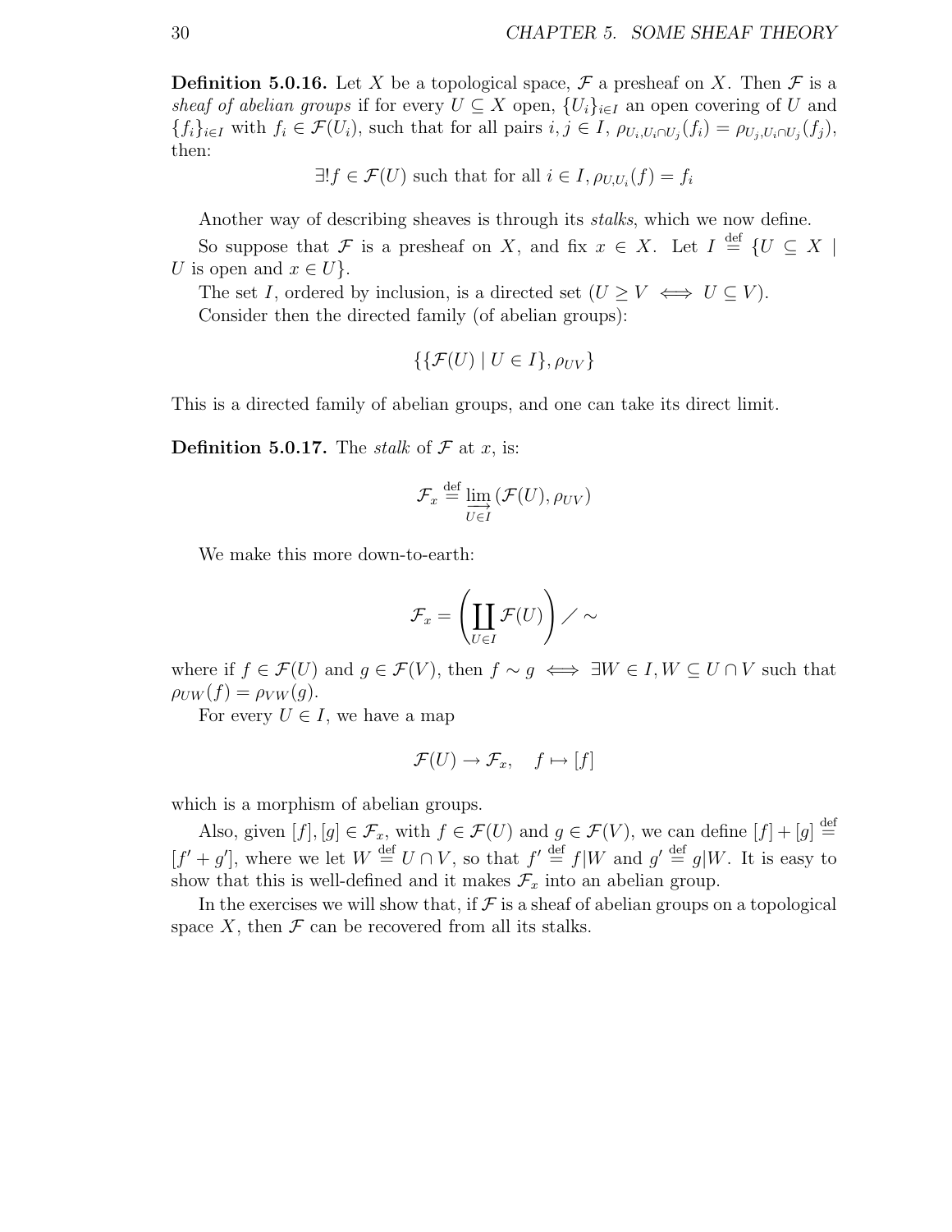**Definition 5.0.16.** Let $X$ be a topological space, $\mathcal{F}$ a presheaf on $X$. Then $\mathcal{F}$ is a *sheaf of abelian groups* if for every $U \subseteq X$ open, $\{U_i\}_{i \in I}$ an open covering of $U$ and $\{f_i\}_{i \in I}$ with $f_i \in \mathcal{F}(U_i)$, such that for all pairs $i, j \in I$, $\rho_{U_i, U_i \cap U_j}(f_i) = \rho_{U_j, U_i \cap U_j}(f_j)$, then:

$$\exists! f \in \mathcal{F}(U) \text{ such that for all } i \in I, \rho_{U, U_i}(f) = f_i$$

Another way of describing sheaves is through its *stalks*, which we now define.

So suppose that $\mathcal{F}$ is a presheaf on $X$, and fix $x \in X$. Let $I \stackrel{\text{def}}{=} \{U \subseteq X \mid U \text{ is open and } x \in U\}$.

The set $I$, ordered by inclusion, is a directed set ($U \geq V \iff U \subseteq V$).

Consider then the directed family (of abelian groups):

$$\{\{\mathcal{F}(U) \mid U \in I\}, \rho_{UV}\}$$

This is a directed family of abelian groups, and one can take its direct limit.

**Definition 5.0.17.** The *stalk* of $\mathcal{F}$ at $x$, is:

$$\mathcal{F}_x \stackrel{\text{def}}{=} \varinjlim_{U \in I} (\mathcal{F}(U), \rho_{UV})$$

We make this more down-to-earth:

$$\mathcal{F}_x = \left( \coprod_{U \in I} \mathcal{F}(U) \right) \diagup \sim$$

where if $f \in \mathcal{F}(U)$ and $g \in \mathcal{F}(V)$, then $f \sim g \iff \exists W \in I, W \subseteq U \cap V$ such that $\rho_{UW}(f) = \rho_{VW}(g)$.

For every $U \in I$, we have a map

$$\mathcal{F}(U) \to \mathcal{F}_x, \quad f \mapsto [f]$$

which is a morphism of abelian groups.

Also, given $[f], [g] \in \mathcal{F}_x$, with $f \in \mathcal{F}(U)$ and $g \in \mathcal{F}(V)$, we can define $[f] + [g] \stackrel{\text{def}}{=} [f' + g']$, where we let $W \stackrel{\text{def}}{=} U \cap V$, so that $f' \stackrel{\text{def}}{=} f|W$ and $g' \stackrel{\text{def}}{=} g|W$. It is easy to show that this is well-defined and it makes $\mathcal{F}_x$ into an abelian group.

In the exercises we will show that, if $\mathcal{F}$ is a sheaf of abelian groups on a topological space $X$, then $\mathcal{F}$ can be recovered from all its stalks.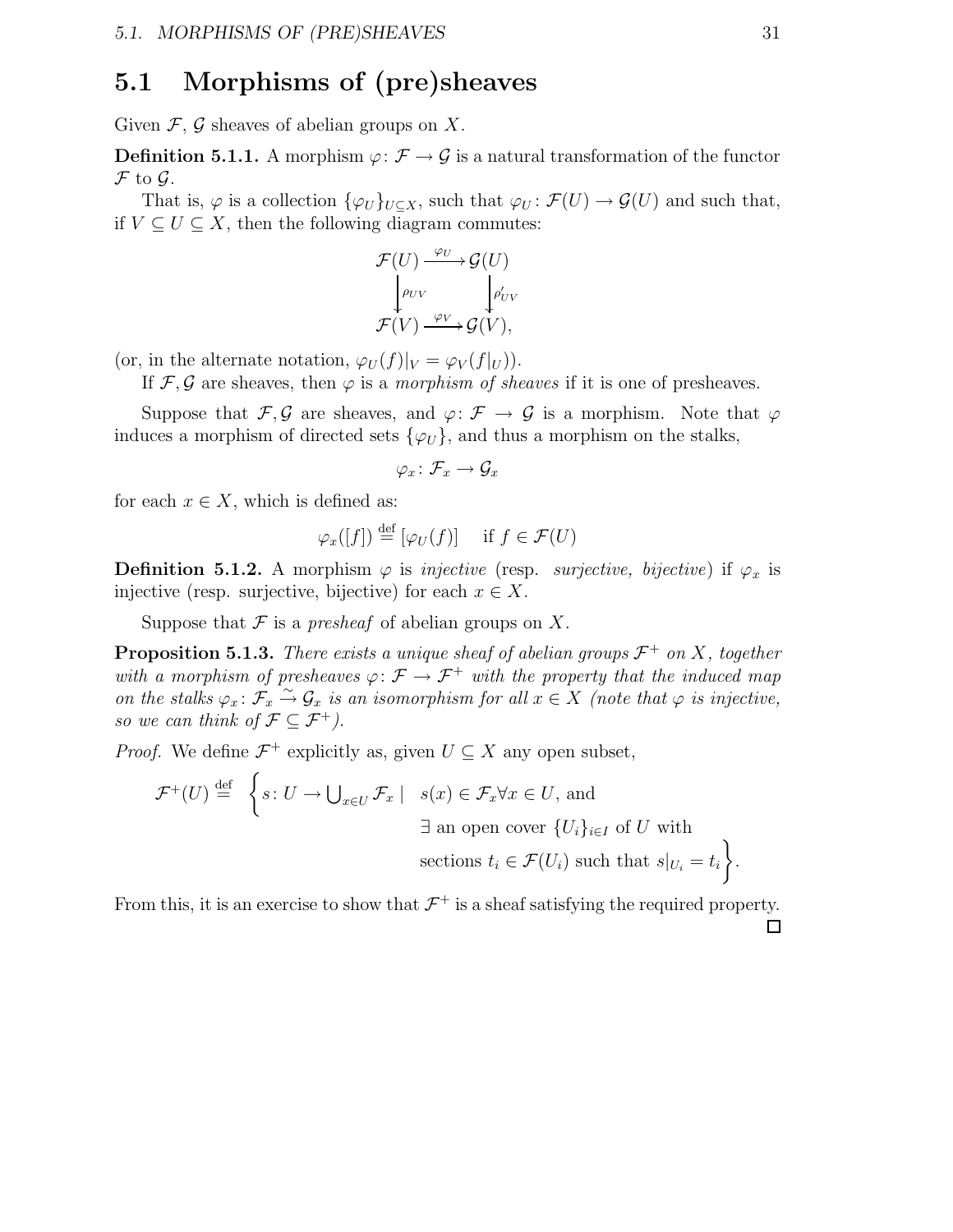## 5.1 Morphisms of (pre)sheaves

Given $\mathcal{F}$, $\mathcal{G}$ sheaves of abelian groups on $X$.

**Definition 5.1.1.** A morphism $\varphi\colon \mathcal{F} \to \mathcal{G}$ is a natural transformation of the functor $\mathcal{F}$ to $\mathcal{G}$.

That is, $\varphi$ is a collection $\{\varphi_U\}_{U \subseteq X}$, such that $\varphi_U\colon \mathcal{F}(U) \to \mathcal{G}(U)$ and such that, if $V \subseteq U \subseteq X$, then the following diagram commutes:

$$\begin{array}{ccc} \mathcal{F}(U) & \xrightarrow{\varphi_U} & \mathcal{G}(U) \\ \downarrow{\scriptstyle \rho_{UV}} & & \downarrow{\scriptstyle \rho'_{UV}} \\ \mathcal{F}(V) & \xrightarrow{\varphi_V} & \mathcal{G}(V), \end{array}$$

(or, in the alternate notation, $\varphi_U(f)|_V = \varphi_V(f|_U)$).

If $\mathcal{F}, \mathcal{G}$ are sheaves, then $\varphi$ is a *morphism of sheaves* if it is one of presheaves.

Suppose that $\mathcal{F}, \mathcal{G}$ are sheaves, and $\varphi\colon \mathcal{F} \to \mathcal{G}$ is a morphism. Note that $\varphi$ induces a morphism of directed sets $\{\varphi_U\}$, and thus a morphism on the stalks,

$$\varphi_x\colon \mathcal{F}_x \to \mathcal{G}_x$$

for each $x \in X$, which is defined as:

$$\varphi_x([f]) \stackrel{\text{def}}{=} [\varphi_U(f)] \quad \text{ if } f \in \mathcal{F}(U)$$

**Definition 5.1.2.** A morphism $\varphi$ is *injective* (resp. *surjective, bijective*) if $\varphi_x$ is injective (resp. surjective, bijective) for each $x \in X$.

Suppose that $\mathcal{F}$ is a *presheaf* of abelian groups on $X$.

**Proposition 5.1.3.** *There exists a unique sheaf of abelian groups $\mathcal{F}^+$ on $X$, together with a morphism of presheaves $\varphi\colon \mathcal{F} \to \mathcal{F}^+$ with the property that the induced map on the stalks $\varphi_x\colon \mathcal{F}_x \xrightarrow{\sim} \mathcal{G}_x$ is an isomorphism for all $x \in X$ (note that $\varphi$ is injective, so we can think of $\mathcal{F} \subseteq \mathcal{F}^+$).*

*Proof.* We define $\mathcal{F}^+$ explicitly as, given $U \subseteq X$ any open subset,

$$\mathcal{F}^+(U) \stackrel{\text{def}}{=} \left\{ s\colon U \to \bigcup_{x \in U} \mathcal{F}_x \;\middle|\; \begin{array}{l} s(x) \in \mathcal{F}_x \forall x \in U, \text{ and} \\ \exists \text{ an open cover } \{U_i\}_{i \in I} \text{ of } U \text{ with} \\ \text{sections } t_i \in \mathcal{F}(U_i) \text{ such that } s|_{U_i} = t_i \end{array} \right\}.$$

From this, it is an exercise to show that $\mathcal{F}^+$ is a sheaf satisfying the required property. □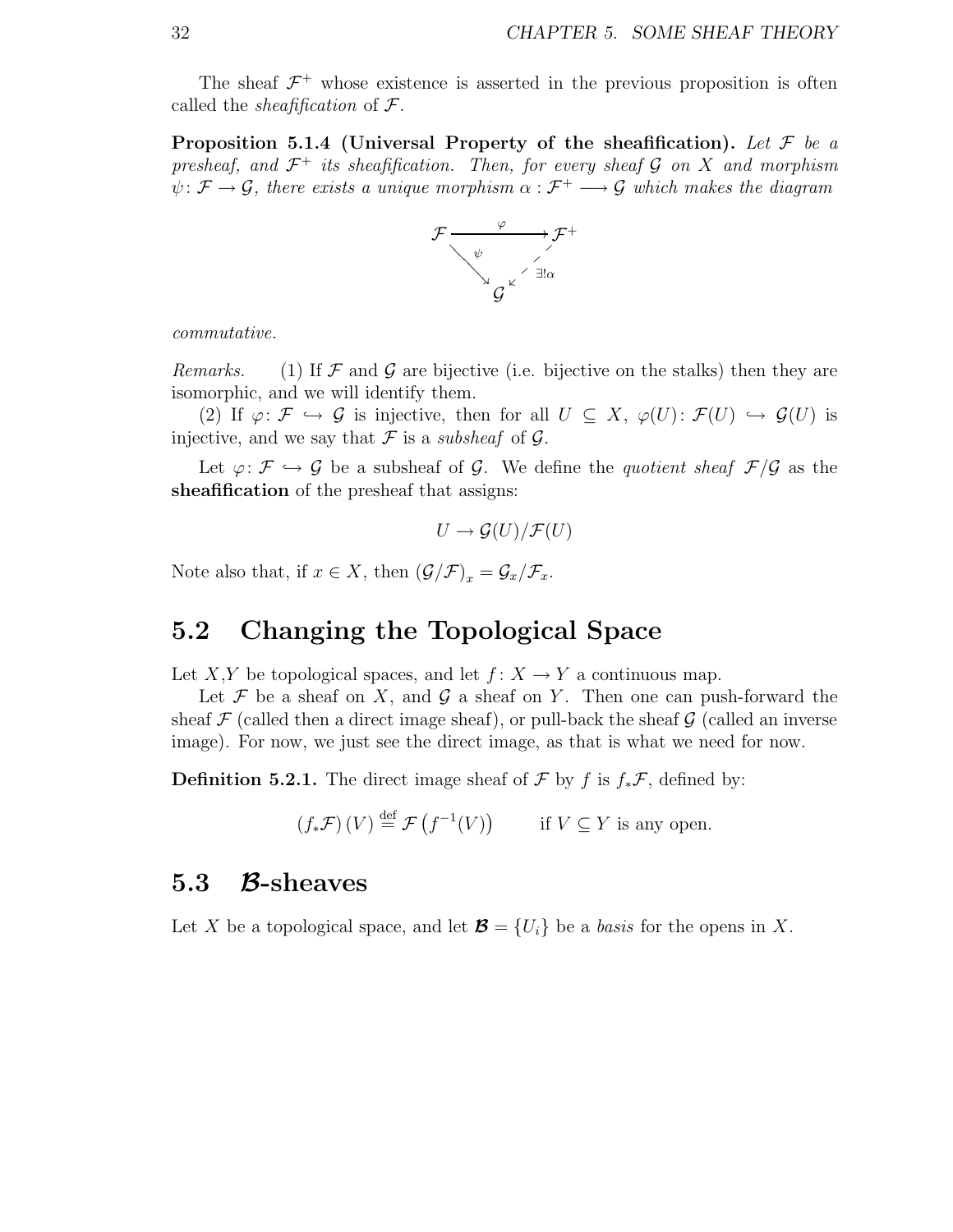The sheaf $\mathcal{F}^+$ whose existence is asserted in the previous proposition is often called the *sheafification* of $\mathcal{F}$.

**Proposition 5.1.4 (Universal Property of the sheafification).** *Let $\mathcal{F}$ be a presheaf, and $\mathcal{F}^+$ its sheafification. Then, for every sheaf $\mathcal{G}$ on $X$ and morphism $\psi \colon \mathcal{F} \to \mathcal{G}$, there exists a unique morphism $\alpha : \mathcal{F}^+ \longrightarrow \mathcal{G}$ which makes the diagram*

$$\begin{array}{ccc} \mathcal{F} & \xrightarrow{\varphi} & \mathcal{F}^+ \\ & {\scriptstyle\psi}\searrow & \swarrow{\scriptstyle\exists!\alpha} \\ & \mathcal{G} & \end{array}$$

*commutative.*

*Remarks.* (1) If $\mathcal{F}$ and $\mathcal{G}$ are bijective (i.e. bijective on the stalks) then they are isomorphic, and we will identify them.

(2) If $\varphi \colon \mathcal{F} \hookrightarrow \mathcal{G}$ is injective, then for all $U \subseteq X$, $\varphi(U) \colon \mathcal{F}(U) \hookrightarrow \mathcal{G}(U)$ is injective, and we say that $\mathcal{F}$ is a *subsheaf* of $\mathcal{G}$.

Let $\varphi \colon \mathcal{F} \hookrightarrow \mathcal{G}$ be a subsheaf of $\mathcal{G}$. We define the *quotient sheaf* $\mathcal{F}/\mathcal{G}$ as the **sheafification** of the presheaf that assigns:

$$U \to \mathcal{G}(U)/\mathcal{F}(U)$$

Note also that, if $x \in X$, then $(\mathcal{G}/\mathcal{F})_x = \mathcal{G}_x/\mathcal{F}_x$.

## 5.2 Changing the Topological Space

Let $X$,$Y$ be topological spaces, and let $f \colon X \to Y$ a continuous map.

Let $\mathcal{F}$ be a sheaf on $X$, and $\mathcal{G}$ a sheaf on $Y$. Then one can push-forward the sheaf $\mathcal{F}$ (called then a direct image sheaf), or pull-back the sheaf $\mathcal{G}$ (called an inverse image). For now, we just see the direct image, as that is what we need for now.

**Definition 5.2.1.** The direct image sheaf of $\mathcal{F}$ by $f$ is $f_*\mathcal{F}$, defined by:

$$\left(f_*\mathcal{F}\right)(V) \overset{\text{def}}{=} \mathcal{F}\left(f^{-1}(V)\right) \qquad \text{if } V \subseteq Y \text{ is any open.}$$

## 5.3 $\boldsymbol{\mathcal{B}}$-sheaves

Let $X$ be a topological space, and let $\boldsymbol{\mathcal{B}} = \{U_i\}$ be a *basis* for the opens in $X$.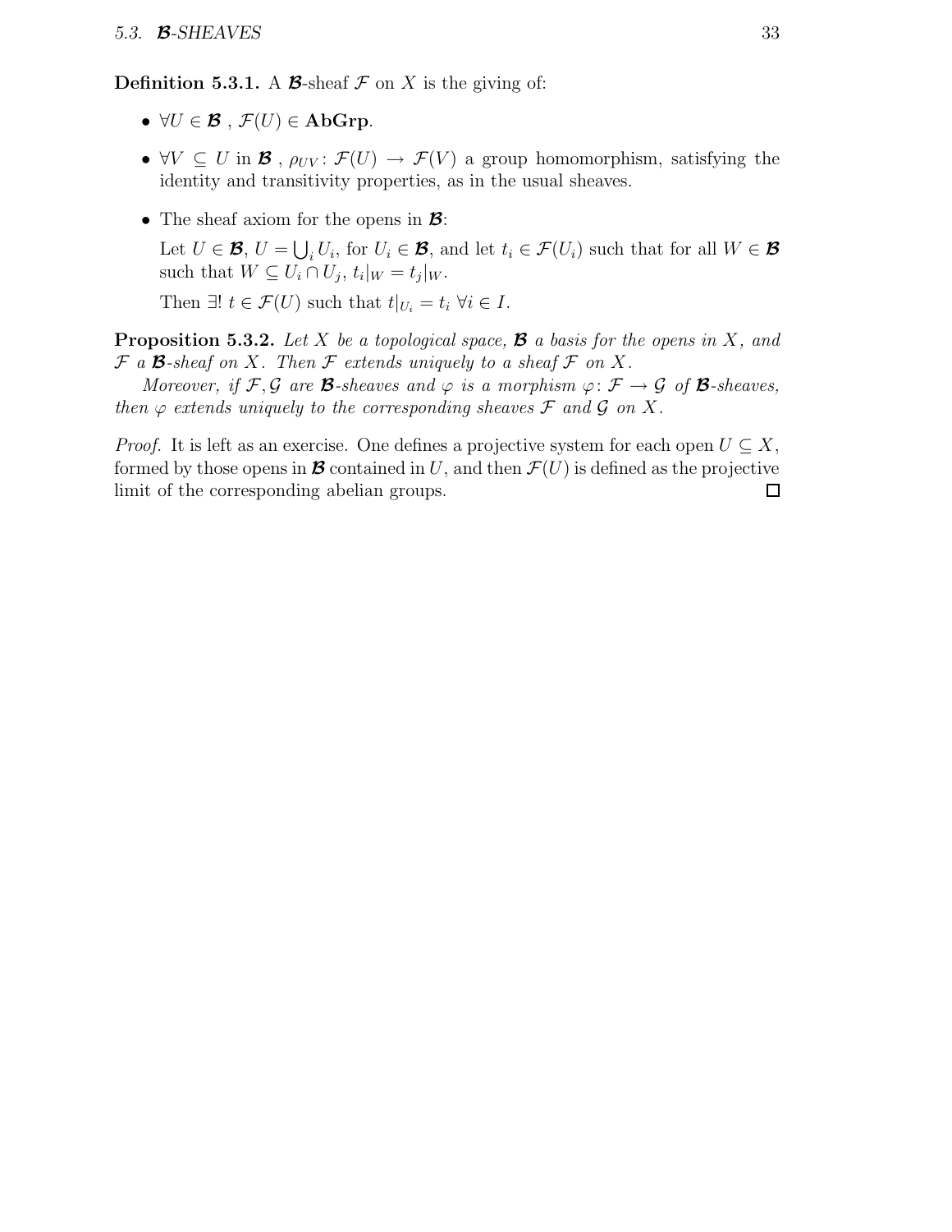**Definition 5.3.1.** A $\boldsymbol{\mathcal{B}}$-sheaf $\mathcal{F}$ on $X$ is the giving of:

- $\forall U \in \boldsymbol{\mathcal{B}}$ , $\mathcal{F}(U) \in \mathbf{AbGrp}$.
- $\forall V \subseteq U$ in $\boldsymbol{\mathcal{B}}$ , $\rho_{UV} \colon \mathcal{F}(U) \to \mathcal{F}(V)$ a group homomorphism, satisfying the identity and transitivity properties, as in the usual sheaves.
- The sheaf axiom for the opens in $\boldsymbol{\mathcal{B}}$:

  Let $U \in \boldsymbol{\mathcal{B}}$, $U = \bigcup_i U_i$, for $U_i \in \boldsymbol{\mathcal{B}}$, and let $t_i \in \mathcal{F}(U_i)$ such that for all $W \in \boldsymbol{\mathcal{B}}$ such that $W \subseteq U_i \cap U_j$, $t_i|_W = t_j|_W$.

  Then $\exists!\ t \in \mathcal{F}(U)$ such that $t|_{U_i} = t_i\ \forall i \in I$.

**Proposition 5.3.2.** *Let $X$ be a topological space, $\boldsymbol{\mathcal{B}}$ a basis for the opens in $X$, and $\mathcal{F}$ a $\boldsymbol{\mathcal{B}}$-sheaf on $X$. Then $\mathcal{F}$ extends uniquely to a sheaf $\mathcal{F}$ on $X$.*

*Moreover, if $\mathcal{F}, \mathcal{G}$ are $\boldsymbol{\mathcal{B}}$-sheaves and $\varphi$ is a morphism $\varphi \colon \mathcal{F} \to \mathcal{G}$ of $\boldsymbol{\mathcal{B}}$-sheaves, then $\varphi$ extends uniquely to the corresponding sheaves $\mathcal{F}$ and $\mathcal{G}$ on $X$.*

*Proof.* It is left as an exercise. One defines a projective system for each open $U \subseteq X$, formed by those opens in $\boldsymbol{\mathcal{B}}$ contained in $U$, and then $\mathcal{F}(U)$ is defined as the projective limit of the corresponding abelian groups. □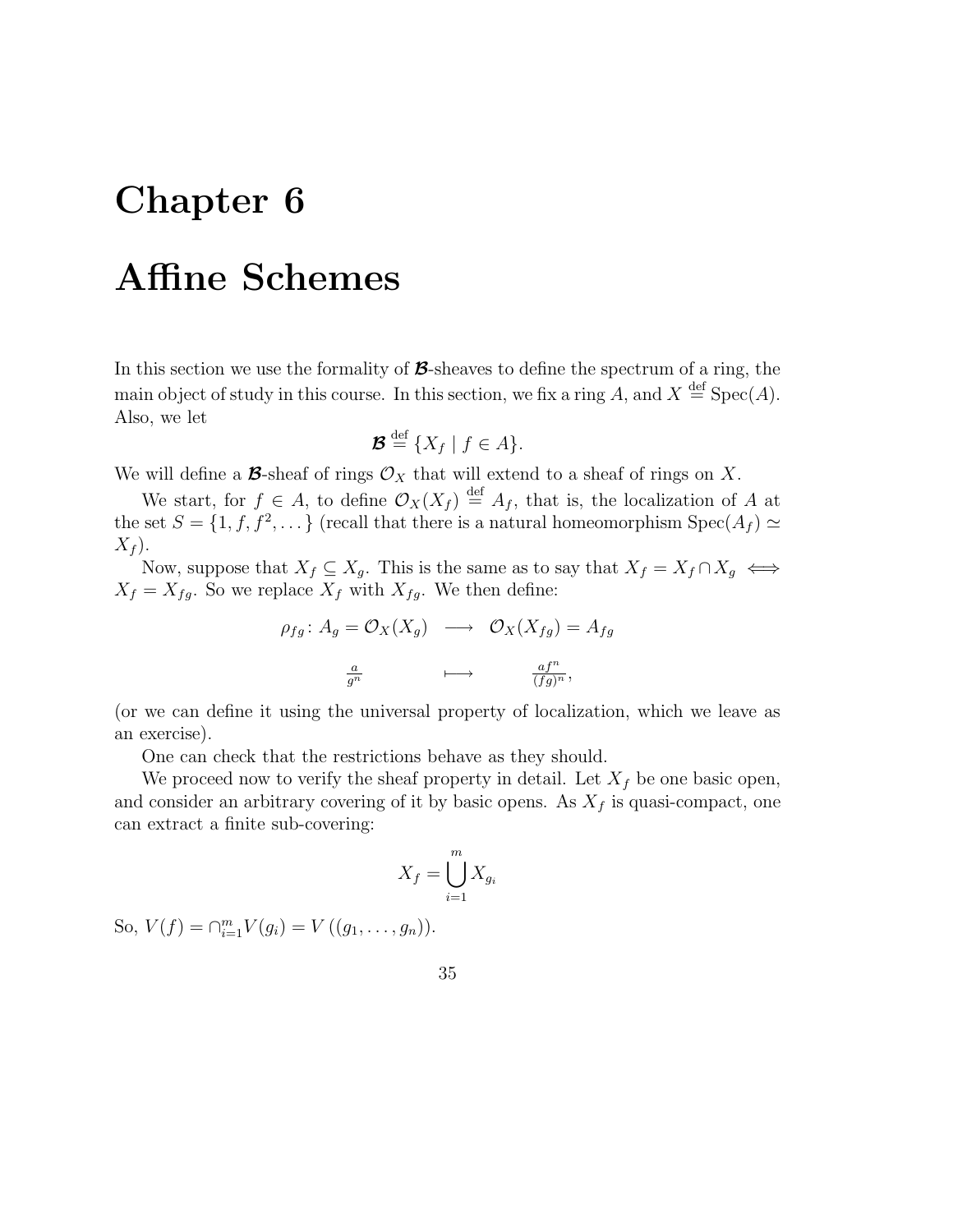# Chapter 6

# Affine Schemes

In this section we use the formality of $\boldsymbol{\mathcal{B}}$-sheaves to define the spectrum of a ring, the main object of study in this course. In this section, we fix a ring $A$, and $X \stackrel{\text{def}}{=} \operatorname{Spec}(A)$. Also, we let

$$\boldsymbol{\mathcal{B}} \stackrel{\text{def}}{=} \{X_f \mid f \in A\}.$$

We will define a $\boldsymbol{\mathcal{B}}$-sheaf of rings $\mathcal{O}_X$ that will extend to a sheaf of rings on $X$.

We start, for $f \in A$, to define $\mathcal{O}_X(X_f) \stackrel{\text{def}}{=} A_f$, that is, the localization of $A$ at the set $S = \{1, f, f^2, \dots\}$ (recall that there is a natural homeomorphism $\operatorname{Spec}(A_f) \simeq X_f$).

Now, suppose that $X_f \subseteq X_g$. This is the same as to say that $X_f = X_f \cap X_g \iff X_f = X_{fg}$. So we replace $X_f$ with $X_{fg}$. We then define:

$$\begin{aligned} \rho_{fg} \colon A_g = \mathcal{O}_X(X_g) \quad &\longrightarrow \quad \mathcal{O}_X(X_{fg}) = A_{fg} \\ \tfrac{a}{g^n} \qquad\quad &\longmapsto \qquad\quad \tfrac{af^n}{(fg)^n}, \end{aligned}$$

(or we can define it using the universal property of localization, which we leave as an exercise).

One can check that the restrictions behave as they should.

We proceed now to verify the sheaf property in detail. Let $X_f$ be one basic open, and consider an arbitrary covering of it by basic opens. As $X_f$ is quasi-compact, one can extract a finite sub-covering:

$$X_f = \bigcup_{i=1}^{m} X_{g_i}$$

So, $V(f) = \cap_{i=1}^{m} V(g_i) = V\left((g_1, \dots, g_n)\right)$.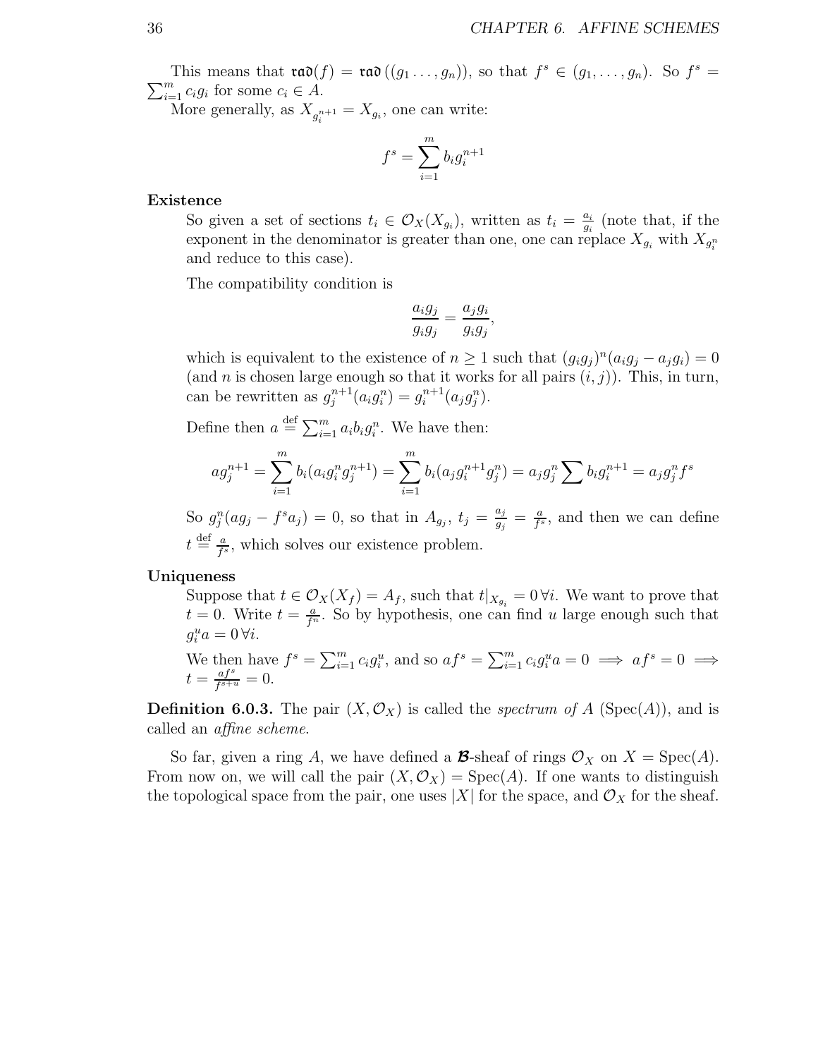This means that $\mathfrak{rad}(f) = \mathfrak{rad}\left((g_1 \ldots, g_n)\right)$, so that $f^s \in (g_1, \ldots, g_n)$. So $f^s = \sum_{i=1}^m c_i g_i$ for some $c_i \in A$.

More generally, as $X_{g_i^{n+1}} = X_{g_i}$, one can write:

$$f^s = \sum_{i=1}^m b_i g_i^{n+1}$$

**Existence**

So given a set of sections $t_i \in \mathcal{O}_X(X_{g_i})$, written as $t_i = \frac{a_i}{g_i}$ (note that, if the exponent in the denominator is greater than one, one can replace $X_{g_i}$ with $X_{g_i^n}$ and reduce to this case).

The compatibility condition is

$$\frac{a_i g_j}{g_i g_j} = \frac{a_j g_i}{g_i g_j},$$

which is equivalent to the existence of $n \geq 1$ such that $(g_i g_j)^n (a_i g_j - a_j g_i) = 0$ (and $n$ is chosen large enough so that it works for all pairs $(i, j)$). This, in turn, can be rewritten as $g_j^{n+1}(a_i g_i^n) = g_i^{n+1}(a_j g_j^n)$.

Define then $a \stackrel{\text{def}}{=} \sum_{i=1}^m a_i b_i g_i^n$. We have then:

$$a g_j^{n+1} = \sum_{i=1}^m b_i (a_i g_i^n g_j^{n+1}) = \sum_{i=1}^m b_i (a_j g_i^{n+1} g_j^n) = a_j g_j^n \sum b_i g_i^{n+1} = a_j g_j^n f^s$$

So $g_j^n(a g_j - f^s a_j) = 0$, so that in $A_{g_j}$, $t_j = \frac{a_j}{g_j} = \frac{a}{f^s}$, and then we can define $t \stackrel{\text{def}}{=} \frac{a}{f^s}$, which solves our existence problem.

**Uniqueness**

Suppose that $t \in \mathcal{O}_X(X_f) = A_f$, such that $t|_{X_{g_i}} = 0 \,\forall i$. We want to prove that $t = 0$. Write $t = \frac{a}{f^n}$. So by hypothesis, one can find $u$ large enough such that $g_i^u a = 0 \,\forall i$.

We then have $f^s = \sum_{i=1}^m c_i g_i^u$, and so $a f^s = \sum_{i=1}^m c_i g_i^u a = 0 \implies a f^s = 0 \implies t = \frac{a f^s}{f^{s+u}} = 0$.

**Definition 6.0.3.** The pair $(X, \mathcal{O}_X)$ is called the *spectrum of* $A$ ($\mathrm{Spec}(A)$), and is called an *affine scheme*.

So far, given a ring $A$, we have defined a $\boldsymbol{\mathcal{B}}$-sheaf of rings $\mathcal{O}_X$ on $X = \mathrm{Spec}(A)$. From now on, we will call the pair $(X, \mathcal{O}_X) = \mathrm{Spec}(A)$. If one wants to distinguish the topological space from the pair, one uses $|X|$ for the space, and $\mathcal{O}_X$ for the sheaf.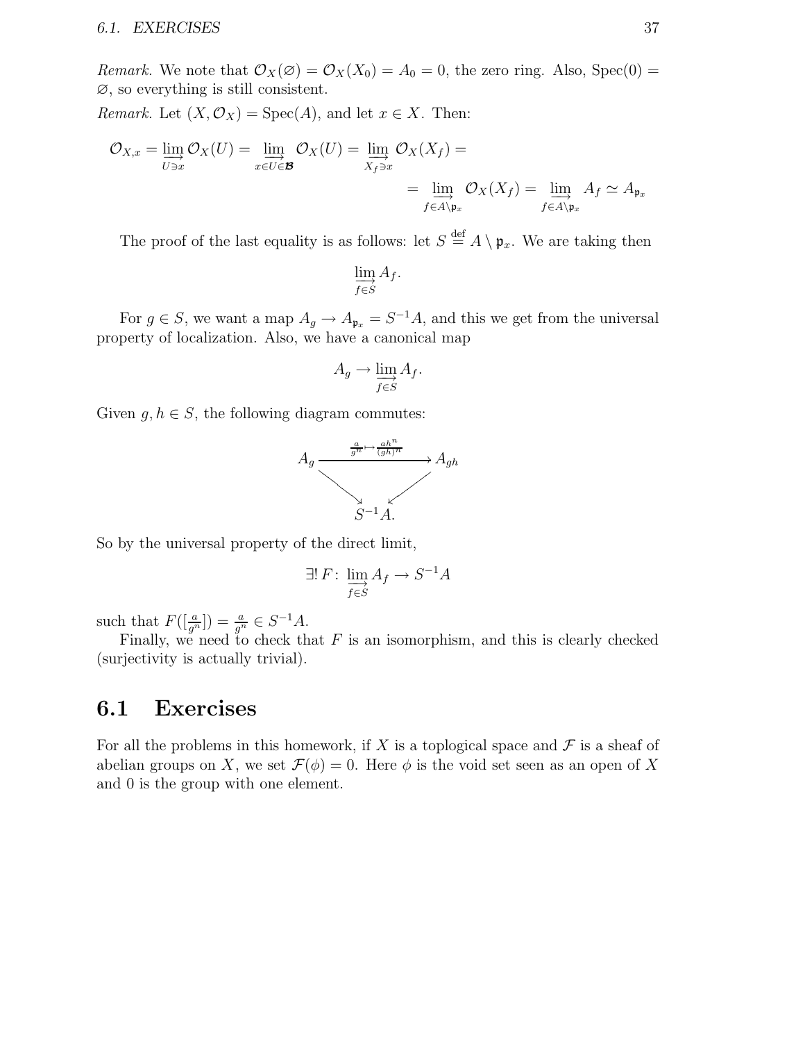*Remark.* We note that $\mathcal{O}_X(\varnothing) = \mathcal{O}_X(X_0) = A_0 = 0$, the zero ring. Also, $\operatorname{Spec}(0) = \varnothing$, so everything is still consistent.

*Remark.* Let $(X, \mathcal{O}_X) = \operatorname{Spec}(A)$, and let $x \in X$. Then:

$$\mathcal{O}_{X,x} = \varinjlim_{U \ni x} \mathcal{O}_X(U) = \varinjlim_{x \in U \in \boldsymbol{\mathcal{B}}} \mathcal{O}_X(U) = \varinjlim_{X_f \ni x} \mathcal{O}_X(X_f) =$$

$$= \varinjlim_{f \in A \setminus \mathfrak{p}_x} \mathcal{O}_X(X_f) = \varinjlim_{f \in A \setminus \mathfrak{p}_x} A_f \simeq A_{\mathfrak{p}_x}$$

The proof of the last equality is as follows: let $S \overset{\text{def}}{=} A \setminus \mathfrak{p}_x$. We are taking then

$$\varinjlim_{f \in S} A_f.$$

For $g \in S$, we want a map $A_g \to A_{\mathfrak{p}_x} = S^{-1}A$, and this we get from the universal property of localization. Also, we have a canonical map

$$A_g \to \varinjlim_{f \in S} A_f.$$

Given $g, h \in S$, the following diagram commutes:

$$\begin{array}{ccc} A_g & \xrightarrow{\frac{a}{g^n} \mapsto \frac{ah^n}{(gh)^n}} & A_{gh} \\ & \searrow \quad \swarrow & \\ & S^{-1}A. & \end{array}$$

So by the universal property of the direct limit,

$$\exists!\, F \colon \varinjlim_{f \in S} A_f \to S^{-1}A$$

such that $F([\frac{a}{g^n}]) = \frac{a}{g^n} \in S^{-1}A$.

Finally, we need to check that $F$ is an isomorphism, and this is clearly checked (surjectivity is actually trivial).

## 6.1 Exercises

For all the problems in this homework, if $X$ is a toplogical space and $\mathcal{F}$ is a sheaf of abelian groups on $X$, we set $\mathcal{F}(\phi) = 0$. Here $\phi$ is the void set seen as an open of $X$ and 0 is the group with one element.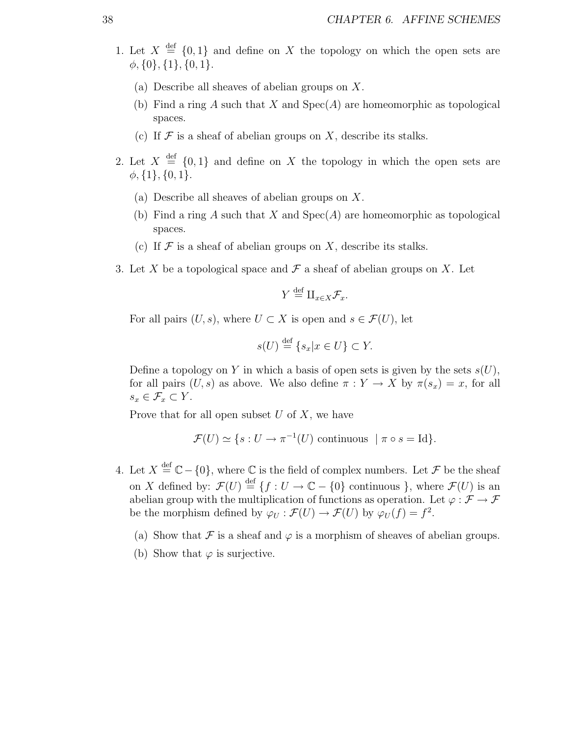1. Let $X \stackrel{\text{def}}{=} \{0,1\}$ and define on $X$ the topology on which the open sets are $\phi, \{0\}, \{1\}, \{0,1\}$.
   (a) Describe all sheaves of abelian groups on $X$.
   (b) Find a ring $A$ such that $X$ and $\text{Spec}(A)$ are homeomorphic as topological spaces.
   (c) If $\mathcal{F}$ is a sheaf of abelian groups on $X$, describe its stalks.

2. Let $X \stackrel{\text{def}}{=} \{0,1\}$ and define on $X$ the topology in which the open sets are $\phi, \{1\}, \{0,1\}$.
   (a) Describe all sheaves of abelian groups on $X$.
   (b) Find a ring $A$ such that $X$ and $\text{Spec}(A)$ are homeomorphic as topological spaces.
   (c) If $\mathcal{F}$ is a sheaf of abelian groups on $X$, describe its stalks.

3. Let $X$ be a topological space and $\mathcal{F}$ a sheaf of abelian groups on $X$. Let

$$Y \stackrel{\text{def}}{=} \amalg_{x \in X} \mathcal{F}_x.$$

   For all pairs $(U, s)$, where $U \subset X$ is open and $s \in \mathcal{F}(U)$, let

$$s(U) \stackrel{\text{def}}{=} \{s_x | x \in U\} \subset Y.$$

   Define a topology on $Y$ in which a basis of open sets is given by the sets $s(U)$, for all pairs $(U, s)$ as above. We also define $\pi : Y \to X$ by $\pi(s_x) = x$, for all $s_x \in \mathcal{F}_x \subset Y$.

   Prove that for all open subset $U$ of $X$, we have

$$\mathcal{F}(U) \simeq \{s : U \to \pi^{-1}(U) \text{ continuous } \mid \pi \circ s = \text{Id}\}.$$

4. Let $X \stackrel{\text{def}}{=} \mathbb{C} - \{0\}$, where $\mathbb{C}$ is the field of complex numbers. Let $\mathcal{F}$ be the sheaf on $X$ defined by: $\mathcal{F}(U) \stackrel{\text{def}}{=} \{f : U \to \mathbb{C} - \{0\} \text{ continuous }\}$, where $\mathcal{F}(U)$ is an abelian group with the multiplication of functions as operation. Let $\varphi : \mathcal{F} \to \mathcal{F}$ be the morphism defined by $\varphi_U : \mathcal{F}(U) \to \mathcal{F}(U)$ by $\varphi_U(f) = f^2$.
   (a) Show that $\mathcal{F}$ is a sheaf and $\varphi$ is a morphism of sheaves of abelian groups.
   (b) Show that $\varphi$ is surjective.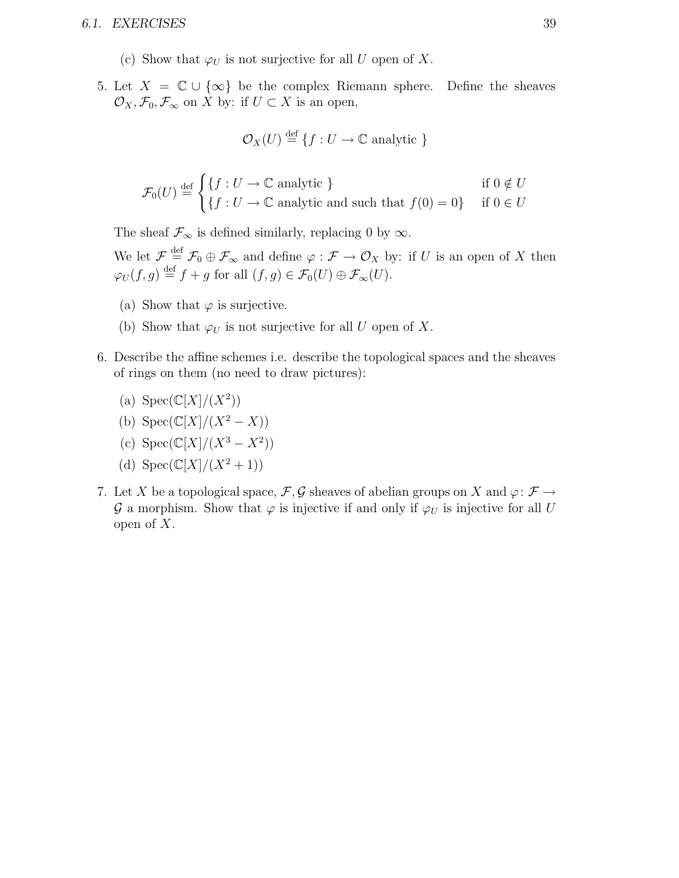(c) Show that $\varphi_U$ is not surjective for all $U$ open of $X$.

5. Let $X = \mathbb{C} \cup \{\infty\}$ be the complex Riemann sphere. Define the sheaves $\mathcal{O}_X, \mathcal{F}_0, \mathcal{F}_\infty$ on $X$ by: if $U \subset X$ is an open,

$$\mathcal{O}_X(U) \stackrel{\text{def}}{=} \{f : U \to \mathbb{C} \text{ analytic }\}$$

$$\mathcal{F}_0(U) \stackrel{\text{def}}{=} \begin{cases} \{f : U \to \mathbb{C} \text{ analytic }\} & \text{if } 0 \notin U \\ \{f : U \to \mathbb{C} \text{ analytic and such that } f(0) = 0\} & \text{if } 0 \in U \end{cases}$$

The sheaf $\mathcal{F}_\infty$ is defined similarly, replacing 0 by $\infty$.

We let $\mathcal{F} \stackrel{\text{def}}{=} \mathcal{F}_0 \oplus \mathcal{F}_\infty$ and define $\varphi : \mathcal{F} \to \mathcal{O}_X$ by: if $U$ is an open of $X$ then $\varphi_U(f, g) \stackrel{\text{def}}{=} f + g$ for all $(f, g) \in \mathcal{F}_0(U) \oplus \mathcal{F}_\infty(U)$.

   (a) Show that $\varphi$ is surjective.

   (b) Show that $\varphi_U$ is not surjective for all $U$ open of $X$.

6. Describe the affine schemes i.e. describe the topological spaces and the sheaves of rings on them (no need to draw pictures):

   (a) $\operatorname{Spec}(\mathbb{C}[X]/(X^2))$

   (b) $\operatorname{Spec}(\mathbb{C}[X]/(X^2 - X))$

   (c) $\operatorname{Spec}(\mathbb{C}[X]/(X^3 - X^2))$

   (d) $\operatorname{Spec}(\mathbb{C}[X]/(X^2 + 1))$

7. Let $X$ be a topological space, $\mathcal{F}, \mathcal{G}$ sheaves of abelian groups on $X$ and $\varphi \colon \mathcal{F} \to \mathcal{G}$ a morphism. Show that $\varphi$ is injective if and only if $\varphi_U$ is injective for all $U$ open of $X$.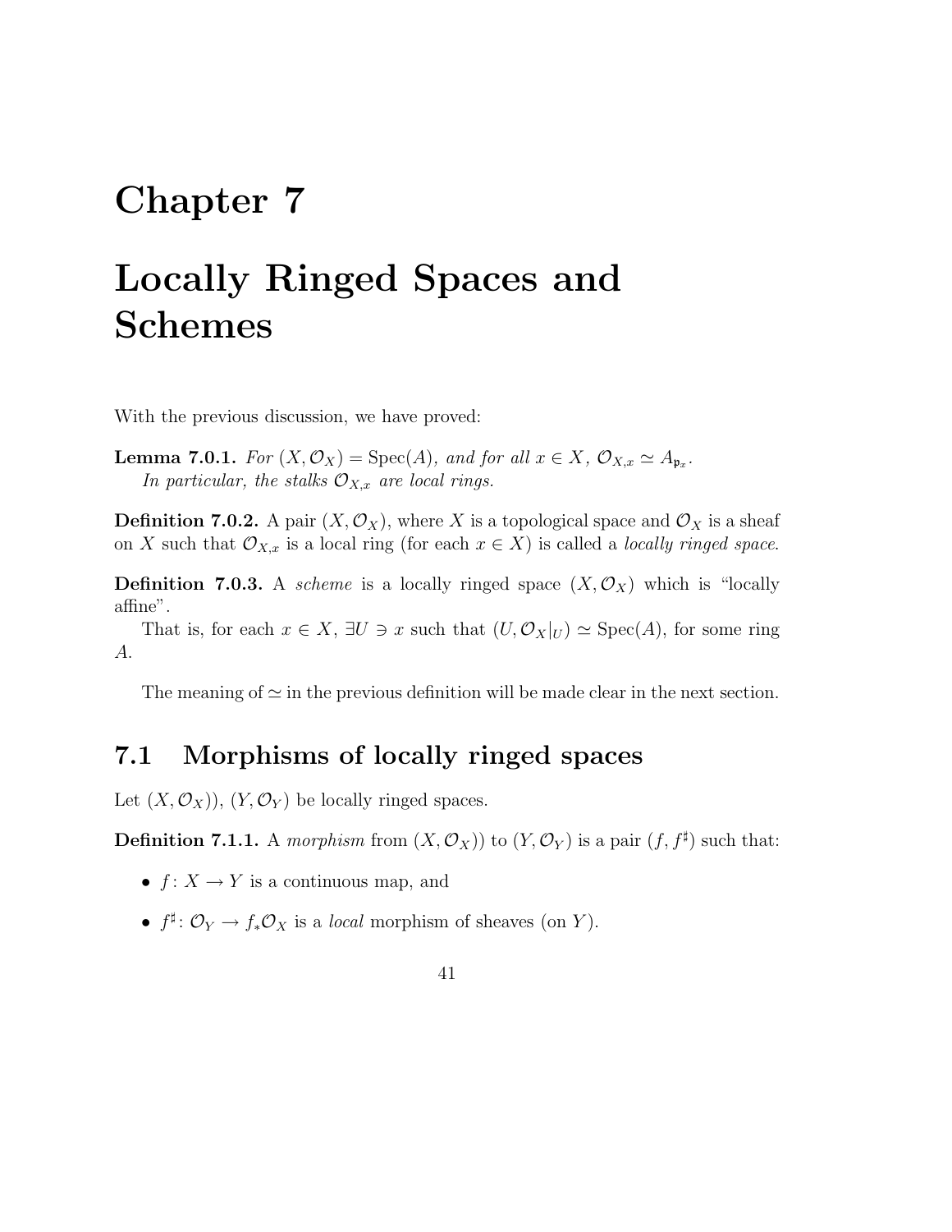# Chapter 7

# Locally Ringed Spaces and Schemes

With the previous discussion, we have proved:

**Lemma 7.0.1.** *For $(X, \mathcal{O}_X) = \operatorname{Spec}(A)$, and for all $x \in X$, $\mathcal{O}_{X,x} \simeq A_{\mathfrak{p}_x}$.*

*In particular, the stalks $\mathcal{O}_{X,x}$ are local rings.*

**Definition 7.0.2.** A pair $(X, \mathcal{O}_X)$, where $X$ is a topological space and $\mathcal{O}_X$ is a sheaf on $X$ such that $\mathcal{O}_{X,x}$ is a local ring (for each $x \in X$) is called a *locally ringed space*.

**Definition 7.0.3.** A *scheme* is a locally ringed space $(X, \mathcal{O}_X)$ which is "locally affine".

That is, for each $x \in X$, $\exists U \ni x$ such that $(U, \mathcal{O}_X|_U) \simeq \operatorname{Spec}(A)$, for some ring $A$.

The meaning of $\simeq$ in the previous definition will be made clear in the next section.

## 7.1 Morphisms of locally ringed spaces

Let $(X, \mathcal{O}_X))$, $(Y, \mathcal{O}_Y)$ be locally ringed spaces.

**Definition 7.1.1.** A *morphism* from $(X, \mathcal{O}_X))$ to $(Y, \mathcal{O}_Y)$ is a pair $(f, f^\sharp)$ such that:

- $f\colon X \to Y$ is a continuous map, and
- $f^\sharp\colon \mathcal{O}_Y \to f_*\mathcal{O}_X$ is a *local* morphism of sheaves (on $Y$).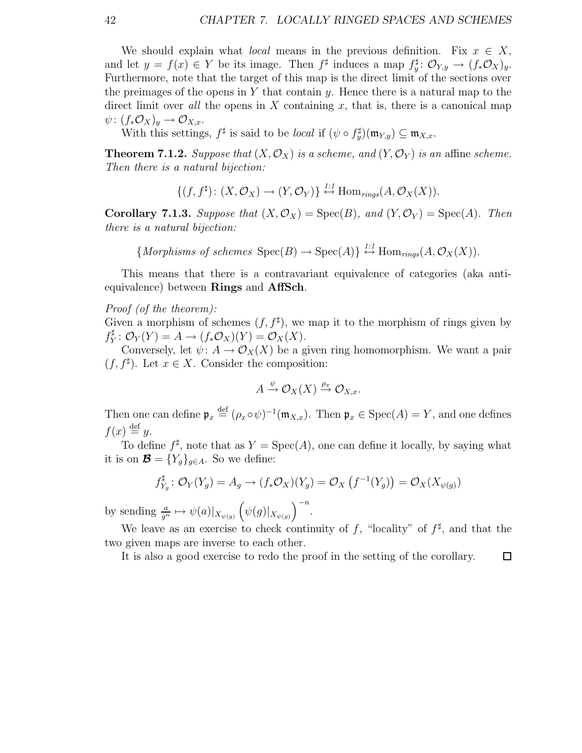We should explain what *local* means in the previous definition. Fix $x \in X$, and let $y = f(x) \in Y$ be its image. Then $f^\sharp$ induces a map $f^\sharp_y \colon \mathcal{O}_{Y,y} \to (f_*\mathcal{O}_X)_y$. Furthermore, note that the target of this map is the direct limit of the sections over the preimages of the opens in $Y$ that contain $y$. Hence there is a natural map to the direct limit over *all* the opens in $X$ containing $x$, that is, there is a canonical map $\psi \colon (f_*\mathcal{O}_X)_y \to \mathcal{O}_{X,x}$.

With this settings, $f^\sharp$ is said to be *local* if $(\psi \circ f^\sharp_y)(\mathfrak{m}_{Y,y}) \subseteq \mathfrak{m}_{X,x}$.

**Theorem 7.1.2.** *Suppose that $(X, \mathcal{O}_X)$ is a scheme, and $(Y, \mathcal{O}_Y)$ is an* affine *scheme. Then there is a natural bijection:*

$$\{(f, f^\sharp) \colon (X, \mathcal{O}_X) \to (Y, \mathcal{O}_Y)\} \overset{1:1}{\leftrightarrow} \mathrm{Hom}_{rings}(A, \mathcal{O}_X(X)).$$

**Corollary 7.1.3.** *Suppose that $(X, \mathcal{O}_X) = \mathrm{Spec}(B)$, and $(Y, \mathcal{O}_Y) = \mathrm{Spec}(A)$. Then there is a natural bijection:*

$$\{\textit{Morphisms of schemes } \mathrm{Spec}(B) \to \mathrm{Spec}(A)\} \overset{1:1}{\leftrightarrow} \mathrm{Hom}_{rings}(A, \mathcal{O}_X(X)).$$

This means that there is a contravariant equivalence of categories (aka anti-equivalence) between **Rings** and **AffSch**.

*Proof (of the theorem):*
Given a morphism of schemes $(f, f^\sharp)$, we map it to the morphism of rings given by $f^\sharp_Y \colon \mathcal{O}_Y(Y) = A \to (f_*\mathcal{O}_X)(Y) = \mathcal{O}_X(X)$.

Conversely, let $\psi \colon A \to \mathcal{O}_X(X)$ be a given ring homomorphism. We want a pair $(f, f^\sharp)$. Let $x \in X$. Consider the composition:

$$A \overset{\psi}{\to} \mathcal{O}_X(X) \overset{\rho_x}{\to} \mathcal{O}_{X,x}.$$

Then one can define $\mathfrak{p}_x \overset{\text{def}}{=} (\rho_x \circ \psi)^{-1}(\mathfrak{m}_{X,x})$. Then $\mathfrak{p}_x \in \mathrm{Spec}(A) = Y$, and one defines $f(x) \overset{\text{def}}{=} y$.

To define $f^\sharp$, note that as $Y = \mathrm{Spec}(A)$, one can define it locally, by saying what it is on $\boldsymbol{\mathcal{B}} = \{Y_g\}_{g \in A}$. So we define:

$$f^\sharp_{Y_g} \colon \mathcal{O}_Y(Y_g) = A_g \to (f_*\mathcal{O}_X)(Y_g) = \mathcal{O}_X\left(f^{-1}(Y_g)\right) = \mathcal{O}_X(X_{\psi(g)})$$

by sending $\frac{a}{g^n} \mapsto \psi(a)|_{X_{\psi(g)}} \left(\psi(g)|_{X_{\psi(g)}}\right)^{-n}$.

We leave as an exercise to check continuity of $f$, "locality" of $f^\sharp$, and that the two given maps are inverse to each other.

It is also a good exercise to redo the proof in the setting of the corollary. $\square$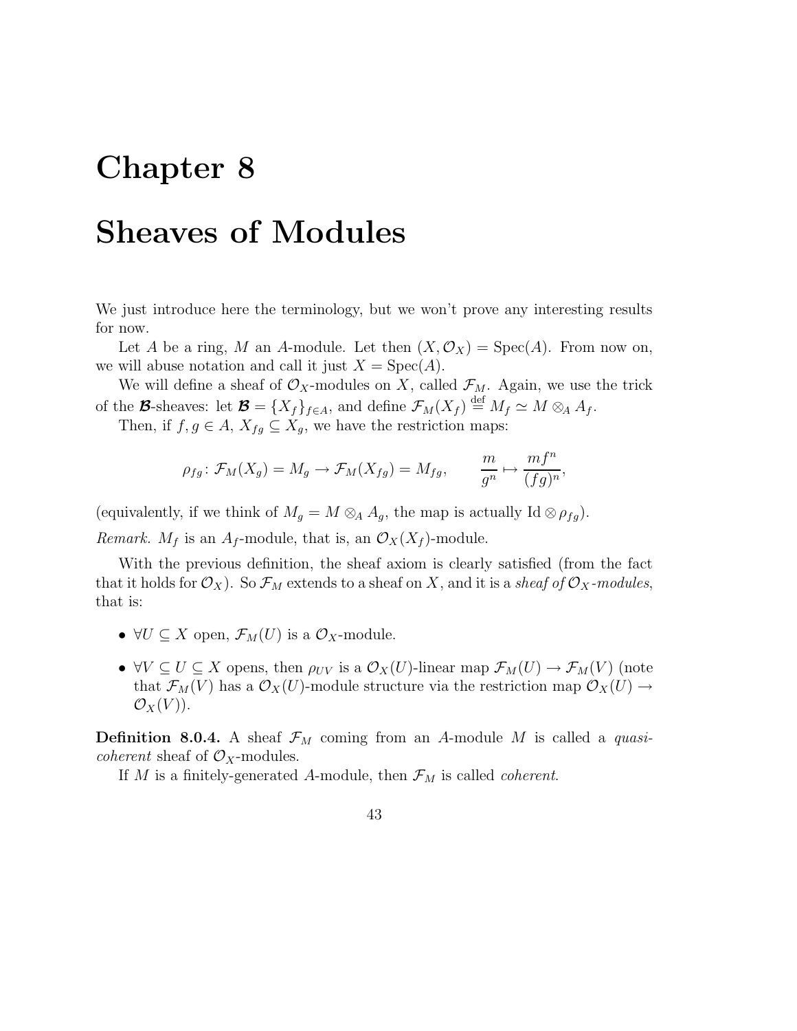# Chapter 8

# Sheaves of Modules

We just introduce here the terminology, but we won't prove any interesting results for now.

Let $A$ be a ring, $M$ an $A$-module. Let then $(X, \mathcal{O}_X) = \operatorname{Spec}(A)$. From now on, we will abuse notation and call it just $X = \operatorname{Spec}(A)$.

We will define a sheaf of $\mathcal{O}_X$-modules on $X$, called $\mathcal{F}_M$. Again, we use the trick of the $\boldsymbol{\mathcal{B}}$-sheaves: let $\boldsymbol{\mathcal{B}} = \{X_f\}_{f \in A}$, and define $\mathcal{F}_M(X_f) \stackrel{\text{def}}{=} M_f \simeq M \otimes_A A_f$.

Then, if $f, g \in A$, $X_{fg} \subseteq X_g$, we have the restriction maps:

$$\rho_{fg} \colon \mathcal{F}_M(X_g) = M_g \to \mathcal{F}_M(X_{fg}) = M_{fg}, \qquad \frac{m}{g^n} \mapsto \frac{mf^n}{(fg)^n},$$

(equivalently, if we think of $M_g = M \otimes_A A_g$, the map is actually $\operatorname{Id} \otimes \rho_{fg}$).

*Remark.* $M_f$ is an $A_f$-module, that is, an $\mathcal{O}_X(X_f)$-module.

With the previous definition, the sheaf axiom is clearly satisfied (from the fact that it holds for $\mathcal{O}_X$). So $\mathcal{F}_M$ extends to a sheaf on $X$, and it is a *sheaf of $\mathcal{O}_X$-modules*, that is:

- $\forall U \subseteq X$ open, $\mathcal{F}_M(U)$ is a $\mathcal{O}_X$-module.
- $\forall V \subseteq U \subseteq X$ opens, then $\rho_{UV}$ is a $\mathcal{O}_X(U)$-linear map $\mathcal{F}_M(U) \to \mathcal{F}_M(V)$ (note that $\mathcal{F}_M(V)$ has a $\mathcal{O}_X(U)$-module structure via the restriction map $\mathcal{O}_X(U) \to \mathcal{O}_X(V)$).

**Definition 8.0.4.** A sheaf $\mathcal{F}_M$ coming from an $A$-module $M$ is called a *quasi-coherent* sheaf of $\mathcal{O}_X$-modules.

If $M$ is a finitely-generated $A$-module, then $\mathcal{F}_M$ is called *coherent*.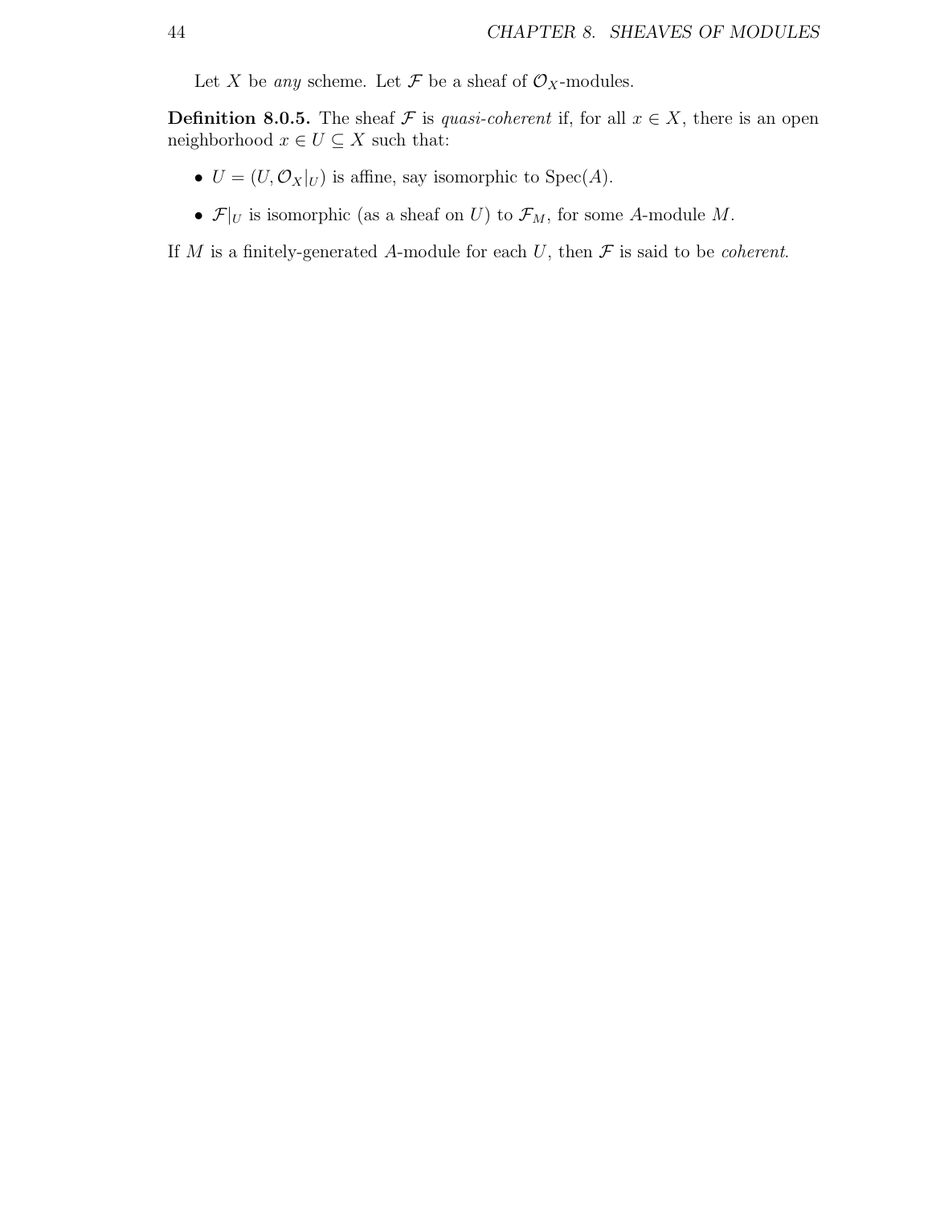Let $X$ be *any* scheme. Let $\mathcal{F}$ be a sheaf of $\mathcal{O}_X$-modules.

**Definition 8.0.5.** The sheaf $\mathcal{F}$ is *quasi-coherent* if, for all $x \in X$, there is an open neighborhood $x \in U \subseteq X$ such that:

- $U = (U, \mathcal{O}_X|_U)$ is affine, say isomorphic to $\text{Spec}(A)$.
- $\mathcal{F}|_U$ is isomorphic (as a sheaf on $U$) to $\mathcal{F}_M$, for some $A$-module $M$.

If $M$ is a finitely-generated $A$-module for each $U$, then $\mathcal{F}$ is said to be *coherent*.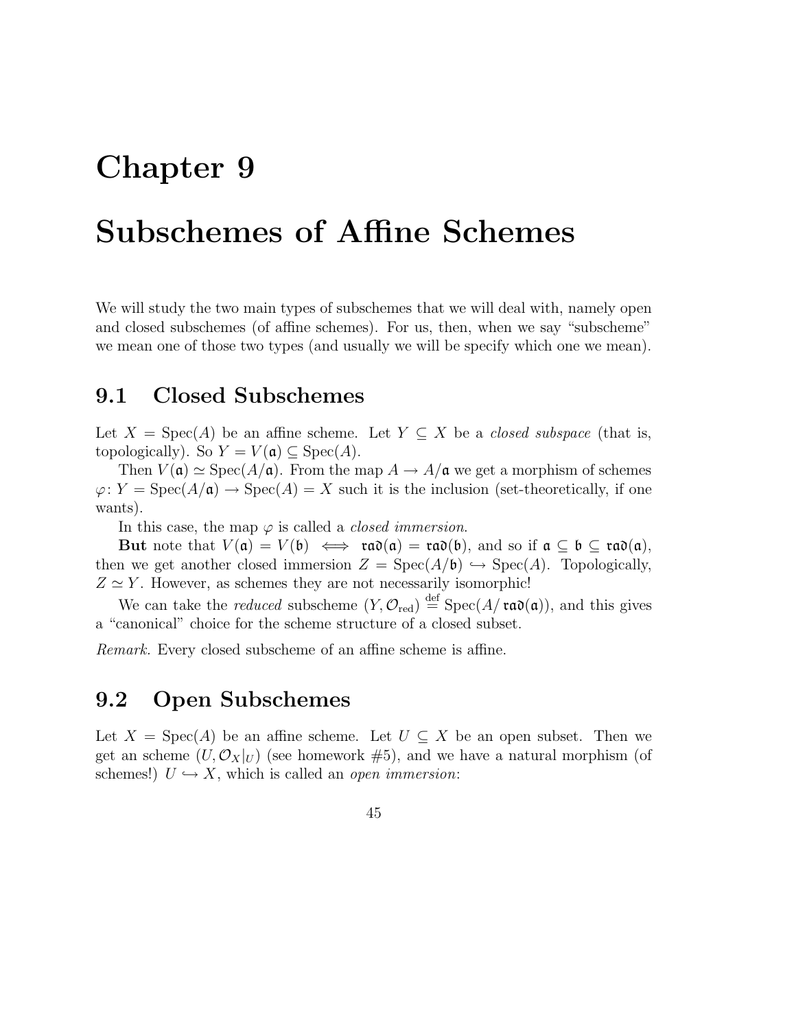# Chapter 9

# Subschemes of Affine Schemes

We will study the two main types of subschemes that we will deal with, namely open and closed subschemes (of affine schemes). For us, then, when we say "subscheme" we mean one of those two types (and usually we will be specify which one we mean).

## 9.1 Closed Subschemes

Let $X = \operatorname{Spec}(A)$ be an affine scheme. Let $Y \subseteq X$ be a *closed subspace* (that is, topologically). So $Y = V(\mathfrak{a}) \subseteq \operatorname{Spec}(A)$.

Then $V(\mathfrak{a}) \simeq \operatorname{Spec}(A/\mathfrak{a})$. From the map $A \to A/\mathfrak{a}$ we get a morphism of schemes $\varphi\colon Y = \operatorname{Spec}(A/\mathfrak{a}) \to \operatorname{Spec}(A) = X$ such it is the inclusion (set-theoretically, if one wants).

In this case, the map $\varphi$ is called a *closed immersion*.

**But** note that $V(\mathfrak{a}) = V(\mathfrak{b}) \iff \mathfrak{rad}(\mathfrak{a}) = \mathfrak{rad}(\mathfrak{b})$, and so if $\mathfrak{a} \subseteq \mathfrak{b} \subseteq \mathfrak{rad}(\mathfrak{a})$, then we get another closed immersion $Z = \operatorname{Spec}(A/\mathfrak{b}) \hookrightarrow \operatorname{Spec}(A)$. Topologically, $Z \simeq Y$. However, as schemes they are not necessarily isomorphic!

We can take the *reduced* subscheme $(Y, \mathcal{O}_{\text{red}}) \overset{\text{def}}{=} \operatorname{Spec}(A/\,\mathfrak{rad}(\mathfrak{a}))$, and this gives a "canonical" choice for the scheme structure of a closed subset.

*Remark.* Every closed subscheme of an affine scheme is affine.

## 9.2 Open Subschemes

Let $X = \operatorname{Spec}(A)$ be an affine scheme. Let $U \subseteq X$ be an open subset. Then we get an scheme $(U, \mathcal{O}_X|_U)$ (see homework #5), and we have a natural morphism (of schemes!) $U \hookrightarrow X$, which is called an *open immersion*: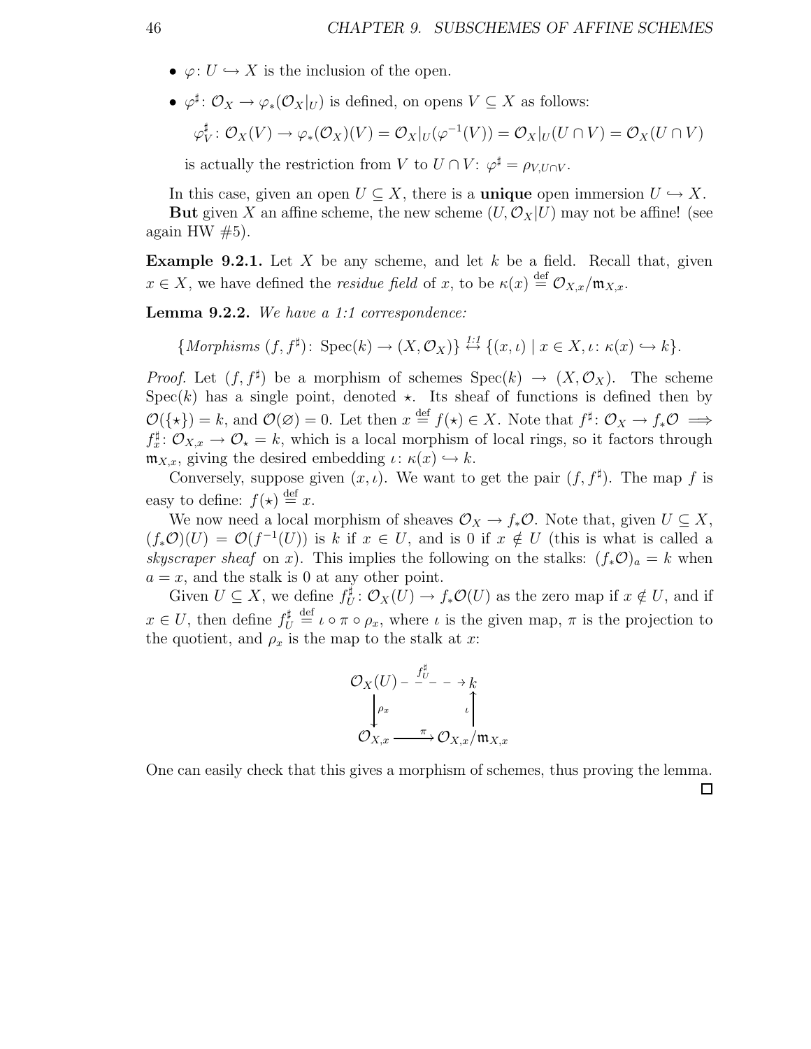- $\varphi\colon U \hookrightarrow X$ is the inclusion of the open.
- $\varphi^\sharp\colon \mathcal{O}_X \to \varphi_*(\mathcal{O}_X|_U)$ is defined, on opens $V \subseteq X$ as follows:

  $$\varphi^\sharp_V\colon \mathcal{O}_X(V) \to \varphi_*(\mathcal{O}_X)(V) = \mathcal{O}_X|_U(\varphi^{-1}(V)) = \mathcal{O}_X|_U(U \cap V) = \mathcal{O}_X(U \cap V)$$

  is actually the restriction from $V$ to $U \cap V$: $\varphi^\sharp = \rho_{V,U\cap V}$.

In this case, given an open $U \subseteq X$, there is a **unique** open immersion $U \hookrightarrow X$.

**But** given $X$ an affine scheme, the new scheme $(U, \mathcal{O}_X|U)$ may not be affine! (see again HW #5).

**Example 9.2.1.** Let $X$ be any scheme, and let $k$ be a field. Recall that, given $x \in X$, we have defined the *residue field* of $x$, to be $\kappa(x) \overset{\text{def}}{=} \mathcal{O}_{X,x}/\mathfrak{m}_{X,x}$.

**Lemma 9.2.2.** *We have a 1:1 correspondence:*

$$\{\textit{Morphisms } (f, f^\sharp)\colon \operatorname{Spec}(k) \to (X, \mathcal{O}_X)\} \overset{\textit{1:1}}{\leftrightarrow} \{(x, \iota) \mid x \in X, \iota\colon \kappa(x) \hookrightarrow k\}.$$

*Proof.* Let $(f, f^\sharp)$ be a morphism of schemes $\operatorname{Spec}(k) \to (X, \mathcal{O}_X)$. The scheme $\operatorname{Spec}(k)$ has a single point, denoted $\star$. Its sheaf of functions is defined then by $\mathcal{O}(\{\star\}) = k$, and $\mathcal{O}(\varnothing) = 0$. Let then $x \overset{\text{def}}{=} f(\star) \in X$. Note that $f^\sharp\colon \mathcal{O}_X \to f_*\mathcal{O} \implies f^\sharp_x\colon \mathcal{O}_{X,x} \to \mathcal{O}_\star = k$, which is a local morphism of local rings, so it factors through $\mathfrak{m}_{X,x}$, giving the desired embedding $\iota\colon \kappa(x) \hookrightarrow k$.

Conversely, suppose given $(x, \iota)$. We want to get the pair $(f, f^\sharp)$. The map $f$ is easy to define: $f(\star) \overset{\text{def}}{=} x$.

We now need a local morphism of sheaves $\mathcal{O}_X \to f_*\mathcal{O}$. Note that, given $U \subseteq X$, $(f_*\mathcal{O})(U) = \mathcal{O}(f^{-1}(U))$ is $k$ if $x \in U$, and is $0$ if $x \notin U$ (this is what is called a *skyscraper sheaf* on $x$). This implies the following on the stalks: $(f_*\mathcal{O})_a = k$ when $a = x$, and the stalk is $0$ at any other point.

Given $U \subseteq X$, we define $f^\sharp_U\colon \mathcal{O}_X(U) \to f_*\mathcal{O}(U)$ as the zero map if $x \notin U$, and if $x \in U$, then define $f^\sharp_U \overset{\text{def}}{=} \iota \circ \pi \circ \rho_x$, where $\iota$ is the given map, $\pi$ is the projection to the quotient, and $\rho_x$ is the map to the stalk at $x$:

$$\begin{array}{ccc}
\mathcal{O}_X(U) & \overset{f^\sharp_U}{\dashrightarrow} & k \\
\downarrow{\scriptstyle \rho_x} & & \uparrow{\scriptstyle \iota} \\
\mathcal{O}_{X,x} & \xrightarrow{\pi} & \mathcal{O}_{X,x}/\mathfrak{m}_{X,x}
\end{array}$$

One can easily check that this gives a morphism of schemes, thus proving the lemma. $\square$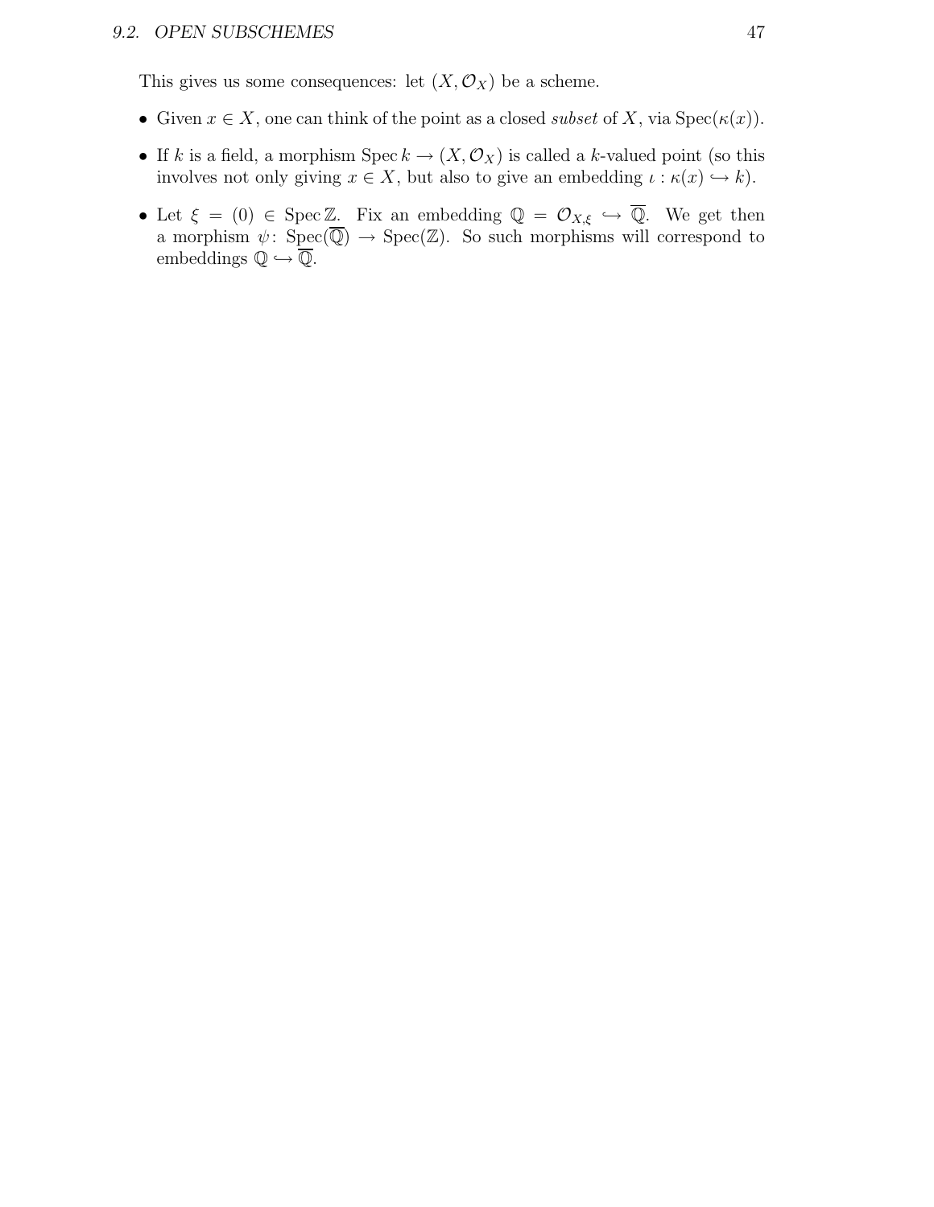This gives us some consequences: let $(X, \mathcal{O}_X)$ be a scheme.

- Given $x \in X$, one can think of the point as a closed *subset* of $X$, via $\operatorname{Spec}(\kappa(x))$.
- If $k$ is a field, a morphism $\operatorname{Spec} k \to (X, \mathcal{O}_X)$ is called a $k$-valued point (so this involves not only giving $x \in X$, but also to give an embedding $\iota : \kappa(x) \hookrightarrow k$).
- Let $\xi = (0) \in \operatorname{Spec} \mathbb{Z}$. Fix an embedding $\mathbb{Q} = \mathcal{O}_{X,\xi} \hookrightarrow \overline{\mathbb{Q}}$. We get then a morphism $\psi\colon \operatorname{Spec}(\overline{\mathbb{Q}}) \to \operatorname{Spec}(\mathbb{Z})$. So such morphisms will correspond to embeddings $\mathbb{Q} \hookrightarrow \overline{\mathbb{Q}}$.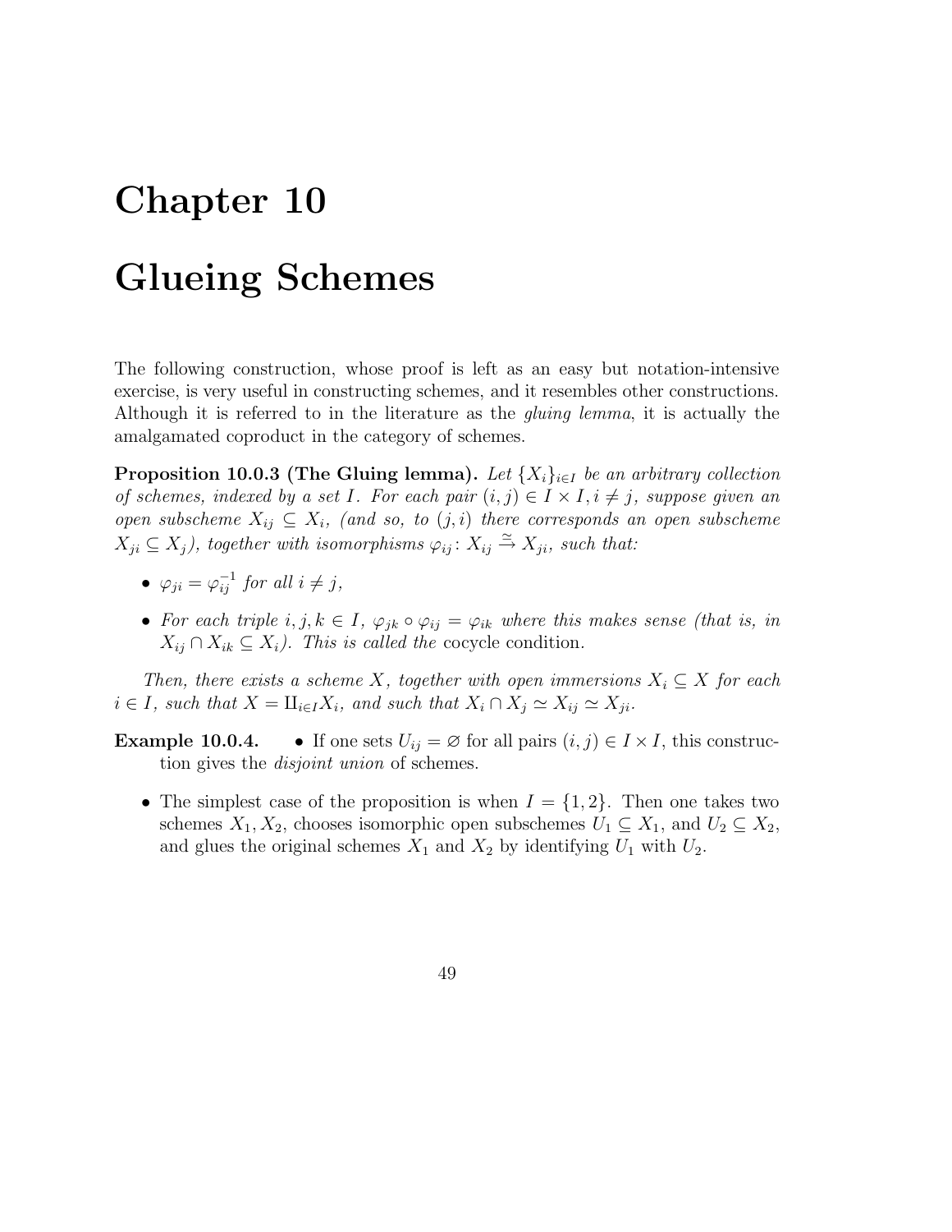# Chapter 10

# Glueing Schemes

The following construction, whose proof is left as an easy but notation-intensive exercise, is very useful in constructing schemes, and it resembles other constructions. Although it is referred to in the literature as the *gluing lemma*, it is actually the amalgamated coproduct in the category of schemes.

**Proposition 10.0.3 (The Gluing lemma).** *Let $\{X_i\}_{i \in I}$ be an arbitrary collection of schemes, indexed by a set $I$. For each pair $(i, j) \in I \times I, i \neq j$, suppose given an open subscheme $X_{ij} \subseteq X_i$, (and so, to $(j, i)$ there corresponds an open subscheme $X_{ji} \subseteq X_j$), together with isomorphisms $\varphi_{ij} : X_{ij} \xrightarrow{\simeq} X_{ji}$, such that:*

- *$\varphi_{ji} = \varphi_{ij}^{-1}$ for all $i \neq j$,*
- *For each triple $i, j, k \in I$, $\varphi_{jk} \circ \varphi_{ij} = \varphi_{ik}$ where this makes sense (that is, in $X_{ij} \cap X_{ik} \subseteq X_i$). This is called the* cocycle condition*.*

*Then, there exists a scheme $X$, together with open immersions $X_i \subseteq X$ for each $i \in I$, such that $X = \amalg_{i \in I} X_i$, and such that $X_i \cap X_j \simeq X_{ij} \simeq X_{ji}$.*

**Example 10.0.4.**

- If one sets $U_{ij} = \varnothing$ for all pairs $(i, j) \in I \times I$, this construction gives the *disjoint union* of schemes.
- The simplest case of the proposition is when $I = \{1, 2\}$. Then one takes two schemes $X_1, X_2$, chooses isomorphic open subschemes $U_1 \subseteq X_1$, and $U_2 \subseteq X_2$, and glues the original schemes $X_1$ and $X_2$ by identifying $U_1$ with $U_2$.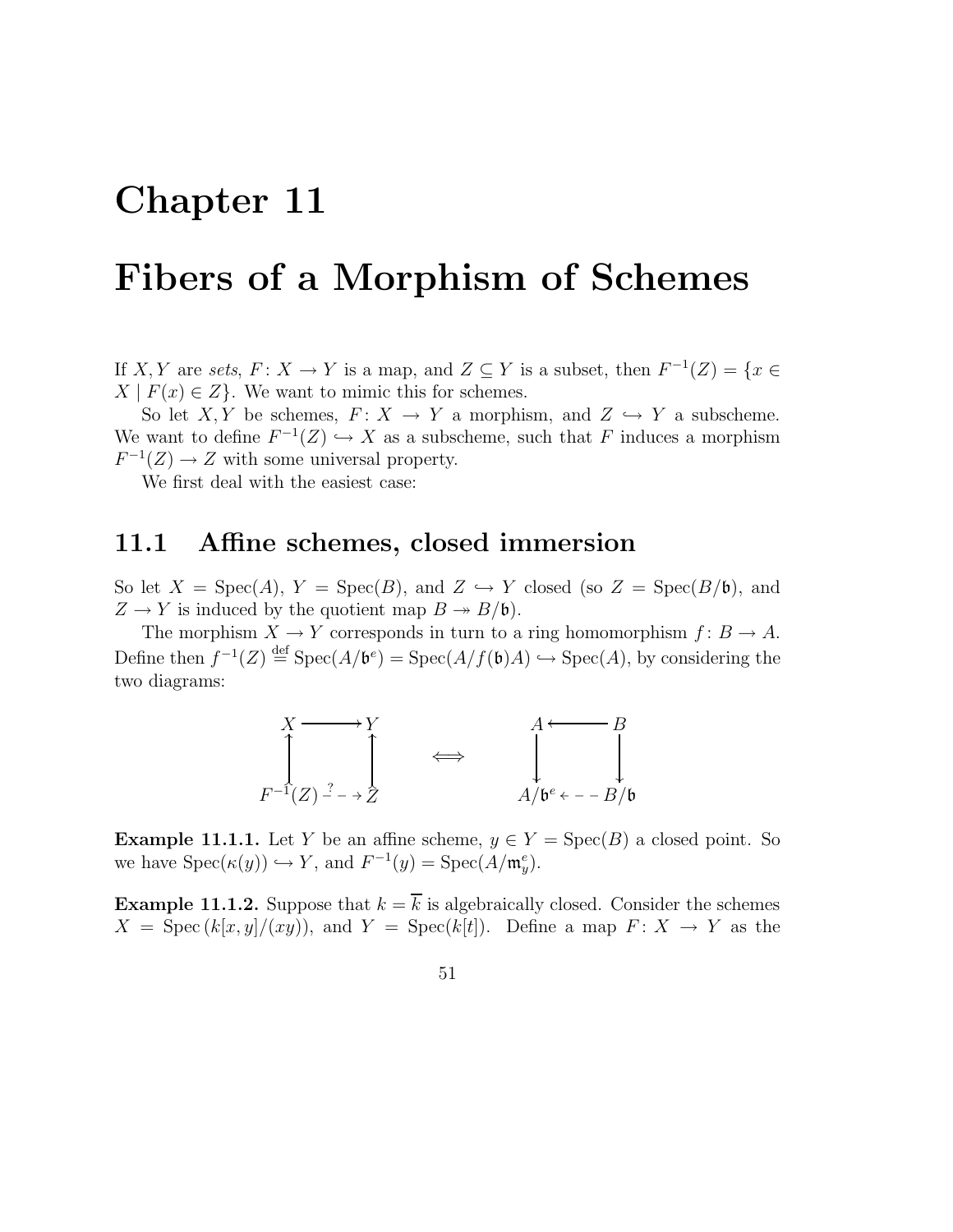# Chapter 11

# Fibers of a Morphism of Schemes

If $X, Y$ are *sets*, $F \colon X \to Y$ is a map, and $Z \subseteq Y$ is a subset, then $F^{-1}(Z) = \{x \in X \mid F(x) \in Z\}$. We want to mimic this for schemes.

So let $X, Y$ be schemes, $F \colon X \to Y$ a morphism, and $Z \hookrightarrow Y$ a subscheme. We want to define $F^{-1}(Z) \hookrightarrow X$ as a subscheme, such that $F$ induces a morphism $F^{-1}(Z) \to Z$ with some universal property.

We first deal with the easiest case:

## 11.1 Affine schemes, closed immersion

So let $X = \operatorname{Spec}(A)$, $Y = \operatorname{Spec}(B)$, and $Z \hookrightarrow Y$ closed (so $Z = \operatorname{Spec}(B/\mathfrak{b})$, and $Z \to Y$ is induced by the quotient map $B \twoheadrightarrow B/\mathfrak{b}$).

The morphism $X \to Y$ corresponds in turn to a ring homomorphism $f \colon B \to A$. Define then $f^{-1}(Z) \stackrel{\text{def}}{=} \operatorname{Spec}(A/\mathfrak{b}^e) = \operatorname{Spec}(A/f(\mathfrak{b})A) \hookrightarrow \operatorname{Spec}(A)$, by considering the two diagrams:

$$
\begin{array}{ccc}
X & \longrightarrow & Y \\
\uparrow & & \uparrow \\
F^{-1}(Z) & \overset{?}{\dashrightarrow} & Z
\end{array}
\qquad \iff \qquad
\begin{array}{ccc}
A & \longleftarrow & B \\
\downarrow & & \downarrow \\
A/\mathfrak{b}^e & \dashleftarrow & B/\mathfrak{b}
\end{array}
$$

**Example 11.1.1.** Let $Y$ be an affine scheme, $y \in Y = \operatorname{Spec}(B)$ a closed point. So we have $\operatorname{Spec}(\kappa(y)) \hookrightarrow Y$, and $F^{-1}(y) = \operatorname{Spec}(A/\mathfrak{m}_y^e)$.

**Example 11.1.2.** Suppose that $k = \overline{k}$ is algebraically closed. Consider the schemes $X = \operatorname{Spec}(k[x,y]/(xy))$, and $Y = \operatorname{Spec}(k[t])$. Define a map $F \colon X \to Y$ as the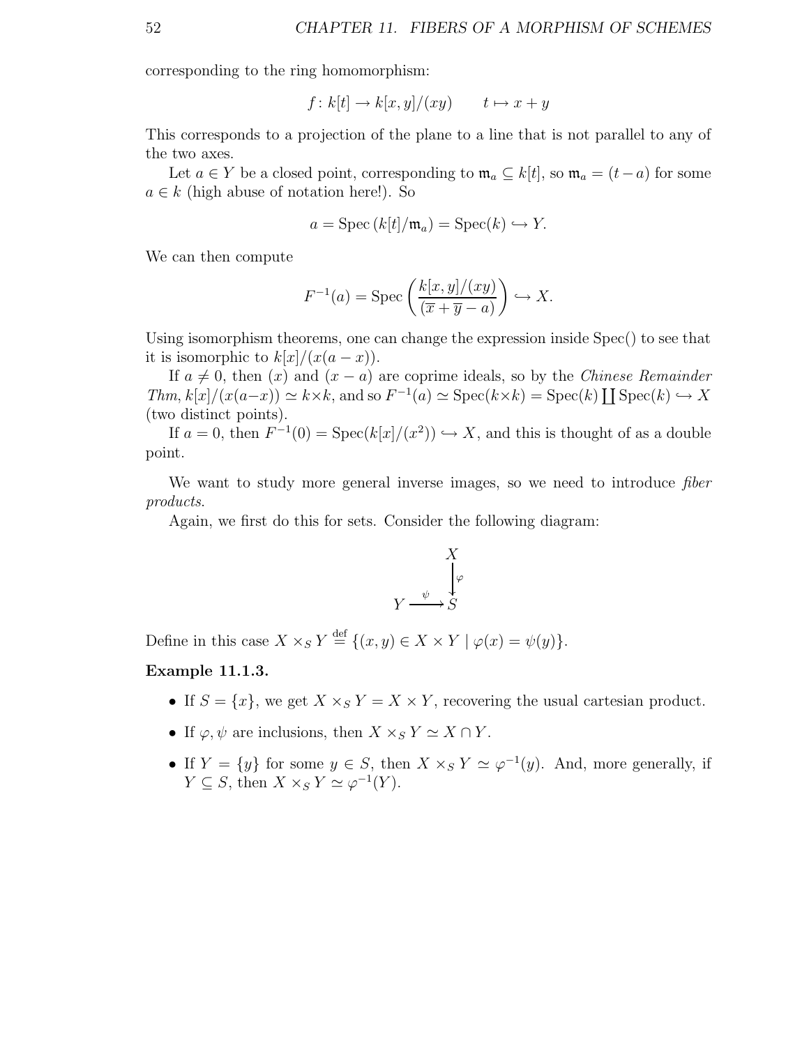corresponding to the ring homomorphism:

$$f\colon k[t] \to k[x,y]/(xy) \qquad t \mapsto x+y$$

This corresponds to a projection of the plane to a line that is not parallel to any of the two axes.

Let $a \in Y$ be a closed point, corresponding to $\mathfrak{m}_a \subseteq k[t]$, so $\mathfrak{m}_a = (t-a)$ for some $a \in k$ (high abuse of notation here!). So

$$a = \operatorname{Spec}\left(k[t]/\mathfrak{m}_a\right) = \operatorname{Spec}(k) \hookrightarrow Y.$$

We can then compute

$$F^{-1}(a) = \operatorname{Spec}\left(\frac{k[x,y]/(xy)}{(\overline{x}+\overline{y}-a)}\right) \hookrightarrow X.$$

Using isomorphism theorems, one can change the expression inside Spec() to see that it is isomorphic to $k[x]/(x(a-x))$.

If $a \neq 0$, then $(x)$ and $(x-a)$ are coprime ideals, so by the *Chinese Remainder Thm*, $k[x]/(x(a-x)) \simeq k \times k$, and so $F^{-1}(a) \simeq \operatorname{Spec}(k \times k) = \operatorname{Spec}(k) \coprod \operatorname{Spec}(k) \hookrightarrow X$ (two distinct points).

If $a = 0$, then $F^{-1}(0) = \operatorname{Spec}(k[x]/(x^2)) \hookrightarrow X$, and this is thought of as a double point.

We want to study more general inverse images, so we need to introduce *fiber products*.

Again, we first do this for sets. Consider the following diagram:

$$\begin{array}{ccc} & & X \\ & & \downarrow{\scriptstyle \varphi} \\ Y & \xrightarrow{\psi} & S \end{array}$$

Define in this case $X \times_S Y \overset{\text{def}}{=} \{(x,y) \in X \times Y \mid \varphi(x) = \psi(y)\}$.

**Example 11.1.3.**

- If $S = \{x\}$, we get $X \times_S Y = X \times Y$, recovering the usual cartesian product.
- If $\varphi, \psi$ are inclusions, then $X \times_S Y \simeq X \cap Y$.
- If $Y = \{y\}$ for some $y \in S$, then $X \times_S Y \simeq \varphi^{-1}(y)$. And, more generally, if $Y \subseteq S$, then $X \times_S Y \simeq \varphi^{-1}(Y)$.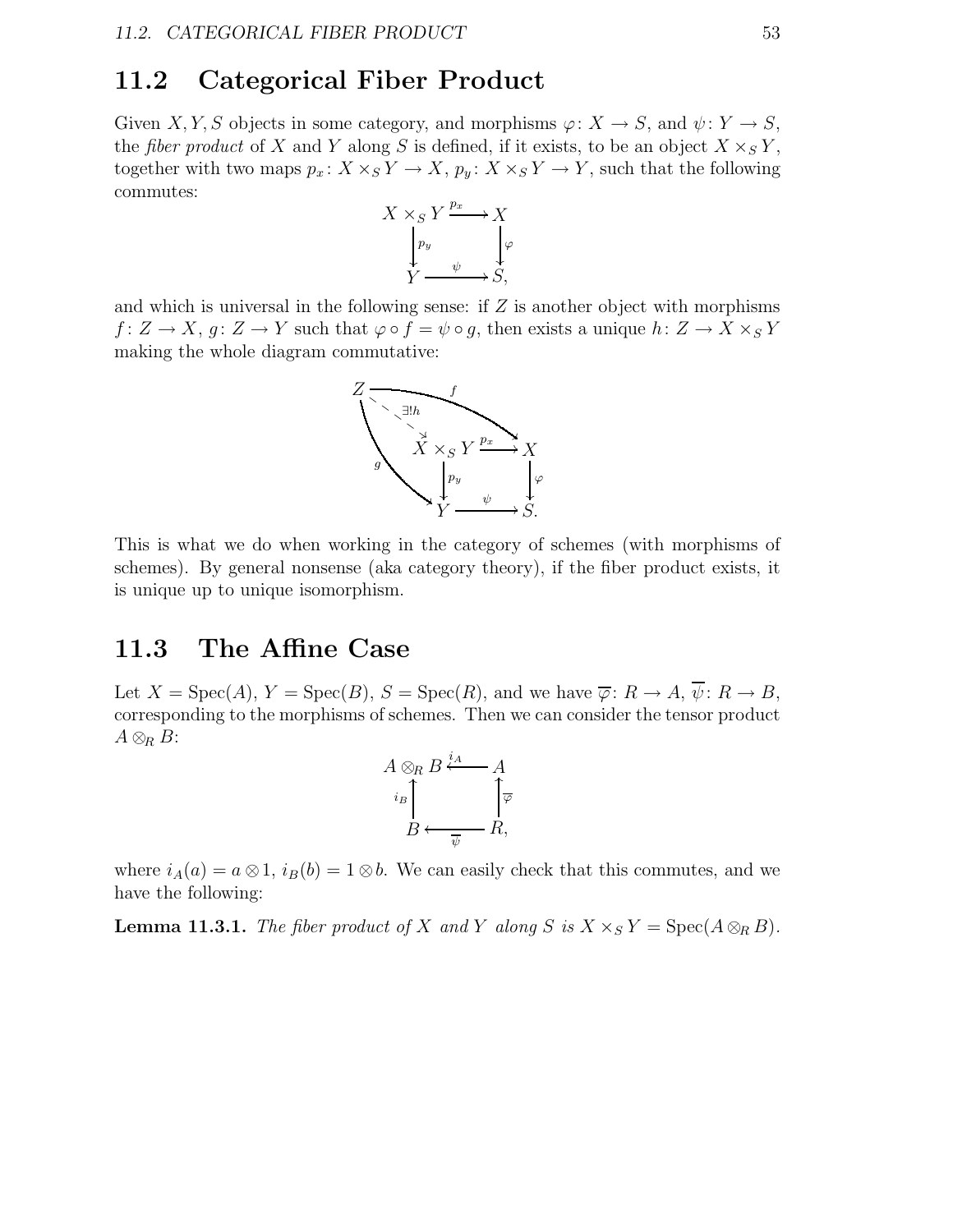## 11.2 Categorical Fiber Product

Given $X, Y, S$ objects in some category, and morphisms $\varphi\colon X \to S$, and $\psi\colon Y \to S$, the *fiber product* of $X$ and $Y$ along $S$ is defined, if it exists, to be an object $X \times_S Y$, together with two maps $p_x\colon X \times_S Y \to X$, $p_y\colon X \times_S Y \to Y$, such that the following commutes:

$$\begin{array}{ccc} X \times_S Y & \xrightarrow{p_x} & X \\ \big\downarrow{\scriptstyle p_y} & & \big\downarrow{\scriptstyle \varphi} \\ Y & \xrightarrow{\psi} & S, \end{array}$$

and which is universal in the following sense: if $Z$ is another object with morphisms $f\colon Z \to X$, $g\colon Z \to Y$ such that $\varphi \circ f = \psi \circ g$, then exists a unique $h\colon Z \to X \times_S Y$ making the whole diagram commutative:

$$\begin{array}{ccccc} Z & & \xrightarrow{\quad f \quad} & & \\ & \overset{\exists! h}{\searrow} & & & \\ & & X \times_S Y & \xrightarrow{p_x} & X \\ & {\scriptstyle g}\searrow & \big\downarrow{\scriptstyle p_y} & & \big\downarrow{\scriptstyle \varphi} \\ & & Y & \xrightarrow{\psi} & S. \end{array}$$

This is what we do when working in the category of schemes (with morphisms of schemes). By general nonsense (aka category theory), if the fiber product exists, it is unique up to unique isomorphism.

## 11.3 The Affine Case

Let $X = \operatorname{Spec}(A)$, $Y = \operatorname{Spec}(B)$, $S = \operatorname{Spec}(R)$, and we have $\overline{\varphi}\colon R \to A$, $\overline{\psi}\colon R \to B$, corresponding to the morphisms of schemes. Then we can consider the tensor product $A \otimes_R B$:

$$\begin{array}{ccc} A \otimes_R B & \xleftarrow{i_A} & A \\ \big\uparrow{\scriptstyle i_B} & & \big\uparrow{\scriptstyle \overline{\varphi}} \\ B & \xleftarrow{\overline{\psi}} & R, \end{array}$$

where $i_A(a) = a \otimes 1$, $i_B(b) = 1 \otimes b$. We can easily check that this commutes, and we have the following:

**Lemma 11.3.1.** *The fiber product of $X$ and $Y$ along $S$ is $X \times_S Y = \operatorname{Spec}(A \otimes_R B)$.*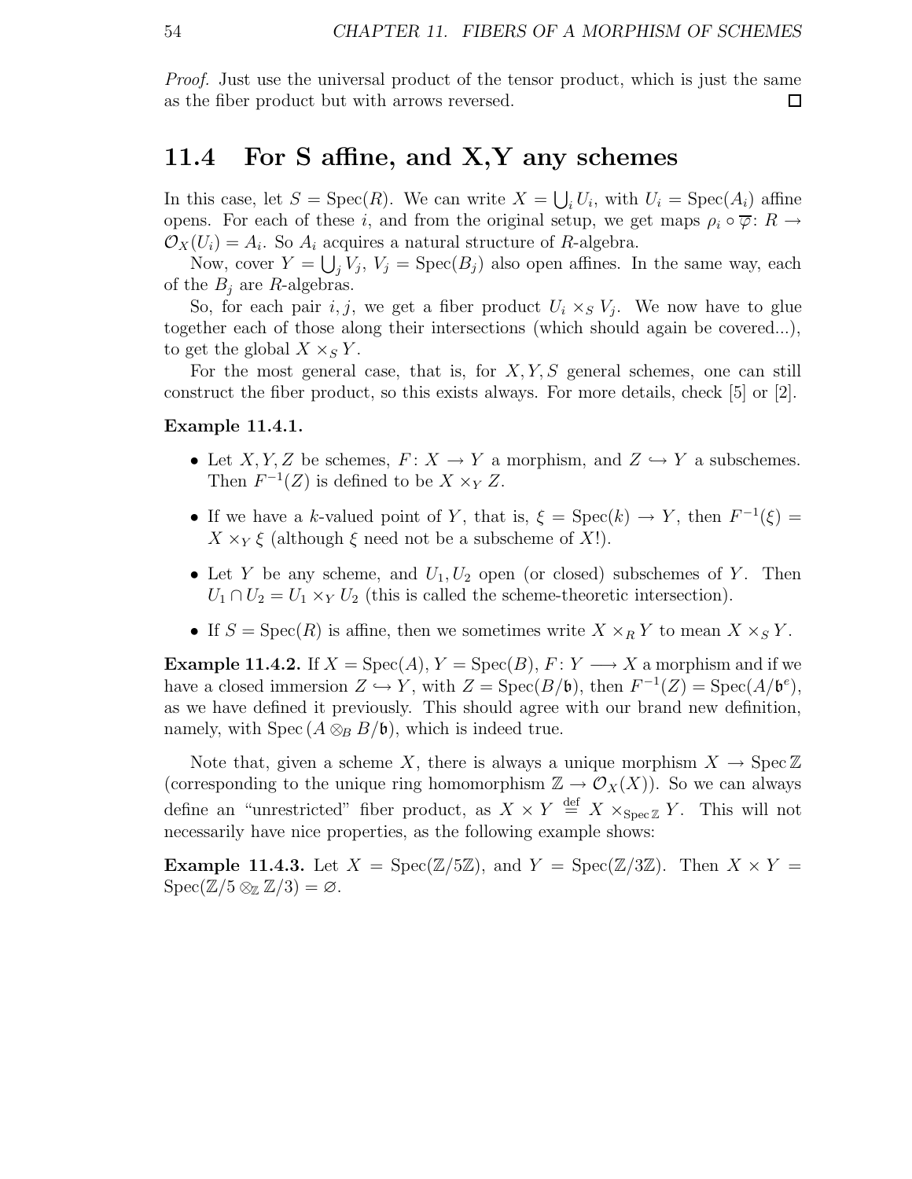*Proof.* Just use the universal product of the tensor product, which is just the same as the fiber product but with arrows reversed. ☐

## 11.4 For S affine, and X,Y any schemes

In this case, let $S = \operatorname{Spec}(R)$. We can write $X = \bigcup_i U_i$, with $U_i = \operatorname{Spec}(A_i)$ affine opens. For each of these $i$, and from the original setup, we get maps $\rho_i \circ \overline{\varphi}\colon R \to \mathcal{O}_X(U_i) = A_i$. So $A_i$ acquires a natural structure of $R$-algebra.

Now, cover $Y = \bigcup_j V_j$, $V_j = \operatorname{Spec}(B_j)$ also open affines. In the same way, each of the $B_j$ are $R$-algebras.

So, for each pair $i, j$, we get a fiber product $U_i \times_S V_j$. We now have to glue together each of those along their intersections (which should again be covered...), to get the global $X \times_S Y$.

For the most general case, that is, for $X, Y, S$ general schemes, one can still construct the fiber product, so this exists always. For more details, check [5] or [2].

**Example 11.4.1.**

- Let $X, Y, Z$ be schemes, $F\colon X \to Y$ a morphism, and $Z \hookrightarrow Y$ a subschemes. Then $F^{-1}(Z)$ is defined to be $X \times_Y Z$.
- If we have a $k$-valued point of $Y$, that is, $\xi = \operatorname{Spec}(k) \to Y$, then $F^{-1}(\xi) = X \times_Y \xi$ (although $\xi$ need not be a subscheme of $X$!).
- Let $Y$ be any scheme, and $U_1, U_2$ open (or closed) subschemes of $Y$. Then $U_1 \cap U_2 = U_1 \times_Y U_2$ (this is called the scheme-theoretic intersection).
- If $S = \operatorname{Spec}(R)$ is affine, then we sometimes write $X \times_R Y$ to mean $X \times_S Y$.

**Example 11.4.2.** If $X = \operatorname{Spec}(A)$, $Y = \operatorname{Spec}(B)$, $F\colon Y \longrightarrow X$ a morphism and if we have a closed immersion $Z \hookrightarrow Y$, with $Z = \operatorname{Spec}(B/\mathfrak{b})$, then $F^{-1}(Z) = \operatorname{Spec}(A/\mathfrak{b}^e)$, as we have defined it previously. This should agree with our brand new definition, namely, with $\operatorname{Spec}(A \otimes_B B/\mathfrak{b})$, which is indeed true.

Note that, given a scheme $X$, there is always a unique morphism $X \to \operatorname{Spec}\mathbb{Z}$ (corresponding to the unique ring homomorphism $\mathbb{Z} \to \mathcal{O}_X(X)$). So we can always define an "unrestricted" fiber product, as $X \times Y \overset{\text{def}}{=} X \times_{\operatorname{Spec}\mathbb{Z}} Y$. This will not necessarily have nice properties, as the following example shows:

**Example 11.4.3.** Let $X = \operatorname{Spec}(\mathbb{Z}/5\mathbb{Z})$, and $Y = \operatorname{Spec}(\mathbb{Z}/3\mathbb{Z})$. Then $X \times Y = \operatorname{Spec}(\mathbb{Z}/5 \otimes_{\mathbb{Z}} \mathbb{Z}/3) = \varnothing$.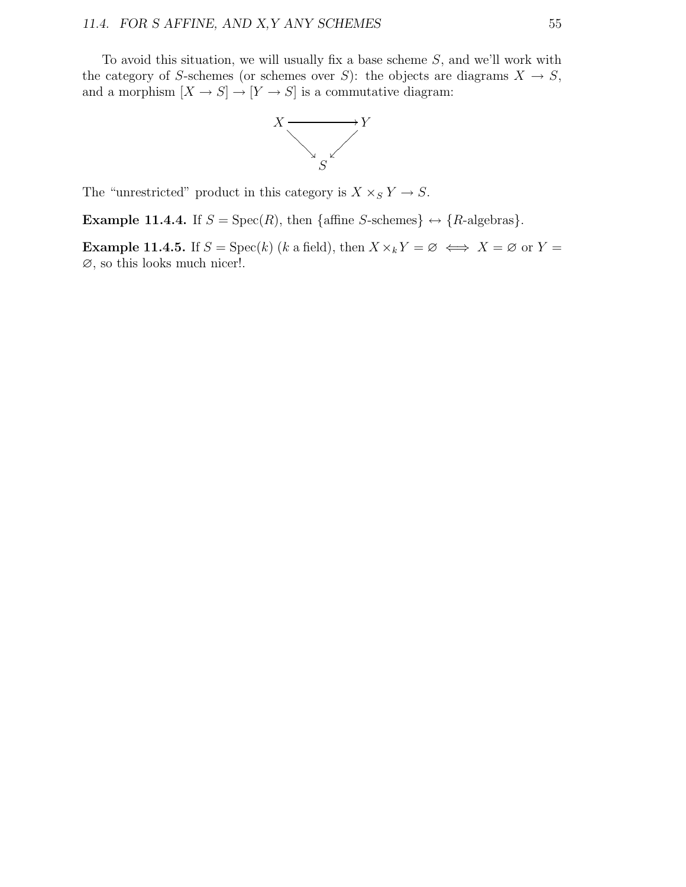To avoid this situation, we will usually fix a base scheme $S$, and we'll work with the category of $S$-schemes (or schemes over $S$): the objects are diagrams $X \to S$, and a morphism $[X \to S] \to [Y \to S]$ is a commutative diagram:

$$\begin{array}{ccc} X & \longrightarrow & Y \\ & \searrow \quad \swarrow & \\ & S & \end{array}$$

The "unrestricted" product in this category is $X \times_S Y \to S$.

**Example 11.4.4.** If $S = \operatorname{Spec}(R)$, then $\{\text{affine } S\text{-schemes}\} \leftrightarrow \{R\text{-algebras}\}$.

**Example 11.4.5.** If $S = \operatorname{Spec}(k)$ ($k$ a field), then $X \times_k Y = \varnothing \iff X = \varnothing$ or $Y = \varnothing$, so this looks much nicer!.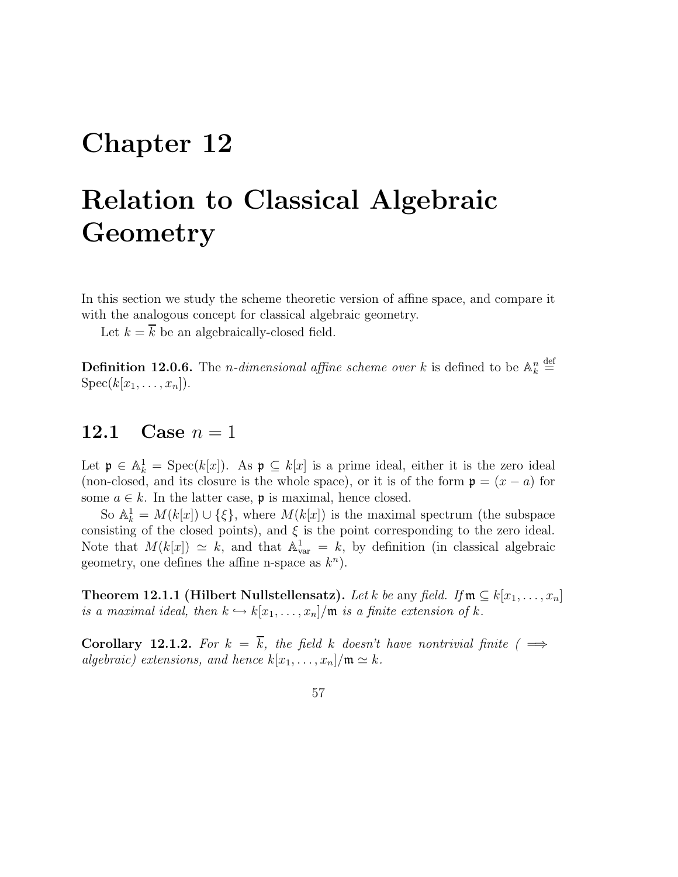# Chapter 12

# Relation to Classical Algebraic Geometry

In this section we study the scheme theoretic version of affine space, and compare it with the analogous concept for classical algebraic geometry.

Let $k = \overline{k}$ be an algebraically-closed field.

**Definition 12.0.6.** The *n-dimensional affine scheme over k* is defined to be $\mathbb{A}^n_k \stackrel{\text{def}}{=} \operatorname{Spec}(k[x_1, \ldots, x_n])$.

## 12.1 Case $n = 1$

Let $\mathfrak{p} \in \mathbb{A}^1_k = \operatorname{Spec}(k[x])$. As $\mathfrak{p} \subseteq k[x]$ is a prime ideal, either it is the zero ideal (non-closed, and its closure is the whole space), or it is of the form $\mathfrak{p} = (x - a)$ for some $a \in k$. In the latter case, $\mathfrak{p}$ is maximal, hence closed.

So $\mathbb{A}^1_k = M(k[x]) \cup \{\xi\}$, where $M(k[x])$ is the maximal spectrum (the subspace consisting of the closed points), and $\xi$ is the point corresponding to the zero ideal. Note that $M(k[x]) \simeq k$, and that $\mathbb{A}^1_{\text{var}} = k$, by definition (in classical algebraic geometry, one defines the affine n-space as $k^n$).

**Theorem 12.1.1 (Hilbert Nullstellensatz).** *Let k be* any *field. If $\mathfrak{m} \subseteq k[x_1, \ldots, x_n]$ is a maximal ideal, then $k \hookrightarrow k[x_1, \ldots, x_n]/\mathfrak{m}$ is a finite extension of k.*

**Corollary 12.1.2.** *For $k = \overline{k}$, the field k doesn't have nontrivial finite ($\implies$ algebraic) extensions, and hence $k[x_1, \ldots, x_n]/\mathfrak{m} \simeq k$.*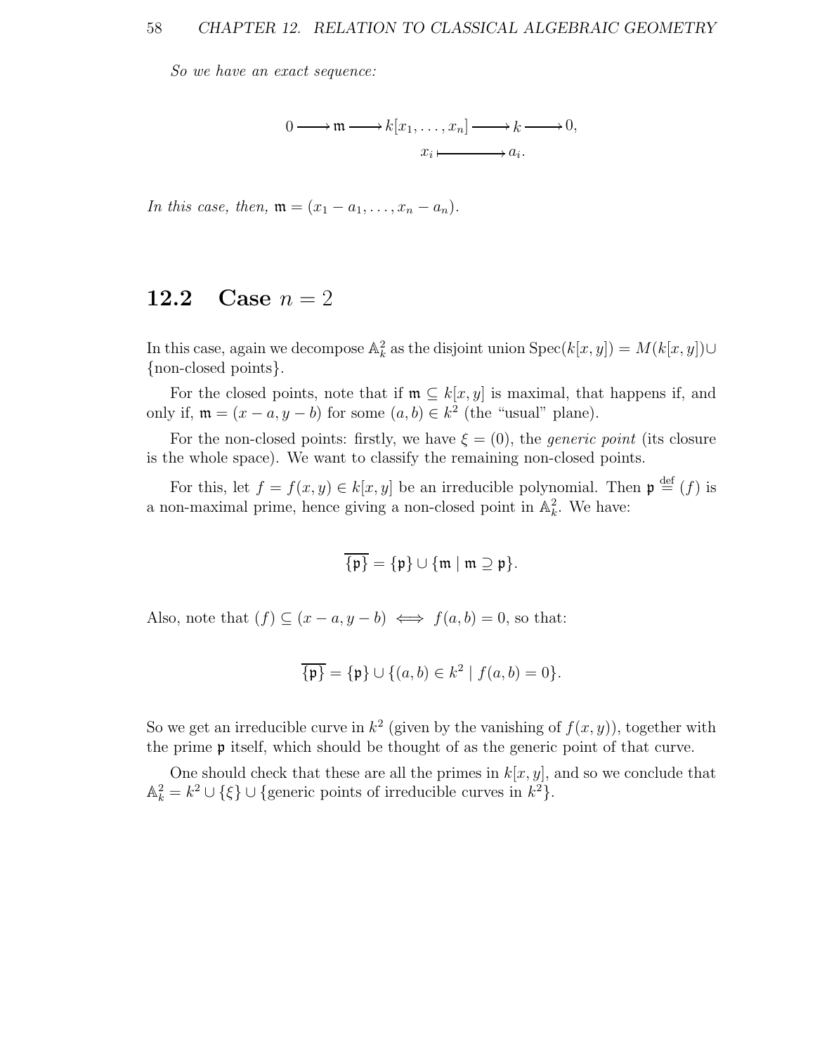*So we have an exact sequence:*

$$\begin{array}{ccccccccc} 0 & \longrightarrow & \mathfrak{m} & \longrightarrow & k[x_1, \ldots, x_n] & \longrightarrow & k & \longrightarrow & 0, \\ & & & & x_i & \longmapsto & a_i. & & \end{array}$$

*In this case, then,* $\mathfrak{m} = (x_1 - a_1, \ldots, x_n - a_n)$.

## 12.2 Case $n = 2$

In this case, again we decompose $\mathbb{A}^2_k$ as the disjoint union $\operatorname{Spec}(k[x, y]) = M(k[x, y]) \cup \{\text{non-closed points}\}$.

For the closed points, note that if $\mathfrak{m} \subseteq k[x, y]$ is maximal, that happens if, and only if, $\mathfrak{m} = (x - a, y - b)$ for some $(a, b) \in k^2$ (the "usual" plane).

For the non-closed points: firstly, we have $\xi = (0)$, the *generic point* (its closure is the whole space). We want to classify the remaining non-closed points.

For this, let $f = f(x, y) \in k[x, y]$ be an irreducible polynomial. Then $\mathfrak{p} \stackrel{\text{def}}{=} (f)$ is a non-maximal prime, hence giving a non-closed point in $\mathbb{A}^2_k$. We have:

$$\overline{\{\mathfrak{p}\}} = \{\mathfrak{p}\} \cup \{\mathfrak{m} \mid \mathfrak{m} \supseteq \mathfrak{p}\}.$$

Also, note that $(f) \subseteq (x - a, y - b) \iff f(a, b) = 0$, so that:

$$\overline{\{\mathfrak{p}\}} = \{\mathfrak{p}\} \cup \{(a, b) \in k^2 \mid f(a, b) = 0\}.$$

So we get an irreducible curve in $k^2$ (given by the vanishing of $f(x, y)$), together with the prime $\mathfrak{p}$ itself, which should be thought of as the generic point of that curve.

One should check that these are all the primes in $k[x, y]$, and so we conclude that $\mathbb{A}^2_k = k^2 \cup \{\xi\} \cup \{\text{generic points of irreducible curves in } k^2\}$.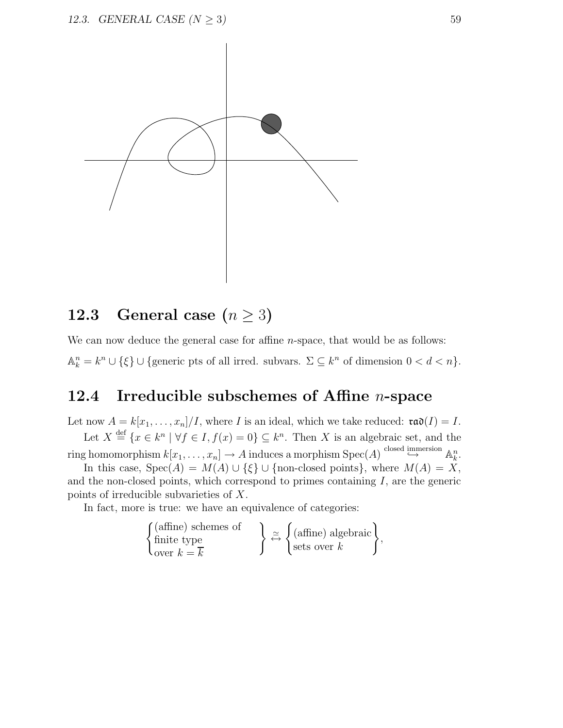## 12.3 General case ($n \geq 3$)

We can now deduce the general case for affine $n$-space, that would be as follows:

$\mathbb{A}^n_k = k^n \cup \{\xi\} \cup \{$generic pts of all irred. subvars. $\Sigma \subseteq k^n$ of dimension $0 < d < n\}$.

## 12.4 Irreducible subschemes of Affine $n$-space

Let now $A = k[x_1, \ldots, x_n]/I$, where $I$ is an ideal, which we take reduced: $\mathfrak{rad}(I) = I$.

Let $X \stackrel{\text{def}}{=} \{x \in k^n \mid \forall f \in I, f(x) = 0\} \subseteq k^n$. Then $X$ is an algebraic set, and the ring homomorphism $k[x_1, \ldots, x_n] \to A$ induces a morphism $\operatorname{Spec}(A) \stackrel{\text{closed immersion}}{\hookrightarrow} \mathbb{A}^n_k$.

In this case, $\operatorname{Spec}(A) = M(A) \cup \{\xi\} \cup \{$non-closed points$\}$, where $M(A) = X$, and the non-closed points, which correspond to primes containing $I$, are the generic points of irreducible subvarieties of $X$.

In fact, more is true: we have an equivalence of categories:

$$\left\{\begin{array}{l}\text{(affine) schemes of} \\ \text{finite type} \\ \text{over } k = \overline{k}\end{array}\right\} \stackrel{\simeq}{\leftrightarrow} \left\{\begin{array}{l}\text{(affine) algebraic} \\ \text{sets over } k\end{array}\right\},$$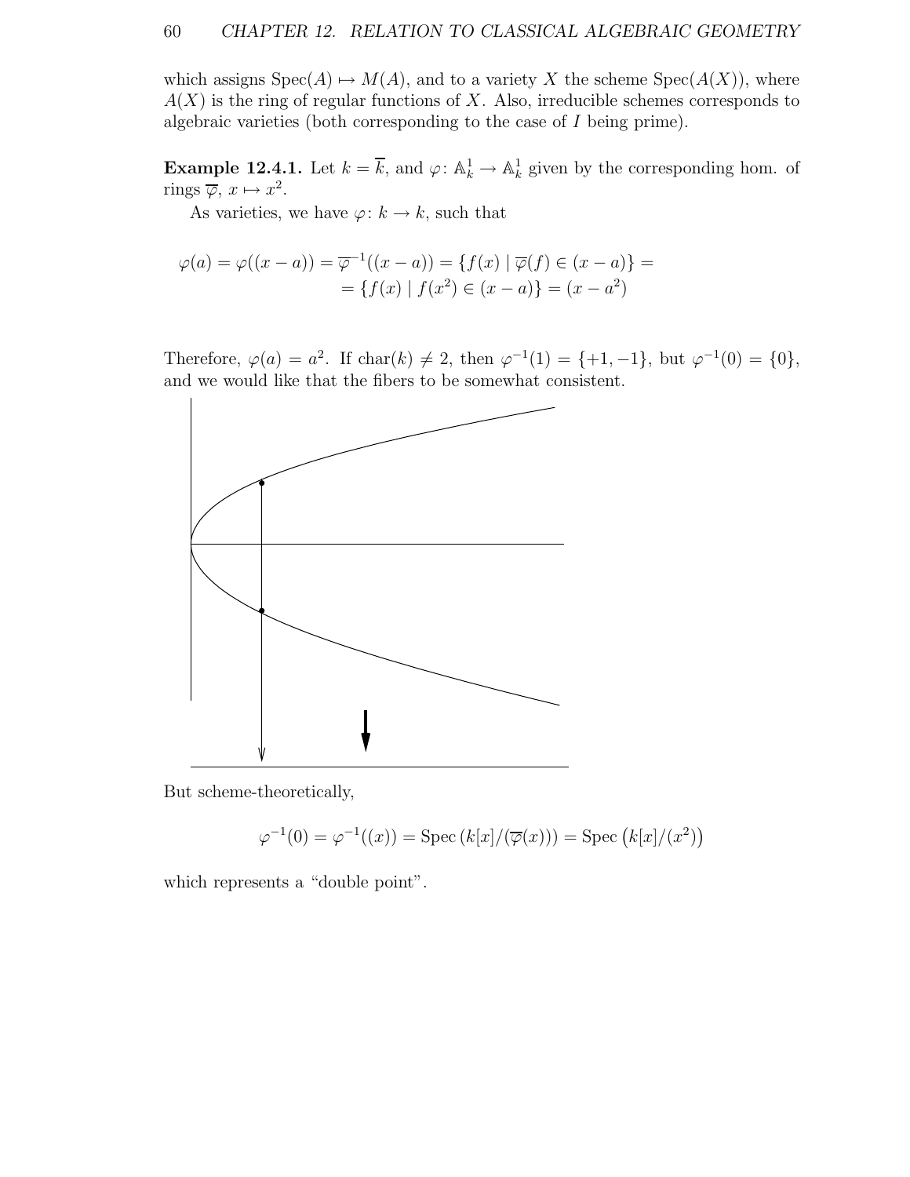which assigns $\operatorname{Spec}(A) \mapsto M(A)$, and to a variety $X$ the scheme $\operatorname{Spec}(A(X))$, where $A(X)$ is the ring of regular functions of $X$. Also, irreducible schemes corresponds to algebraic varieties (both corresponding to the case of $I$ being prime).

**Example 12.4.1.** Let $k = \overline{k}$, and $\varphi\colon \mathbb{A}^1_k \to \mathbb{A}^1_k$ given by the corresponding hom. of rings $\overline{\varphi}$, $x \mapsto x^2$.

As varieties, we have $\varphi\colon k \to k$, such that

$$\begin{aligned}\varphi(a) = \varphi((x-a)) = \overline{\varphi}^{-1}((x-a)) = \{f(x) \mid \overline{\varphi}(f) \in (x-a)\} = \\ = \{f(x) \mid f(x^2) \in (x-a)\} = (x-a^2)\end{aligned}$$

Therefore, $\varphi(a) = a^2$. If $\operatorname{char}(k) \neq 2$, then $\varphi^{-1}(1) = \{+1, -1\}$, but $\varphi^{-1}(0) = \{0\}$, and we would like that the fibers to be somewhat consistent.

But scheme-theoretically,

$$\varphi^{-1}(0) = \varphi^{-1}((x)) = \operatorname{Spec}\left(k[x]/(\overline{\varphi}(x))\right) = \operatorname{Spec}\left(k[x]/(x^2)\right)$$

which represents a "double point".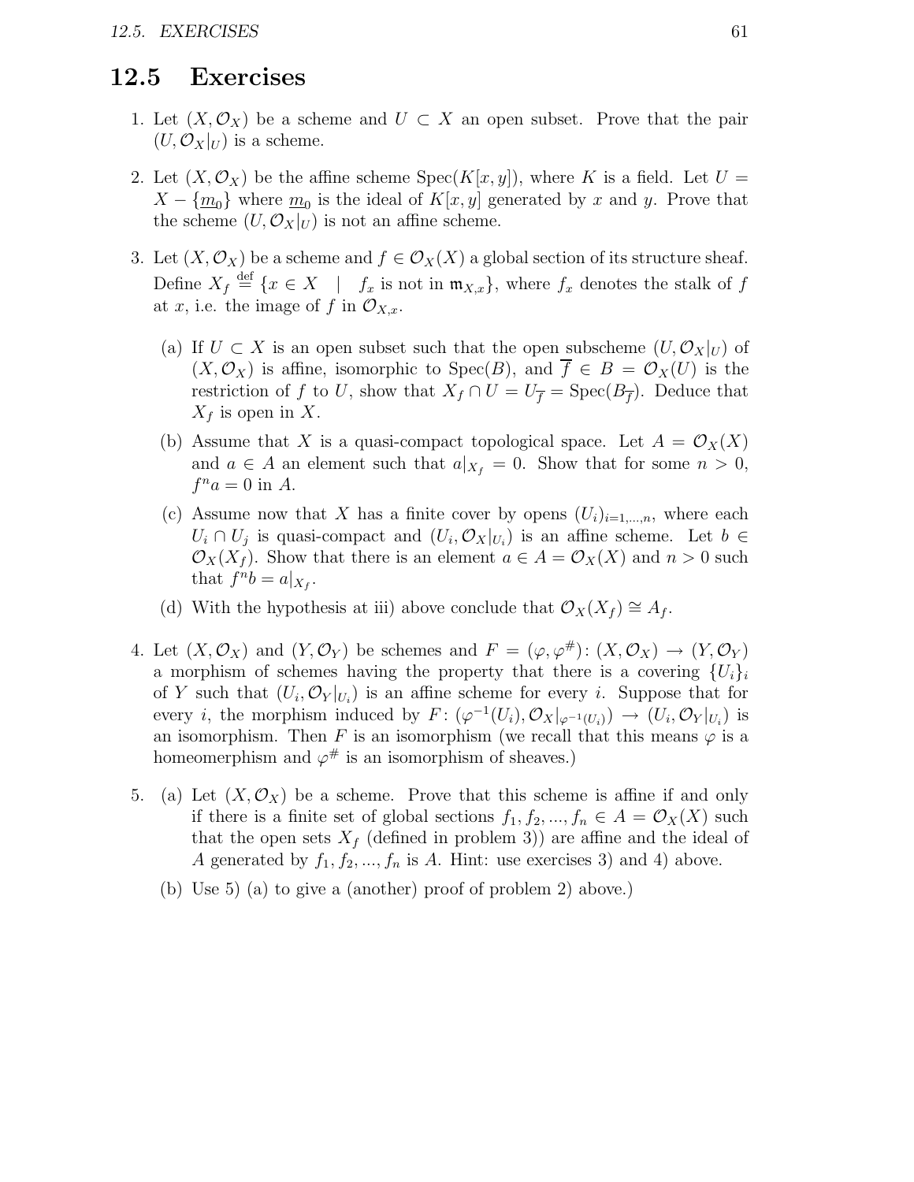## 12.5 Exercises

1. Let $(X, \mathcal{O}_X)$ be a scheme and $U \subset X$ an open subset. Prove that the pair $(U, \mathcal{O}_X|_U)$ is a scheme.

2. Let $(X, \mathcal{O}_X)$ be the affine scheme $\mathrm{Spec}(K[x, y])$, where $K$ is a field. Let $U = X - \{\underline{m}_0\}$ where $\underline{m}_0$ is the ideal of $K[x, y]$ generated by $x$ and $y$. Prove that the scheme $(U, \mathcal{O}_X|_U)$ is not an affine scheme.

3. Let $(X, \mathcal{O}_X)$ be a scheme and $f \in \mathcal{O}_X(X)$ a global section of its structure sheaf. Define $X_f \stackrel{\text{def}}{=} \{x \in X \quad | \quad f_x \text{ is not in } \mathfrak{m}_{X,x}\}$, where $f_x$ denotes the stalk of $f$ at $x$, i.e. the image of $f$ in $\mathcal{O}_{X,x}$.

   (a) If $U \subset X$ is an open subset such that the open subscheme $(U, \mathcal{O}_X|_U)$ of $(X, \mathcal{O}_X)$ is affine, isomorphic to $\mathrm{Spec}(B)$, and $\overline{f} \in B = \mathcal{O}_X(U)$ is the restriction of $f$ to $U$, show that $X_f \cap U = U_{\overline{f}} = \mathrm{Spec}(B_{\overline{f}})$. Deduce that $X_f$ is open in $X$.

   (b) Assume that $X$ is a quasi-compact topological space. Let $A = \mathcal{O}_X(X)$ and $a \in A$ an element such that $a|_{X_f} = 0$. Show that for some $n > 0$, $f^n a = 0$ in $A$.

   (c) Assume now that $X$ has a finite cover by opens $(U_i)_{i=1,\ldots,n}$, where each $U_i \cap U_j$ is quasi-compact and $(U_i, \mathcal{O}_X|_{U_i})$ is an affine scheme. Let $b \in \mathcal{O}_X(X_f)$. Show that there is an element $a \in A = \mathcal{O}_X(X)$ and $n > 0$ such that $f^n b = a|_{X_f}$.

   (d) With the hypothesis at iii) above conclude that $\mathcal{O}_X(X_f) \cong A_f$.

4. Let $(X, \mathcal{O}_X)$ and $(Y, \mathcal{O}_Y)$ be schemes and $F = (\varphi, \varphi^{\#}) \colon (X, \mathcal{O}_X) \to (Y, \mathcal{O}_Y)$ a morphism of schemes having the property that there is a covering $\{U_i\}_i$ of $Y$ such that $(U_i, \mathcal{O}_Y|_{U_i})$ is an affine scheme for every $i$. Suppose that for every $i$, the morphism induced by $F \colon (\varphi^{-1}(U_i), \mathcal{O}_X|_{\varphi^{-1}(U_i)}) \to (U_i, \mathcal{O}_Y|_{U_i})$ is an isomorphism. Then $F$ is an isomorphism (we recall that this means $\varphi$ is a homeomerphism and $\varphi^{\#}$ is an isomorphism of sheaves.)

5. (a) Let $(X, \mathcal{O}_X)$ be a scheme. Prove that this scheme is affine if and only if there is a finite set of global sections $f_1, f_2, ..., f_n \in A = \mathcal{O}_X(X)$ such that the open sets $X_f$ (defined in problem 3)) are affine and the ideal of $A$ generated by $f_1, f_2, ..., f_n$ is $A$. Hint: use exercises 3) and 4) above.

   (b) Use 5) (a) to give a (another) proof of problem 2) above.)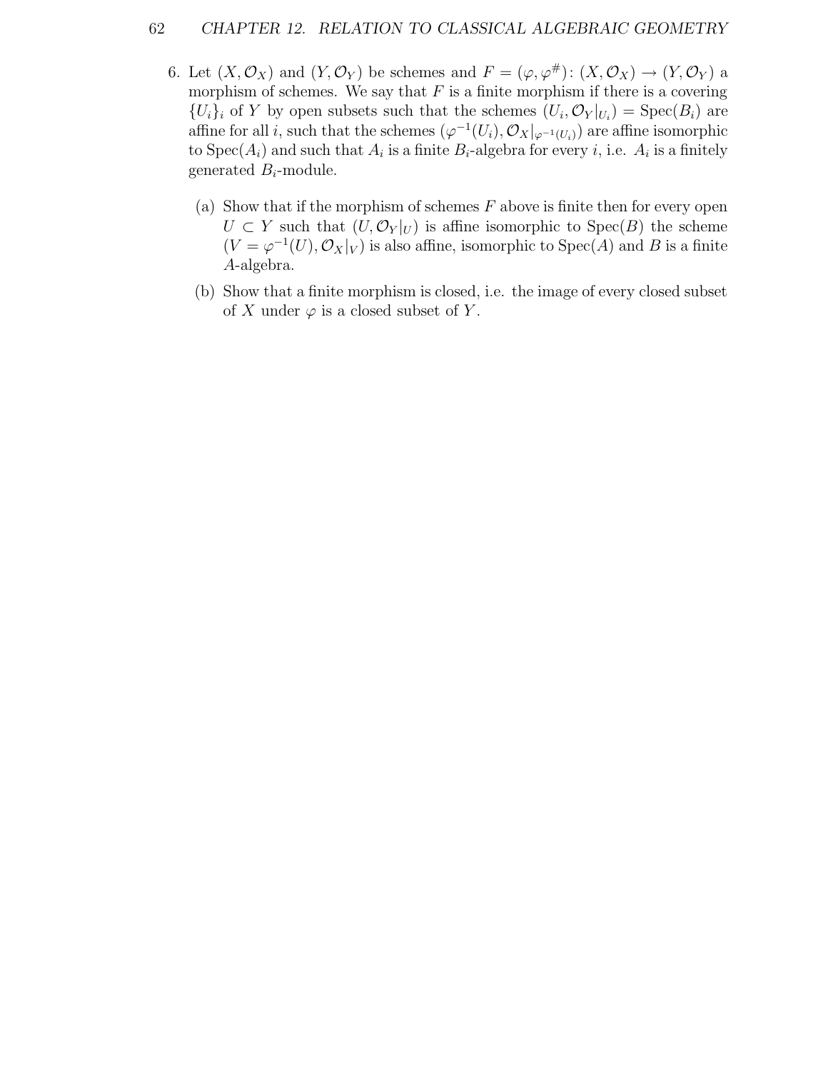6. Let $(X, \mathcal{O}_X)$ and $(Y, \mathcal{O}_Y)$ be schemes and $F = (\varphi, \varphi^{\#})\colon (X, \mathcal{O}_X) \to (Y, \mathcal{O}_Y)$ a morphism of schemes. We say that $F$ is a finite morphism if there is a covering $\{U_i\}_i$ of $Y$ by open subsets such that the schemes $(U_i, \mathcal{O}_Y|_{U_i}) = \operatorname{Spec}(B_i)$ are affine for all $i$, such that the schemes $(\varphi^{-1}(U_i), \mathcal{O}_X|_{\varphi^{-1}(U_i)})$ are affine isomorphic to $\operatorname{Spec}(A_i)$ and such that $A_i$ is a finite $B_i$-algebra for every $i$, i.e. $A_i$ is a finitely generated $B_i$-module.

   (a) Show that if the morphism of schemes $F$ above is finite then for every open $U \subset Y$ such that $(U, \mathcal{O}_Y|_U)$ is affine isomorphic to $\operatorname{Spec}(B)$ the scheme $(V = \varphi^{-1}(U), \mathcal{O}_X|_V)$ is also affine, isomorphic to $\operatorname{Spec}(A)$ and $B$ is a finite $A$-algebra.

   (b) Show that a finite morphism is closed, i.e. the image of every closed subset of $X$ under $\varphi$ is a closed subset of $Y$.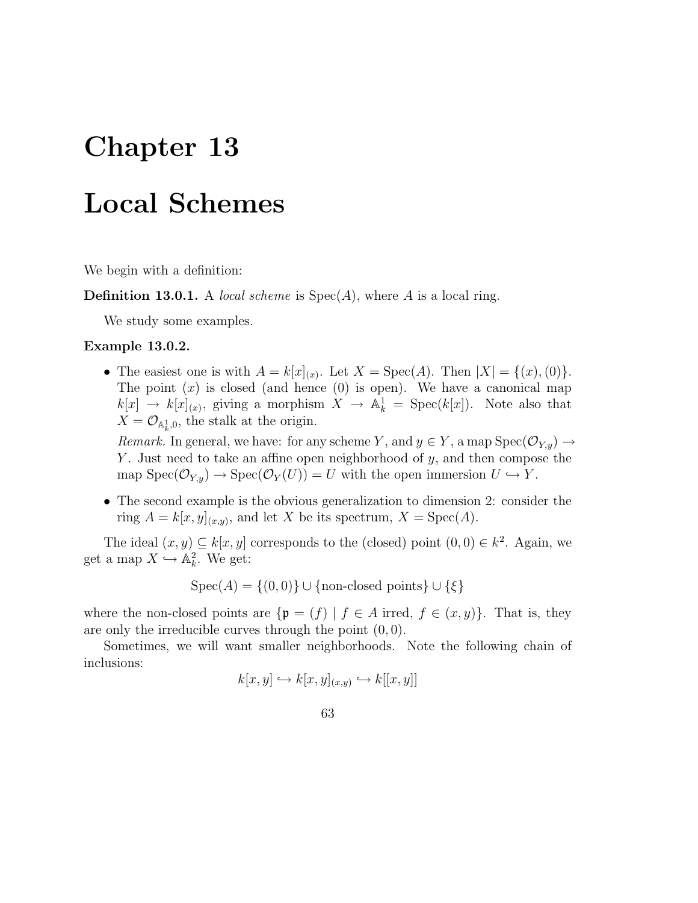# Chapter 13

# Local Schemes

We begin with a definition:

**Definition 13.0.1.** A *local scheme* is $\operatorname{Spec}(A)$, where $A$ is a local ring.

We study some examples.

**Example 13.0.2.**

- The easiest one is with $A = k[x]_{(x)}$. Let $X = \operatorname{Spec}(A)$. Then $|X| = \{(x), (0)\}$. The point $(x)$ is closed (and hence $(0)$ is open). We have a canonical map $k[x] \to k[x]_{(x)}$, giving a morphism $X \to \mathbb{A}^1_k = \operatorname{Spec}(k[x])$. Note also that $X = \mathcal{O}_{\mathbb{A}^1_k,0}$, the stalk at the origin.

  *Remark.* In general, we have: for any scheme $Y$, and $y \in Y$, a map $\operatorname{Spec}(\mathcal{O}_{Y,y}) \to Y$. Just need to take an affine open neighborhood of $y$, and then compose the map $\operatorname{Spec}(\mathcal{O}_{Y,y}) \to \operatorname{Spec}(\mathcal{O}_Y(U)) = U$ with the open immersion $U \hookrightarrow Y$.

- The second example is the obvious generalization to dimension 2: consider the ring $A = k[x,y]_{(x,y)}$, and let $X$ be its spectrum, $X = \operatorname{Spec}(A)$.

The ideal $(x,y) \subseteq k[x,y]$ corresponds to the (closed) point $(0,0) \in k^2$. Again, we get a map $X \hookrightarrow \mathbb{A}^2_k$. We get:

$$\operatorname{Spec}(A) = \{(0,0)\} \cup \{\text{non-closed points}\} \cup \{\xi\}$$

where the non-closed points are $\{\mathfrak{p} = (f) \mid f \in A \text{ irred}, \ f \in (x,y)\}$. That is, they are only the irreducible curves through the point $(0,0)$.

Sometimes, we will want smaller neighborhoods. Note the following chain of inclusions:

$$k[x,y] \hookrightarrow k[x,y]_{(x,y)} \hookrightarrow k[[x,y]]$$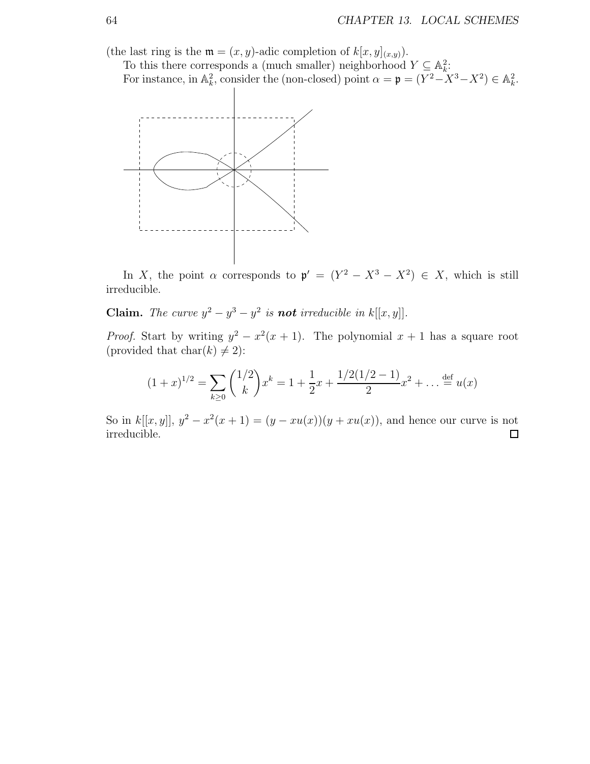(the last ring is the $\mathfrak{m} = (x, y)$-adic completion of $k[x, y]_{(x,y)}$).

To this there corresponds a (much smaller) neighborhood $Y \subseteq \mathbb{A}^2_k$:

For instance, in $\mathbb{A}^2_k$, consider the (non-closed) point $\alpha = \mathfrak{p} = (Y^2 - X^3 - X^2) \in \mathbb{A}^2_k$.

In $X$, the point $\alpha$ corresponds to $\mathfrak{p}' = (Y^2 - X^3 - X^2) \in X$, which is still irreducible.

**Claim.** *The curve $y^2 - y^3 - y^2$ is **not** irreducible in $k[[x, y]]$.*

*Proof.* Start by writing $y^2 - x^2(x + 1)$. The polynomial $x + 1$ has a square root (provided that $\text{char}(k) \neq 2$):

$$(1 + x)^{1/2} = \sum_{k \geq 0} \binom{1/2}{k} x^k = 1 + \frac{1}{2}x + \frac{1/2(1/2 - 1)}{2}x^2 + \ldots \stackrel{\text{def}}{=} u(x)$$

So in $k[[x, y]]$, $y^2 - x^2(x + 1) = (y - xu(x))(y + xu(x))$, and hence our curve is not irreducible. $\square$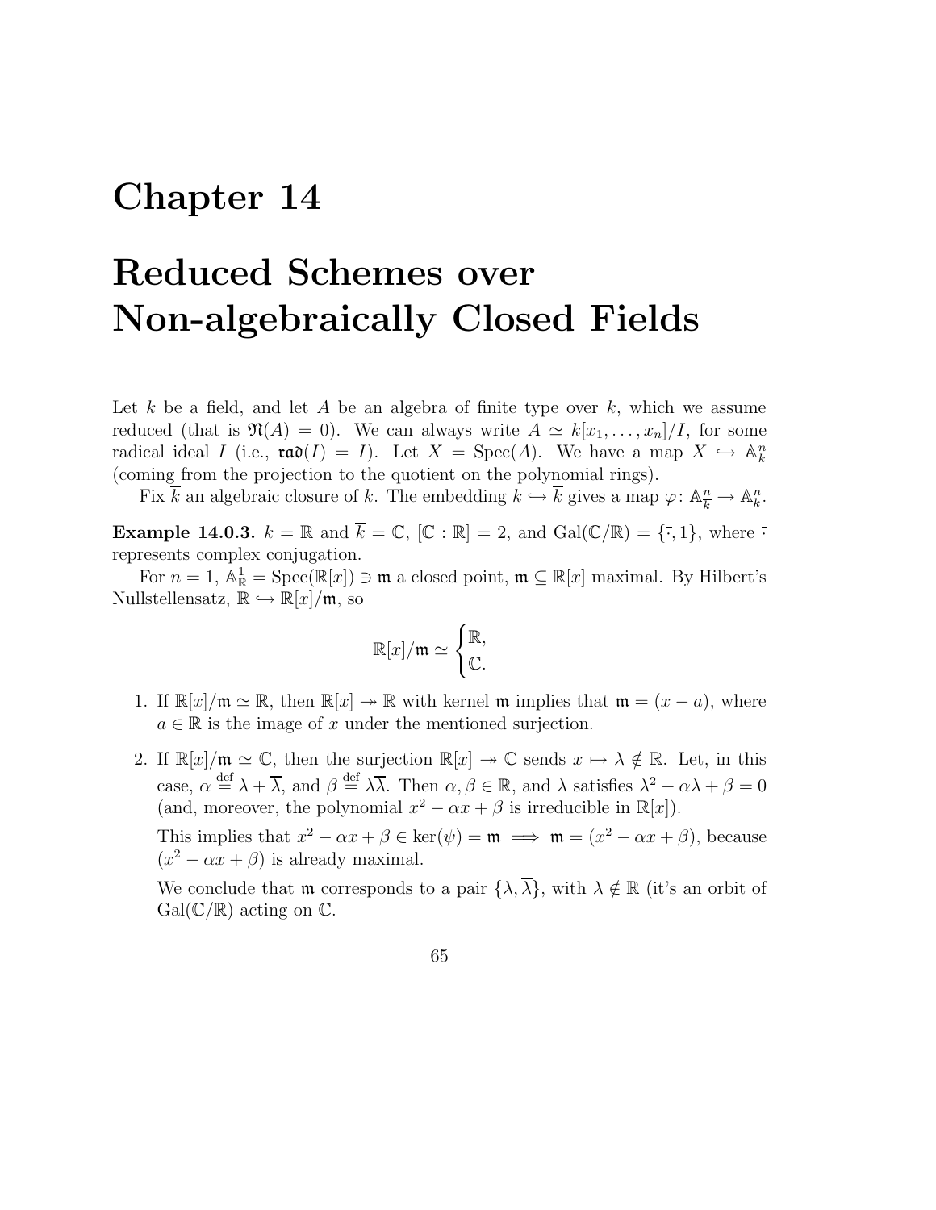# Chapter 14

# Reduced Schemes over Non-algebraically Closed Fields

Let $k$ be a field, and let $A$ be an algebra of finite type over $k$, which we assume reduced (that is $\mathfrak{N}(A) = 0$). We can always write $A \simeq k[x_1, \ldots, x_n]/I$, for some radical ideal $I$ (i.e., $\mathfrak{rad}(I) = I$). Let $X = \operatorname{Spec}(A)$. We have a map $X \hookrightarrow \mathbb{A}^n_k$ (coming from the projection to the quotient on the polynomial rings).

Fix $\overline{k}$ an algebraic closure of $k$. The embedding $k \hookrightarrow \overline{k}$ gives a map $\varphi\colon \mathbb{A}^n_{\overline{k}} \to \mathbb{A}^n_k$.

**Example 14.0.3.** $k = \mathbb{R}$ and $\overline{k} = \mathbb{C}$, $[\mathbb{C} : \mathbb{R}] = 2$, and $\operatorname{Gal}(\mathbb{C}/\mathbb{R}) = \{\bar{\cdot}, 1\}$, where $\bar{\cdot}$ represents complex conjugation.

For $n = 1$, $\mathbb{A}^1_{\mathbb{R}} = \operatorname{Spec}(\mathbb{R}[x]) \ni \mathfrak{m}$ a closed point, $\mathfrak{m} \subseteq \mathbb{R}[x]$ maximal. By Hilbert's Nullstellensatz, $\mathbb{R} \hookrightarrow \mathbb{R}[x]/\mathfrak{m}$, so

$$\mathbb{R}[x]/\mathfrak{m} \simeq \begin{cases} \mathbb{R}, \\ \mathbb{C}. \end{cases}$$

1. If $\mathbb{R}[x]/\mathfrak{m} \simeq \mathbb{R}$, then $\mathbb{R}[x] \twoheadrightarrow \mathbb{R}$ with kernel $\mathfrak{m}$ implies that $\mathfrak{m} = (x - a)$, where $a \in \mathbb{R}$ is the image of $x$ under the mentioned surjection.

2. If $\mathbb{R}[x]/\mathfrak{m} \simeq \mathbb{C}$, then the surjection $\mathbb{R}[x] \twoheadrightarrow \mathbb{C}$ sends $x \mapsto \lambda \notin \mathbb{R}$. Let, in this case, $\alpha \stackrel{\text{def}}{=} \lambda + \overline{\lambda}$, and $\beta \stackrel{\text{def}}{=} \lambda\overline{\lambda}$. Then $\alpha, \beta \in \mathbb{R}$, and $\lambda$ satisfies $\lambda^2 - \alpha\lambda + \beta = 0$ (and, moreover, the polynomial $x^2 - \alpha x + \beta$ is irreducible in $\mathbb{R}[x]$).

   This implies that $x^2 - \alpha x + \beta \in \ker(\psi) = \mathfrak{m} \implies \mathfrak{m} = (x^2 - \alpha x + \beta)$, because $(x^2 - \alpha x + \beta)$ is already maximal.

   We conclude that $\mathfrak{m}$ corresponds to a pair $\{\lambda, \overline{\lambda}\}$, with $\lambda \notin \mathbb{R}$ (it's an orbit of $\operatorname{Gal}(\mathbb{C}/\mathbb{R})$ acting on $\mathbb{C}$.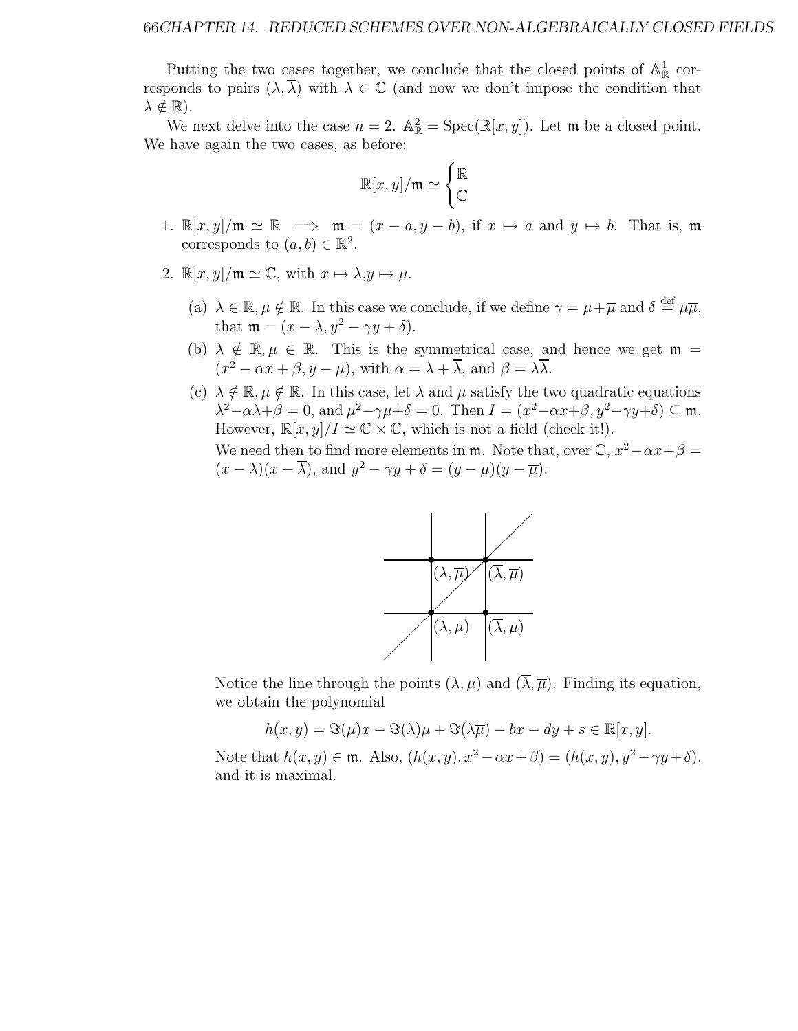Putting the two cases together, we conclude that the closed points of $\mathbb{A}^1_{\mathbb{R}}$ corresponds to pairs $(\lambda, \overline{\lambda})$ with $\lambda \in \mathbb{C}$ (and now we don't impose the condition that $\lambda \notin \mathbb{R}$).

We next delve into the case $n = 2$. $\mathbb{A}^2_{\mathbb{R}} = \operatorname{Spec}(\mathbb{R}[x, y])$. Let $\mathfrak{m}$ be a closed point. We have again the two cases, as before:

$$\mathbb{R}[x, y]/\mathfrak{m} \simeq \begin{cases} \mathbb{R} \\ \mathbb{C} \end{cases}$$

1. $\mathbb{R}[x, y]/\mathfrak{m} \simeq \mathbb{R} \implies \mathfrak{m} = (x - a, y - b)$, if $x \mapsto a$ and $y \mapsto b$. That is, $\mathfrak{m}$ corresponds to $(a, b) \in \mathbb{R}^2$.

2. $\mathbb{R}[x, y]/\mathfrak{m} \simeq \mathbb{C}$, with $x \mapsto \lambda, y \mapsto \mu$.

   (a) $\lambda \in \mathbb{R}, \mu \notin \mathbb{R}$. In this case we conclude, if we define $\gamma = \mu + \overline{\mu}$ and $\delta \overset{\text{def}}{=} \mu\overline{\mu}$, that $\mathfrak{m} = (x - \lambda, y^2 - \gamma y + \delta)$.

   (b) $\lambda \notin \mathbb{R}, \mu \in \mathbb{R}$. This is the symmetrical case, and hence we get $\mathfrak{m} = (x^2 - \alpha x + \beta, y - \mu)$, with $\alpha = \lambda + \overline{\lambda}$, and $\beta = \lambda\overline{\lambda}$.

   (c) $\lambda \notin \mathbb{R}, \mu \notin \mathbb{R}$. In this case, let $\lambda$ and $\mu$ satisfy the two quadratic equations $\lambda^2 - \alpha\lambda + \beta = 0$, and $\mu^2 - \gamma\mu + \delta = 0$. Then $I = (x^2 - \alpha x + \beta, y^2 - \gamma y + \delta) \subseteq \mathfrak{m}$. However, $\mathbb{R}[x, y]/I \simeq \mathbb{C} \times \mathbb{C}$, which is not a field (check it!).

   We need then to find more elements in $\mathfrak{m}$. Note that, over $\mathbb{C}$, $x^2 - \alpha x + \beta = (x - \lambda)(x - \overline{\lambda})$, and $y^2 - \gamma y + \delta = (y - \mu)(y - \overline{\mu})$.

   Notice the line through the points $(\lambda, \mu)$ and $(\overline{\lambda}, \overline{\mu})$. Finding its equation, we obtain the polynomial

   $$h(x, y) = \Im(\mu)x - \Im(\lambda)\mu + \Im(\lambda\overline{\mu}) - bx - dy + s \in \mathbb{R}[x, y].$$

   Note that $h(x, y) \in \mathfrak{m}$. Also, $(h(x, y), x^2 - \alpha x + \beta) = (h(x, y), y^2 - \gamma y + \delta)$, and it is maximal.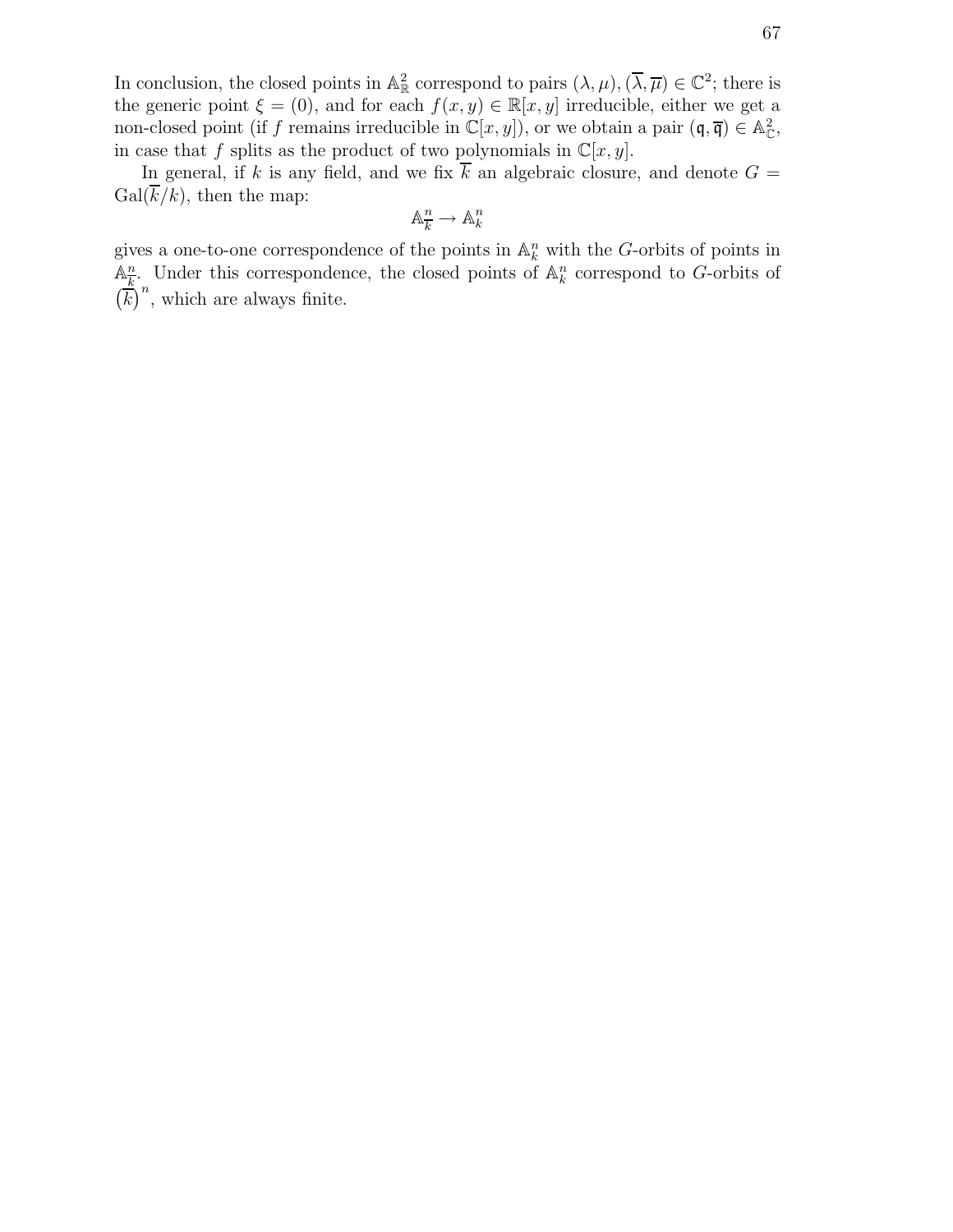In conclusion, the closed points in $\mathbb{A}^2_{\mathbb{R}}$ correspond to pairs $(\lambda, \mu), (\overline{\lambda}, \overline{\mu}) \in \mathbb{C}^2$; there is the generic point $\xi = (0)$, and for each $f(x, y) \in \mathbb{R}[x, y]$ irreducible, either we get a non-closed point (if $f$ remains irreducible in $\mathbb{C}[x, y]$), or we obtain a pair $(\mathfrak{q}, \overline{\mathfrak{q}}) \in \mathbb{A}^2_{\mathbb{C}}$, in case that $f$ splits as the product of two polynomials in $\mathbb{C}[x, y]$.

In general, if $k$ is any field, and we fix $\overline{k}$ an algebraic closure, and denote $G = \mathrm{Gal}(\overline{k}/k)$, then the map:

$$\mathbb{A}^n_{\overline{k}} \to \mathbb{A}^n_k$$

gives a one-to-one correspondence of the points in $\mathbb{A}^n_k$ with the $G$-orbits of points in $\mathbb{A}^n_{\overline{k}}$. Under this correspondence, the closed points of $\mathbb{A}^n_k$ correspond to $G$-orbits of $\left(\overline{k}\right)^n$, which are always finite.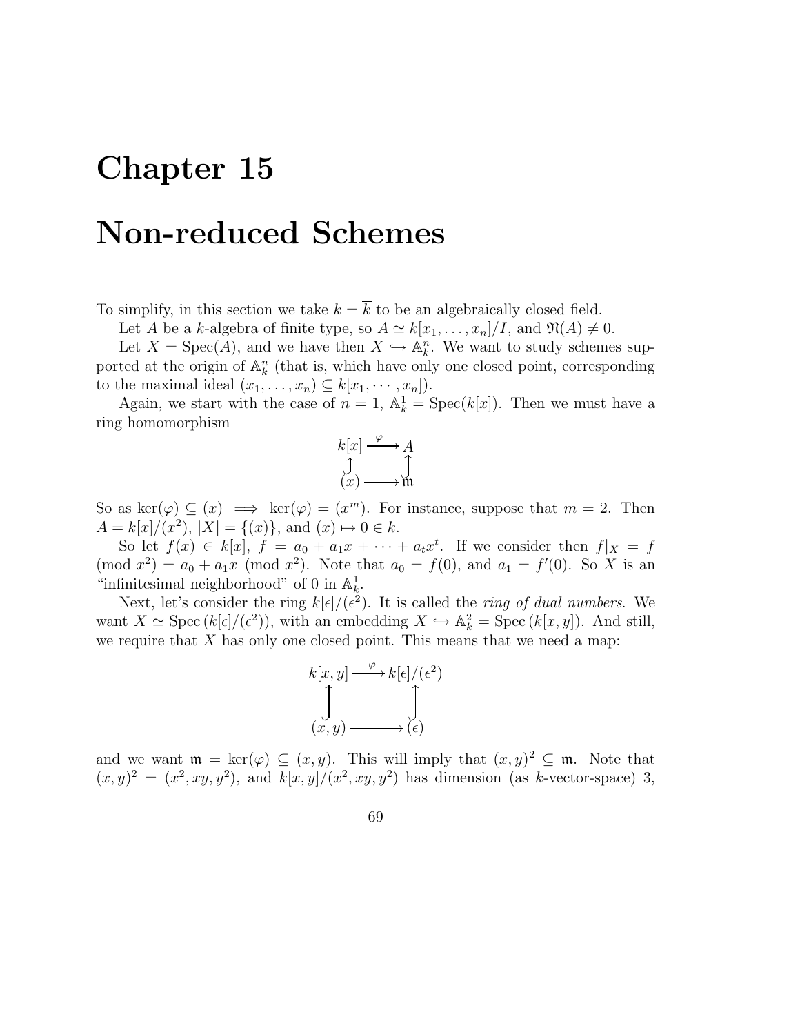# Chapter 15

# Non-reduced Schemes

To simplify, in this section we take $k = \overline{k}$ to be an algebraically closed field.

Let $A$ be a $k$-algebra of finite type, so $A \simeq k[x_1, \ldots, x_n]/I$, and $\mathfrak{N}(A) \neq 0$.

Let $X = \operatorname{Spec}(A)$, and we have then $X \hookrightarrow \mathbb{A}^n_k$. We want to study schemes supported at the origin of $\mathbb{A}^n_k$ (that is, which have only one closed point, corresponding to the maximal ideal $(x_1, \ldots, x_n) \subseteq k[x_1, \cdots, x_n]$).

Again, we start with the case of $n = 1$, $\mathbb{A}^1_k = \operatorname{Spec}(k[x])$. Then we must have a ring homomorphism

$$\begin{array}{ccc} k[x] & \xrightarrow{\varphi} & A \\ \uparrow & & \uparrow \\ (x) & \longrightarrow & \mathfrak{m} \end{array}$$

So as $\ker(\varphi) \subseteq (x) \implies \ker(\varphi) = (x^m)$. For instance, suppose that $m = 2$. Then $A = k[x]/(x^2)$, $|X| = \{(x)\}$, and $(x) \mapsto 0 \in k$.

So let $f(x) \in k[x]$, $f = a_0 + a_1 x + \cdots + a_t x^t$. If we consider then $f|_X = f \pmod{x^2} = a_0 + a_1 x \pmod{x^2}$. Note that $a_0 = f(0)$, and $a_1 = f'(0)$. So $X$ is an "infinitesimal neighborhood" of 0 in $\mathbb{A}^1_k$.

Next, let's consider the ring $k[\epsilon]/(\epsilon^2)$. It is called the *ring of dual numbers*. We want $X \simeq \operatorname{Spec}(k[\epsilon]/(\epsilon^2))$, with an embedding $X \hookrightarrow \mathbb{A}^2_k = \operatorname{Spec}(k[x, y])$. And still, we require that $X$ has only one closed point. This means that we need a map:

$$\begin{array}{ccc} k[x,y] & \xrightarrow{\varphi} & k[\epsilon]/(\epsilon^2) \\ \uparrow & & \uparrow \\ (x,y) & \longrightarrow & (\epsilon) \end{array}$$

and we want $\mathfrak{m} = \ker(\varphi) \subseteq (x, y)$. This will imply that $(x, y)^2 \subseteq \mathfrak{m}$. Note that $(x, y)^2 = (x^2, xy, y^2)$, and $k[x, y]/(x^2, xy, y^2)$ has dimension (as $k$-vector-space) 3,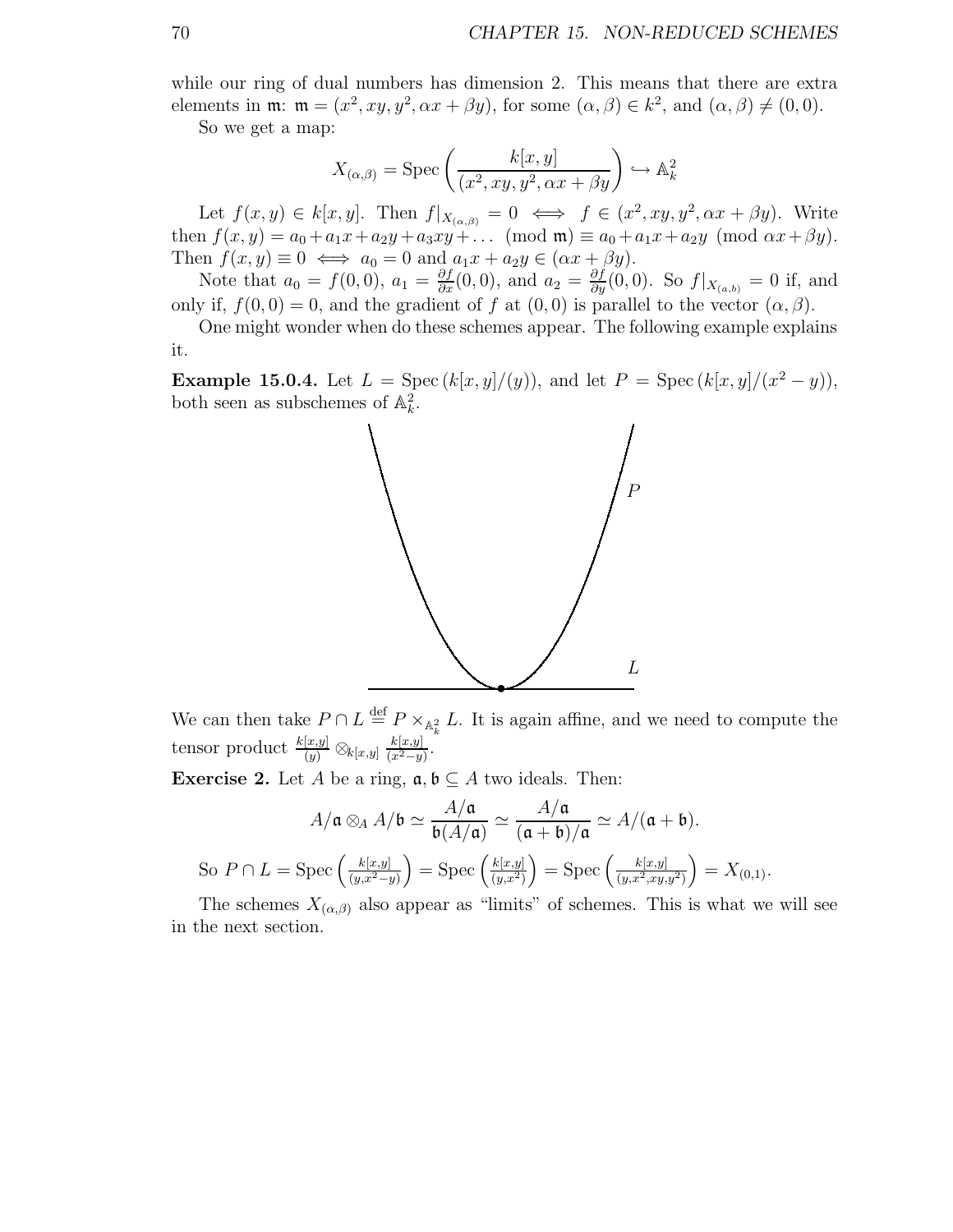while our ring of dual numbers has dimension 2. This means that there are extra elements in $\mathfrak{m}$: $\mathfrak{m} = (x^2, xy, y^2, \alpha x + \beta y)$, for some $(\alpha, \beta) \in k^2$, and $(\alpha, \beta) \neq (0, 0)$.

So we get a map:

$$X_{(\alpha,\beta)} = \operatorname{Spec}\left(\frac{k[x,y]}{(x^2, xy, y^2, \alpha x + \beta y)}\right) \hookrightarrow \mathbb{A}^2_k$$

Let $f(x, y) \in k[x, y]$. Then $f|_{X_{(\alpha,\beta)}} = 0 \iff f \in (x^2, xy, y^2, \alpha x + \beta y)$. Write then $f(x, y) = a_0 + a_1 x + a_2 y + a_3 xy + \dots \pmod{\mathfrak{m}} \equiv a_0 + a_1 x + a_2 y \pmod{\alpha x + \beta y}$. Then $f(x, y) \equiv 0 \iff a_0 = 0$ and $a_1 x + a_2 y \in (\alpha x + \beta y)$.

Note that $a_0 = f(0, 0)$, $a_1 = \frac{\partial f}{\partial x}(0, 0)$, and $a_2 = \frac{\partial f}{\partial y}(0, 0)$. So $f|_{X_{(a,b)}} = 0$ if, and only if, $f(0, 0) = 0$, and the gradient of $f$ at $(0, 0)$ is parallel to the vector $(\alpha, \beta)$.

One might wonder when do these schemes appear. The following example explains it.

**Example 15.0.4.** Let $L = \operatorname{Spec}(k[x, y]/(y))$, and let $P = \operatorname{Spec}(k[x, y]/(x^2 - y))$, both seen as subschemes of $\mathbb{A}^2_k$.

We can then take $P \cap L \overset{\text{def}}{=} P \times_{\mathbb{A}^2_k} L$. It is again affine, and we need to compute the tensor product $\frac{k[x,y]}{(y)} \otimes_{k[x,y]} \frac{k[x,y]}{(x^2-y)}$.

**Exercise 2.** Let $A$ be a ring, $\mathfrak{a}, \mathfrak{b} \subseteq A$ two ideals. Then:

$$A/\mathfrak{a} \otimes_A A/\mathfrak{b} \simeq \frac{A/\mathfrak{a}}{\mathfrak{b}(A/\mathfrak{a})} \simeq \frac{A/\mathfrak{a}}{(\mathfrak{a} + \mathfrak{b})/\mathfrak{a}} \simeq A/(\mathfrak{a} + \mathfrak{b}).$$

So $P \cap L = \operatorname{Spec}\left(\frac{k[x,y]}{(y, x^2 - y)}\right) = \operatorname{Spec}\left(\frac{k[x,y]}{(y, x^2)}\right) = \operatorname{Spec}\left(\frac{k[x,y]}{(y, x^2, xy, y^2)}\right) = X_{(0,1)}$.

The schemes $X_{(\alpha,\beta)}$ also appear as "limits" of schemes. This is what we will see in the next section.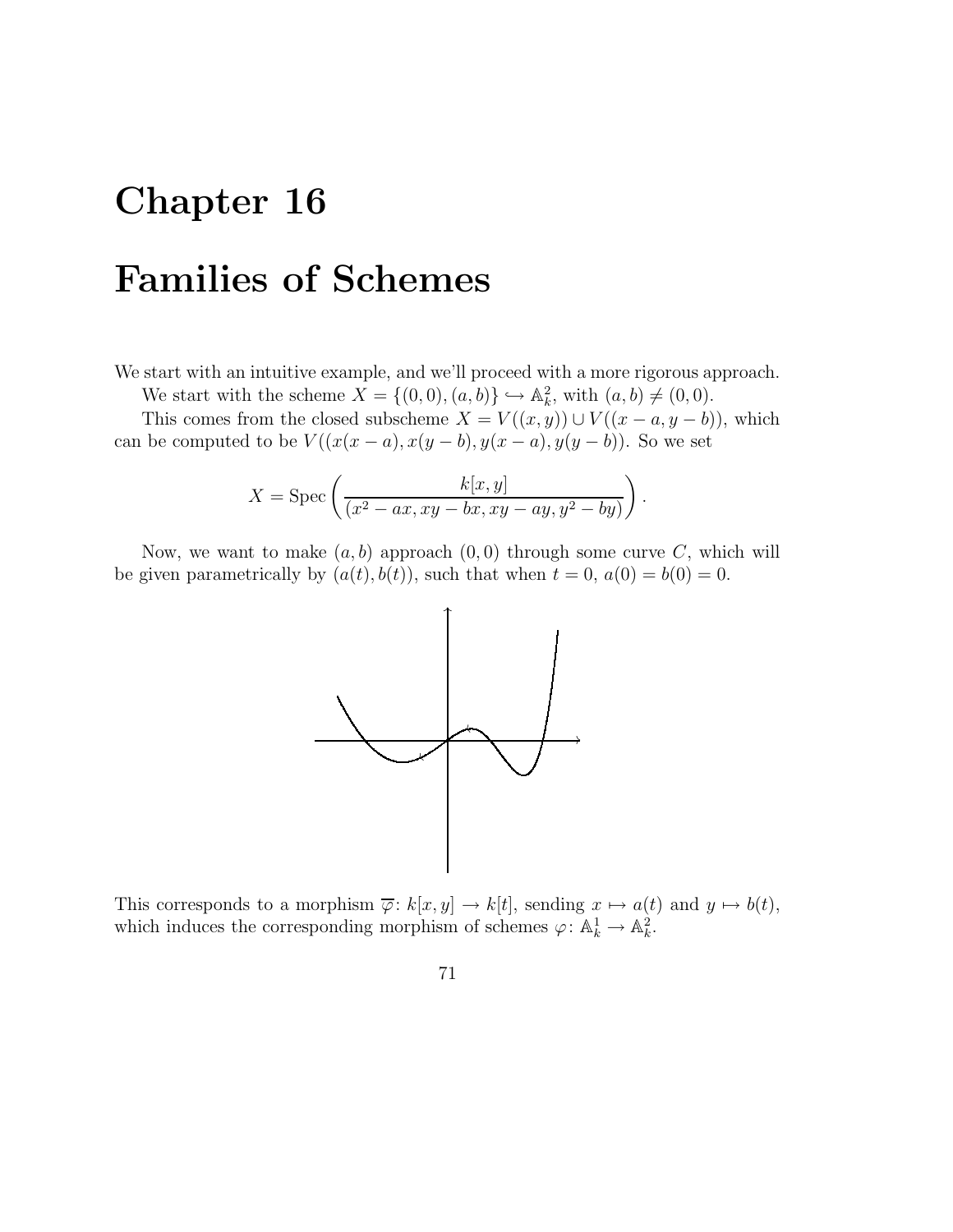# Chapter 16

# Families of Schemes

We start with an intuitive example, and we'll proceed with a more rigorous approach.

We start with the scheme $X = \{(0,0),(a,b)\} \hookrightarrow \mathbb{A}^2_k$, with $(a,b) \neq (0,0)$.

This comes from the closed subscheme $X = V((x,y)) \cup V((x-a, y-b))$, which can be computed to be $V((x(x-a), x(y-b), y(x-a), y(y-b))$. So we set

$$X = \operatorname{Spec}\left(\frac{k[x,y]}{(x^2 - ax, xy - bx, xy - ay, y^2 - by)}\right).$$

Now, we want to make $(a,b)$ approach $(0,0)$ through some curve $C$, which will be given parametrically by $(a(t), b(t))$, such that when $t = 0$, $a(0) = b(0) = 0$.

This corresponds to a morphism $\overline{\varphi}\colon k[x,y] \to k[t]$, sending $x \mapsto a(t)$ and $y \mapsto b(t)$, which induces the corresponding morphism of schemes $\varphi\colon \mathbb{A}^1_k \to \mathbb{A}^2_k$.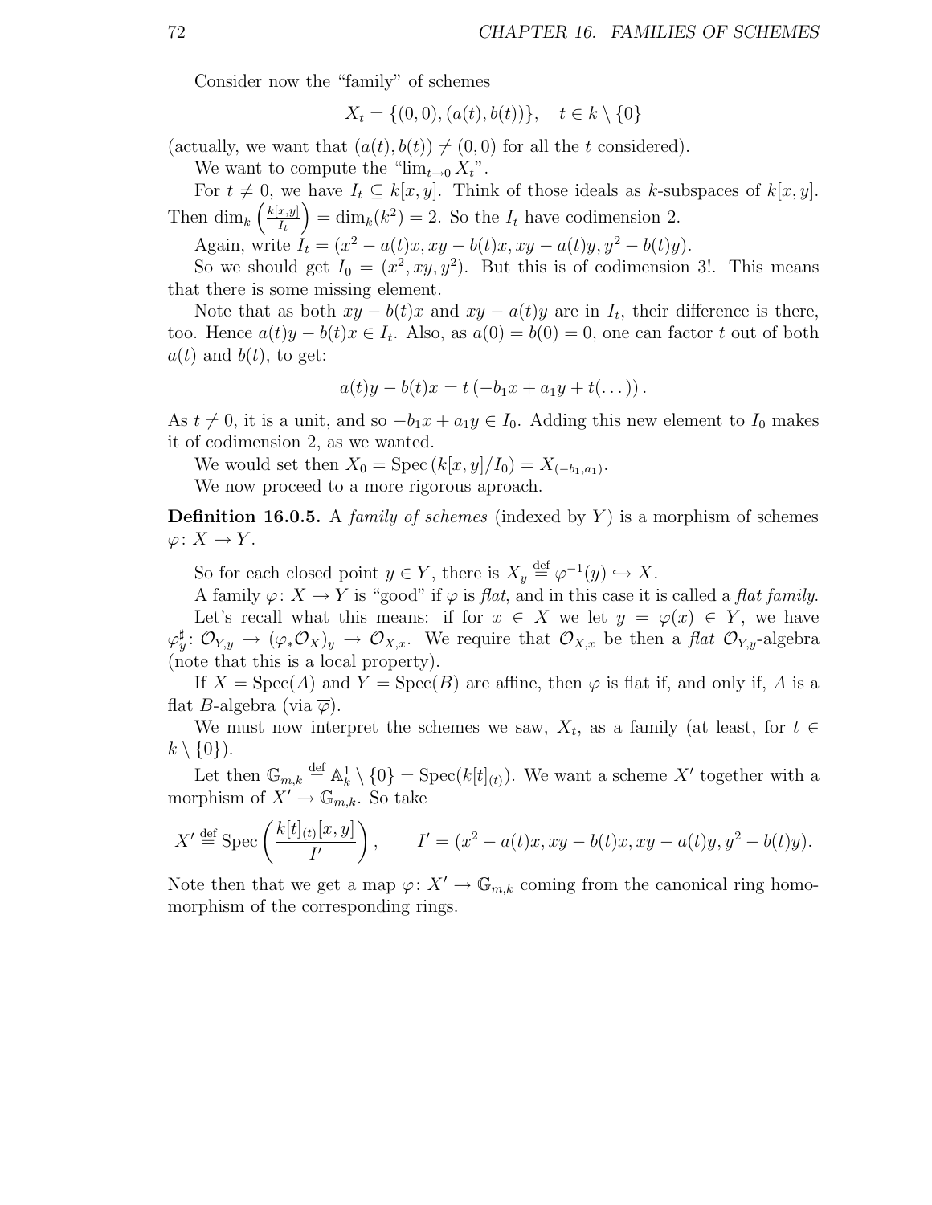Consider now the "family" of schemes

$$X_t = \{(0,0), (a(t), b(t))\}, \quad t \in k \setminus \{0\}$$

(actually, we want that $(a(t), b(t)) \neq (0,0)$ for all the $t$ considered).

We want to compute the "$\lim_{t \to 0} X_t$".

For $t \neq 0$, we have $I_t \subseteq k[x,y]$. Think of those ideals as $k$-subspaces of $k[x,y]$. Then $\dim_k \left(\frac{k[x,y]}{I_t}\right) = \dim_k(k^2) = 2$. So the $I_t$ have codimension 2.

Again, write $I_t = (x^2 - a(t)x, xy - b(t)x, xy - a(t)y, y^2 - b(t)y)$.

So we should get $I_0 = (x^2, xy, y^2)$. But this is of codimension 3!. This means that there is some missing element.

Note that as both $xy - b(t)x$ and $xy - a(t)y$ are in $I_t$, their difference is there, too. Hence $a(t)y - b(t)x \in I_t$. Also, as $a(0) = b(0) = 0$, one can factor $t$ out of both $a(t)$ and $b(t)$, to get:

$$a(t)y - b(t)x = t\left(-b_1 x + a_1 y + t(\dots)\right).$$

As $t \neq 0$, it is a unit, and so $-b_1 x + a_1 y \in I_0$. Adding this new element to $I_0$ makes it of codimension 2, as we wanted.

We would set then $X_0 = \operatorname{Spec}\left(k[x,y]/I_0\right) = X_{(-b_1, a_1)}$.

We now proceed to a more rigorous aproach.

**Definition 16.0.5.** A *family of schemes* (indexed by $Y$) is a morphism of schemes $\varphi \colon X \to Y$.

So for each closed point $y \in Y$, there is $X_y \stackrel{\text{def}}{=} \varphi^{-1}(y) \hookrightarrow X$.

A family $\varphi \colon X \to Y$ is "good" if $\varphi$ is *flat*, and in this case it is called a *flat family*.

Let's recall what this means: if for $x \in X$ we let $y = \varphi(x) \in Y$, we have $\varphi^\sharp_y \colon \mathcal{O}_{Y,y} \to (\varphi_* \mathcal{O}_X)_y \to \mathcal{O}_{X,x}$. We require that $\mathcal{O}_{X,x}$ be then a *flat* $\mathcal{O}_{Y,y}$-algebra (note that this is a local property).

If $X = \operatorname{Spec}(A)$ and $Y = \operatorname{Spec}(B)$ are affine, then $\varphi$ is flat if, and only if, $A$ is a flat $B$-algebra (via $\overline{\varphi}$).

We must now interpret the schemes we saw, $X_t$, as a family (at least, for $t \in k \setminus \{0\}$).

Let then $\mathbb{G}_{m,k} \stackrel{\text{def}}{=} \mathbb{A}^1_k \setminus \{0\} = \operatorname{Spec}(k[t]_{(t)})$. We want a scheme $X'$ together with a morphism of $X' \to \mathbb{G}_{m,k}$. So take

$$X' \stackrel{\text{def}}{=} \operatorname{Spec}\left(\frac{k[t]_{(t)}[x,y]}{I'}\right), \qquad I' = (x^2 - a(t)x, xy - b(t)x, xy - a(t)y, y^2 - b(t)y).$$

Note then that we get a map $\varphi \colon X' \to \mathbb{G}_{m,k}$ coming from the canonical ring homomorphism of the corresponding rings.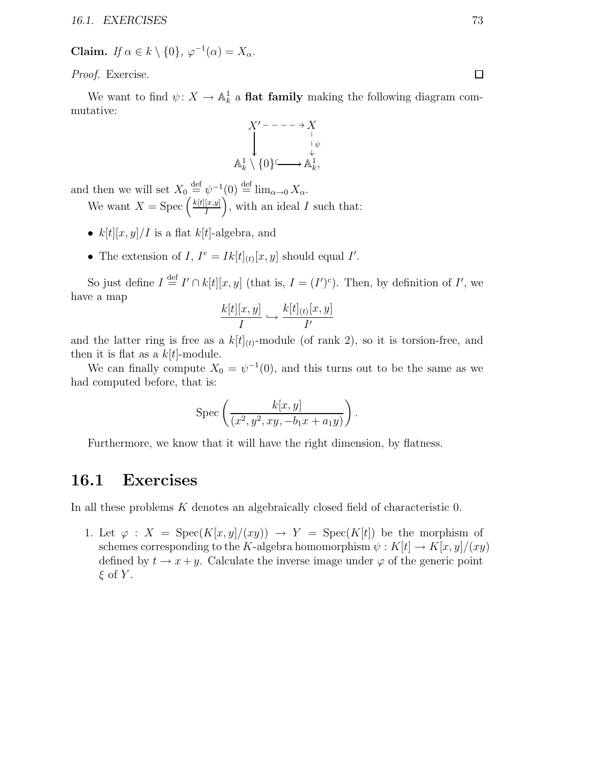**Claim.** *If $\alpha \in k \setminus \{0\}$, $\varphi^{-1}(\alpha) = X_\alpha$.*

*Proof.* Exercise. $\square$

We want to find $\psi \colon X \to \mathbb{A}^1_k$ a **flat family** making the following diagram commutative:

$$\begin{array}{ccc} X' & \dashrightarrow & X \\ \downarrow & & \downarrow \psi \\ \mathbb{A}^1_k \setminus \{0\} & \hookrightarrow & \mathbb{A}^1_k, \end{array}$$

and then we will set $X_0 \stackrel{\text{def}}{=} \psi^{-1}(0) \stackrel{\text{def}}{=} \lim_{\alpha \to 0} X_\alpha$.

We want $X = \operatorname{Spec}\left(\frac{k[t][x,y]}{I}\right)$, with an ideal $I$ such that:

- $k[t][x,y]/I$ is a flat $k[t]$-algebra, and
- The extension of $I$, $I^e = Ik[t]_{(t)}[x,y]$ should equal $I'$.

So just define $I \stackrel{\text{def}}{=} I' \cap k[t][x,y]$ (that is, $I = (I')^c$). Then, by definition of $I'$, we have a map

$$\frac{k[t][x,y]}{I} \hookrightarrow \frac{k[t]_{(t)}[x,y]}{I'}$$

and the latter ring is free as a $k[t]_{(t)}$-module (of rank 2), so it is torsion-free, and then it is flat as a $k[t]$-module.

We can finally compute $X_0 = \psi^{-1}(0)$, and this turns out to be the same as we had computed before, that is:

$$\operatorname{Spec}\left(\frac{k[x,y]}{(x^2, y^2, xy, -b_1 x + a_1 y)}\right).$$

Furthermore, we know that it will have the right dimension, by flatness.

## 16.1 Exercises

In all these problems $K$ denotes an algebraically closed field of characteristic 0.

1. Let $\varphi : X = \operatorname{Spec}(K[x,y]/(xy)) \to Y = \operatorname{Spec}(K[t])$ be the morphism of schemes corresponding to the $K$-algebra homomorphism $\psi : K[t] \to K[x,y]/(xy)$ defined by $t \to x + y$. Calculate the inverse image under $\varphi$ of the generic point $\xi$ of $Y$.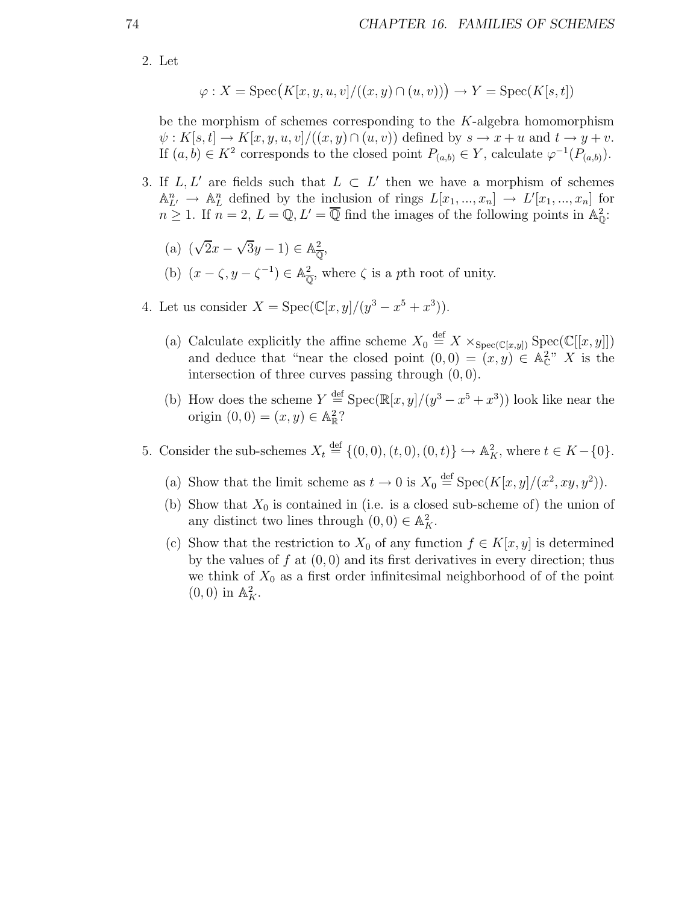2. Let

$$\varphi : X = \operatorname{Spec}\big(K[x,y,u,v]/((x,y)\cap(u,v))\big) \to Y = \operatorname{Spec}(K[s,t])$$

be the morphism of schemes corresponding to the $K$-algebra homomorphism $\psi : K[s,t] \to K[x,y,u,v]/((x,y)\cap(u,v))$ defined by $s \to x+u$ and $t \to y+v$. If $(a,b) \in K^2$ corresponds to the closed point $P_{(a,b)} \in Y$, calculate $\varphi^{-1}(P_{(a,b)})$.

3. If $L, L'$ are fields such that $L \subset L'$ then we have a morphism of schemes $\mathbb{A}^n_{L'} \to \mathbb{A}^n_L$ defined by the inclusion of rings $L[x_1,...,x_n] \to L'[x_1,...,x_n]$ for $n \geq 1$. If $n = 2$, $L = \mathbb{Q}$, $L' = \overline{\mathbb{Q}}$ find the images of the following points in $\mathbb{A}^2_{\mathbb{Q}}$:

   (a) $(\sqrt{2}x - \sqrt{3}y - 1) \in \mathbb{A}^2_{\overline{\mathbb{Q}}}$,

   (b) $(x - \zeta, y - \zeta^{-1}) \in \mathbb{A}^2_{\overline{\mathbb{Q}}}$, where $\zeta$ is a $p$th root of unity.

4. Let us consider $X = \operatorname{Spec}(\mathbb{C}[x,y]/(y^3 - x^5 + x^3))$.

   (a) Calculate explicitly the affine scheme $X_0 \stackrel{\text{def}}{=} X \times_{\operatorname{Spec}(\mathbb{C}[x,y])} \operatorname{Spec}(\mathbb{C}[[x,y]])$ and deduce that "near the closed point $(0,0) = (x,y) \in \mathbb{A}^2_{\mathbb{C}}$" $X$ is the intersection of three curves passing through $(0,0)$.

   (b) How does the scheme $Y \stackrel{\text{def}}{=} \operatorname{Spec}(\mathbb{R}[x,y]/(y^3 - x^5 + x^3))$ look like near the origin $(0,0) = (x,y) \in \mathbb{A}^2_{\mathbb{R}}$?

5. Consider the sub-schemes $X_t \stackrel{\text{def}}{=} \{(0,0),(t,0),(0,t)\} \hookrightarrow \mathbb{A}^2_K$, where $t \in K - \{0\}$.

   (a) Show that the limit scheme as $t \to 0$ is $X_0 \stackrel{\text{def}}{=} \operatorname{Spec}(K[x,y]/(x^2, xy, y^2))$.

   (b) Show that $X_0$ is contained in (i.e. is a closed sub-scheme of) the union of any distinct two lines through $(0,0) \in \mathbb{A}^2_K$.

   (c) Show that the restriction to $X_0$ of any function $f \in K[x,y]$ is determined by the values of $f$ at $(0,0)$ and its first derivatives in every direction; thus we think of $X_0$ as a first order infinitesimal neighborhood of of the point $(0,0)$ in $\mathbb{A}^2_K$.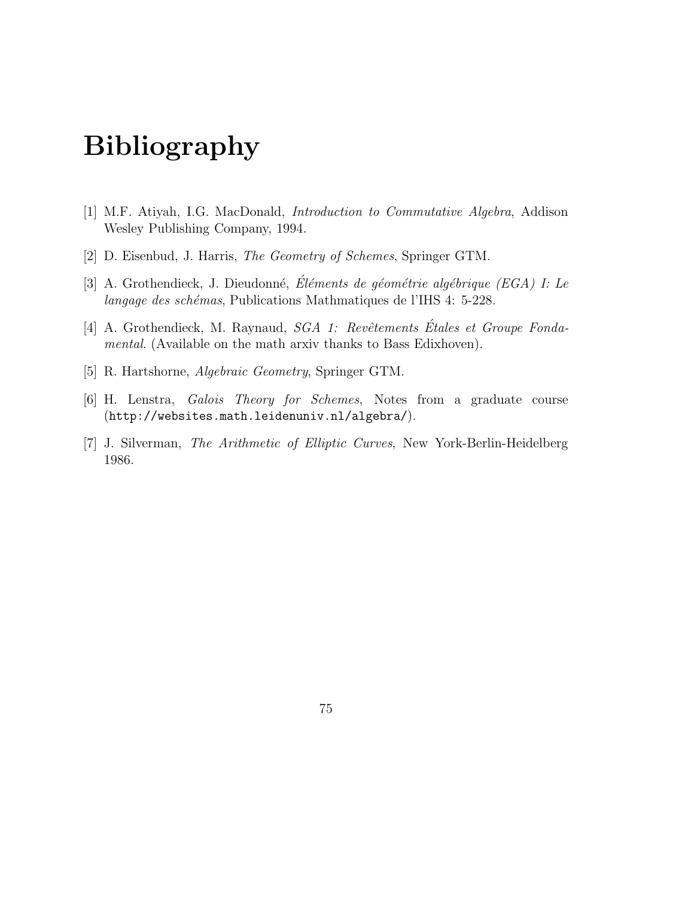# Bibliography

[1] M.F. Atiyah, I.G. MacDonald, *Introduction to Commutative Algebra*, Addison Wesley Publishing Company, 1994.

[2] D. Eisenbud, J. Harris, *The Geometry of Schemes*, Springer GTM.

[3] A. Grothendieck, J. Dieudonné, *Éléments de géométrie algébrique (EGA) I: Le langage des schémas*, Publications Mathmatiques de l'IHS 4: 5-228.

[4] A. Grothendieck, M. Raynaud, *SGA 1: Revêtements Étales et Groupe Fondamental*. (Available on the math arxiv thanks to Bass Edixhoven).

[5] R. Hartshorne, *Algebraic Geometry*, Springer GTM.

[6] H. Lenstra, *Galois Theory for Schemes*, Notes from a graduate course (`http://websites.math.leidenuniv.nl/algebra/`).

[7] J. Silverman, *The Arithmetic of Elliptic Curves*, New York-Berlin-Heidelberg 1986.